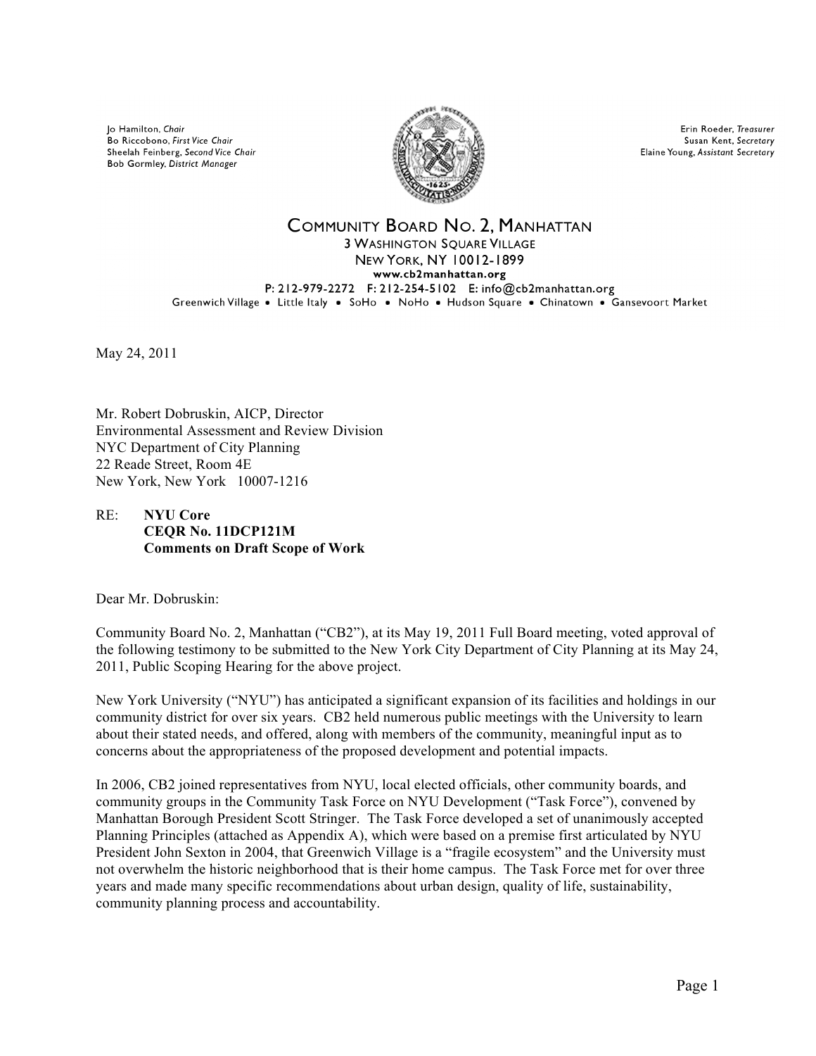Jo Hamilton, *Chair*
Bo Riccobono, *First Vice Chair*
Sheelah Feinberg, *Second Vice Chair*
Bob Gormley, *District Manager*

Erin Roeder, *Treasurer*
Susan Kent, *Secretary*
Elaine Young, *Assistant Secretary*

# COMMUNITY BOARD NO. 2, MANHATTAN

3 WASHINGTON SQUARE VILLAGE
NEW YORK, NY 10012-1899
www.cb2manhattan.org
P: 212-979-2272 F: 212-254-5102 E: info@cb2manhattan.org
Greenwich Village • Little Italy • SoHo • NoHo • Hudson Square • Chinatown • Gansevoort Market

May 24, 2011

Mr. Robert Dobruskin, AICP, Director
Environmental Assessment and Review Division
NYC Department of City Planning
22 Reade Street, Room 4E
New York, New York 10007-1216

RE: **NYU Core**
**CEQR No. 11DCP121M**
**Comments on Draft Scope of Work**

Dear Mr. Dobruskin:

Community Board No. 2, Manhattan ("CB2"), at its May 19, 2011 Full Board meeting, voted approval of the following testimony to be submitted to the New York City Department of City Planning at its May 24, 2011, Public Scoping Hearing for the above project.

New York University ("NYU") has anticipated a significant expansion of its facilities and holdings in our community district for over six years. CB2 held numerous public meetings with the University to learn about their stated needs, and offered, along with members of the community, meaningful input as to concerns about the appropriateness of the proposed development and potential impacts.

In 2006, CB2 joined representatives from NYU, local elected officials, other community boards, and community groups in the Community Task Force on NYU Development ("Task Force"), convened by Manhattan Borough President Scott Stringer. The Task Force developed a set of unanimously accepted Planning Principles (attached as Appendix A), which were based on a premise first articulated by NYU President John Sexton in 2004, that Greenwich Village is a "fragile ecosystem" and the University must not overwhelm the historic neighborhood that is their home campus. The Task Force met for over three years and made many specific recommendations about urban design, quality of life, sustainability, community planning process and accountability.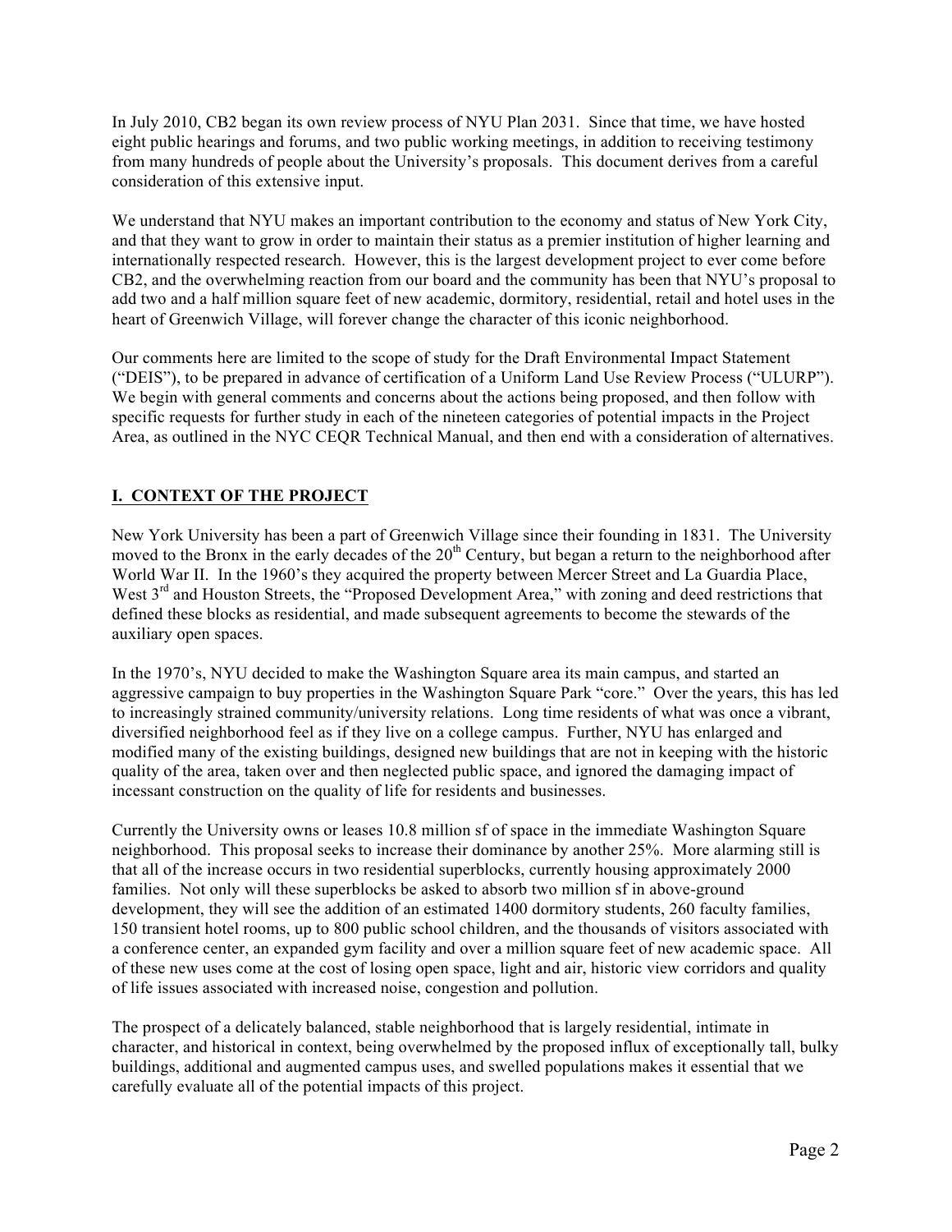In July 2010, CB2 began its own review process of NYU Plan 2031. Since that time, we have hosted eight public hearings and forums, and two public working meetings, in addition to receiving testimony from many hundreds of people about the University's proposals. This document derives from a careful consideration of this extensive input.

We understand that NYU makes an important contribution to the economy and status of New York City, and that they want to grow in order to maintain their status as a premier institution of higher learning and internationally respected research. However, this is the largest development project to ever come before CB2, and the overwhelming reaction from our board and the community has been that NYU's proposal to add two and a half million square feet of new academic, dormitory, residential, retail and hotel uses in the heart of Greenwich Village, will forever change the character of this iconic neighborhood.

Our comments here are limited to the scope of study for the Draft Environmental Impact Statement ("DEIS"), to be prepared in advance of certification of a Uniform Land Use Review Process ("ULURP"). We begin with general comments and concerns about the actions being proposed, and then follow with specific requests for further study in each of the nineteen categories of potential impacts in the Project Area, as outlined in the NYC CEQR Technical Manual, and then end with a consideration of alternatives.

## I. CONTEXT OF THE PROJECT

New York University has been a part of Greenwich Village since their founding in 1831. The University moved to the Bronx in the early decades of the 20th Century, but began a return to the neighborhood after World War II. In the 1960's they acquired the property between Mercer Street and La Guardia Place, West 3rd and Houston Streets, the "Proposed Development Area," with zoning and deed restrictions that defined these blocks as residential, and made subsequent agreements to become the stewards of the auxiliary open spaces.

In the 1970's, NYU decided to make the Washington Square area its main campus, and started an aggressive campaign to buy properties in the Washington Square Park "core." Over the years, this has led to increasingly strained community/university relations. Long time residents of what was once a vibrant, diversified neighborhood feel as if they live on a college campus. Further, NYU has enlarged and modified many of the existing buildings, designed new buildings that are not in keeping with the historic quality of the area, taken over and then neglected public space, and ignored the damaging impact of incessant construction on the quality of life for residents and businesses.

Currently the University owns or leases 10.8 million sf of space in the immediate Washington Square neighborhood. This proposal seeks to increase their dominance by another 25%. More alarming still is that all of the increase occurs in two residential superblocks, currently housing approximately 2000 families. Not only will these superblocks be asked to absorb two million sf in above-ground development, they will see the addition of an estimated 1400 dormitory students, 260 faculty families, 150 transient hotel rooms, up to 800 public school children, and the thousands of visitors associated with a conference center, an expanded gym facility and over a million square feet of new academic space. All of these new uses come at the cost of losing open space, light and air, historic view corridors and quality of life issues associated with increased noise, congestion and pollution.

The prospect of a delicately balanced, stable neighborhood that is largely residential, intimate in character, and historical in context, being overwhelmed by the proposed influx of exceptionally tall, bulky buildings, additional and augmented campus uses, and swelled populations makes it essential that we carefully evaluate all of the potential impacts of this project.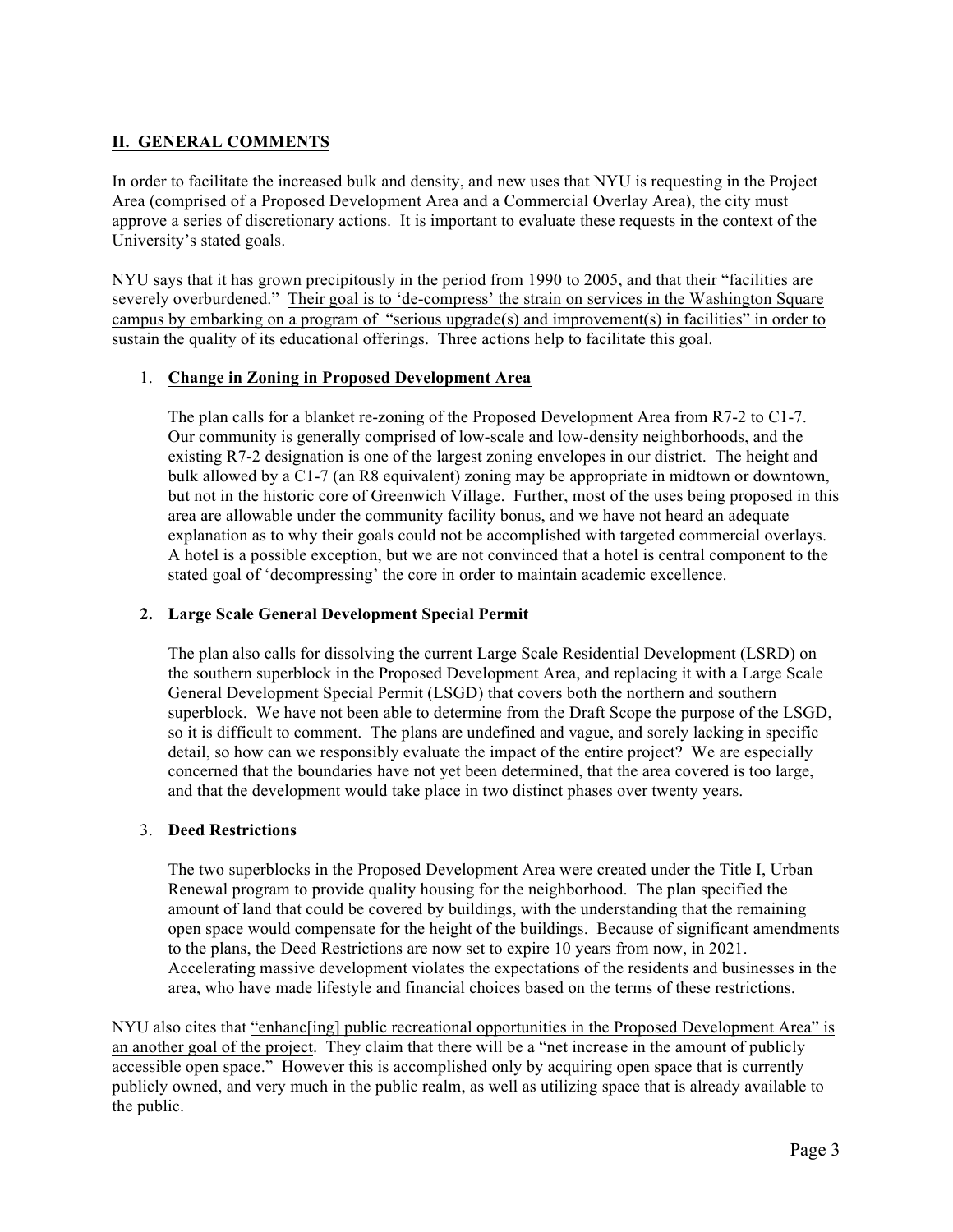## II. GENERAL COMMENTS

In order to facilitate the increased bulk and density, and new uses that NYU is requesting in the Project Area (comprised of a Proposed Development Area and a Commercial Overlay Area), the city must approve a series of discretionary actions. It is important to evaluate these requests in the context of the University's stated goals.

NYU says that it has grown precipitously in the period from 1990 to 2005, and that their "facilities are severely overburdened." Their goal is to 'de-compress' the strain on services in the Washington Square campus by embarking on a program of "serious upgrade(s) and improvement(s) in facilities" in order to sustain the quality of its educational offerings. Three actions help to facilitate this goal.

1. **Change in Zoning in Proposed Development Area**

   The plan calls for a blanket re-zoning of the Proposed Development Area from R7-2 to C1-7. Our community is generally comprised of low-scale and low-density neighborhoods, and the existing R7-2 designation is one of the largest zoning envelopes in our district. The height and bulk allowed by a C1-7 (an R8 equivalent) zoning may be appropriate in midtown or downtown, but not in the historic core of Greenwich Village. Further, most of the uses being proposed in this area are allowable under the community facility bonus, and we have not heard an adequate explanation as to why their goals could not be accomplished with targeted commercial overlays. A hotel is a possible exception, but we are not convinced that a hotel is central component to the stated goal of 'decompressing' the core in order to maintain academic excellence.

2. **Large Scale General Development Special Permit**

   The plan also calls for dissolving the current Large Scale Residential Development (LSRD) on the southern superblock in the Proposed Development Area, and replacing it with a Large Scale General Development Special Permit (LSGD) that covers both the northern and southern superblock. We have not been able to determine from the Draft Scope the purpose of the LSGD, so it is difficult to comment. The plans are undefined and vague, and sorely lacking in specific detail, so how can we responsibly evaluate the impact of the entire project? We are especially concerned that the boundaries have not yet been determined, that the area covered is too large, and that the development would take place in two distinct phases over twenty years.

3. **Deed Restrictions**

   The two superblocks in the Proposed Development Area were created under the Title I, Urban Renewal program to provide quality housing for the neighborhood. The plan specified the amount of land that could be covered by buildings, with the understanding that the remaining open space would compensate for the height of the buildings. Because of significant amendments to the plans, the Deed Restrictions are now set to expire 10 years from now, in 2021. Accelerating massive development violates the expectations of the residents and businesses in the area, who have made lifestyle and financial choices based on the terms of these restrictions.

NYU also cites that "enhanc[ing] public recreational opportunities in the Proposed Development Area" is an another goal of the project. They claim that there will be a "net increase in the amount of publicly accessible open space." However this is accomplished only by acquiring open space that is currently publicly owned, and very much in the public realm, as well as utilizing space that is already available to the public.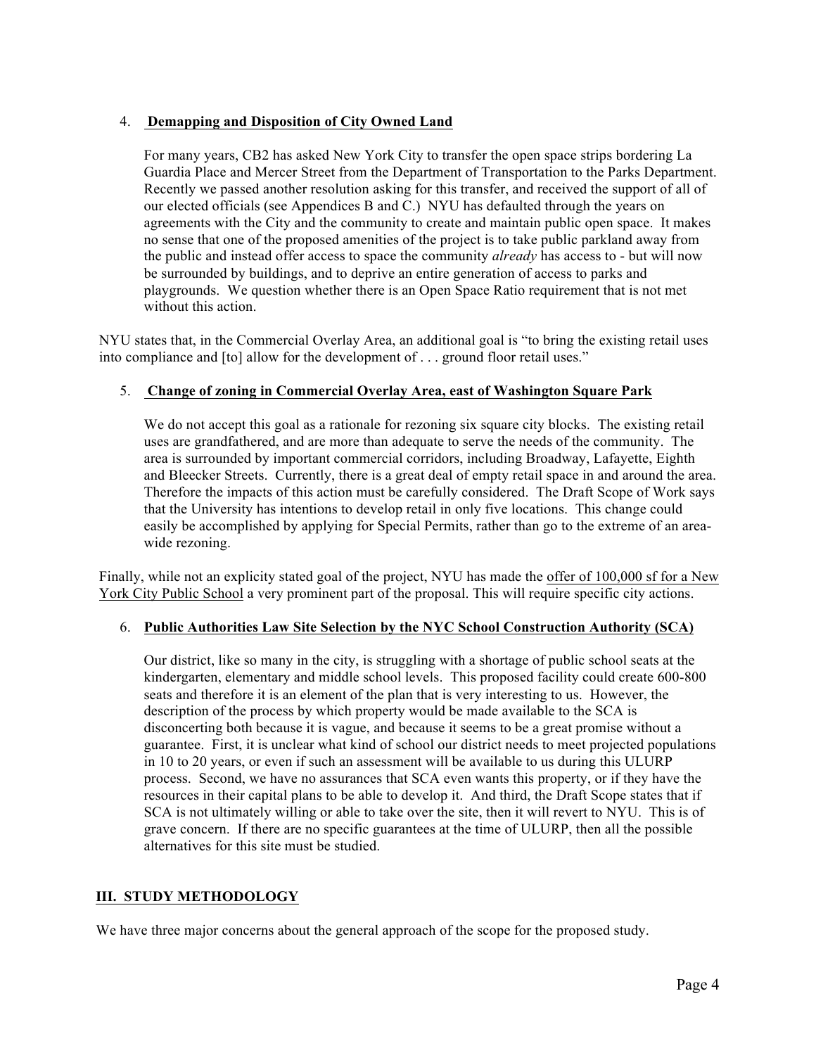4. **Demapping and Disposition of City Owned Land**

   For many years, CB2 has asked New York City to transfer the open space strips bordering La Guardia Place and Mercer Street from the Department of Transportation to the Parks Department. Recently we passed another resolution asking for this transfer, and received the support of all of our elected officials (see Appendices B and C.) NYU has defaulted through the years on agreements with the City and the community to create and maintain public open space. It makes no sense that one of the proposed amenities of the project is to take public parkland away from the public and instead offer access to space the community *already* has access to - but will now be surrounded by buildings, and to deprive an entire generation of access to parks and playgrounds. We question whether there is an Open Space Ratio requirement that is not met without this action.

NYU states that, in the Commercial Overlay Area, an additional goal is "to bring the existing retail uses into compliance and [to] allow for the development of . . . ground floor retail uses."

5. **Change of zoning in Commercial Overlay Area, east of Washington Square Park**

   We do not accept this goal as a rationale for rezoning six square city blocks. The existing retail uses are grandfathered, and are more than adequate to serve the needs of the community. The area is surrounded by important commercial corridors, including Broadway, Lafayette, Eighth and Bleecker Streets. Currently, there is a great deal of empty retail space in and around the area. Therefore the impacts of this action must be carefully considered. The Draft Scope of Work says that the University has intentions to develop retail in only five locations. This change could easily be accomplished by applying for Special Permits, rather than go to the extreme of an area-wide rezoning.

Finally, while not an explicity stated goal of the project, NYU has made the offer of 100,000 sf for a New York City Public School a very prominent part of the proposal. This will require specific city actions.

6. **Public Authorities Law Site Selection by the NYC School Construction Authority (SCA)**

   Our district, like so many in the city, is struggling with a shortage of public school seats at the kindergarten, elementary and middle school levels. This proposed facility could create 600-800 seats and therefore it is an element of the plan that is very interesting to us. However, the description of the process by which property would be made available to the SCA is disconcerting both because it is vague, and because it seems to be a great promise without a guarantee. First, it is unclear what kind of school our district needs to meet projected populations in 10 to 20 years, or even if such an assessment will be available to us during this ULURP process. Second, we have no assurances that SCA even wants this property, or if they have the resources in their capital plans to be able to develop it. And third, the Draft Scope states that if SCA is not ultimately willing or able to take over the site, then it will revert to NYU. This is of grave concern. If there are no specific guarantees at the time of ULURP, then all the possible alternatives for this site must be studied.

## III. STUDY METHODOLOGY

We have three major concerns about the general approach of the scope for the proposed study.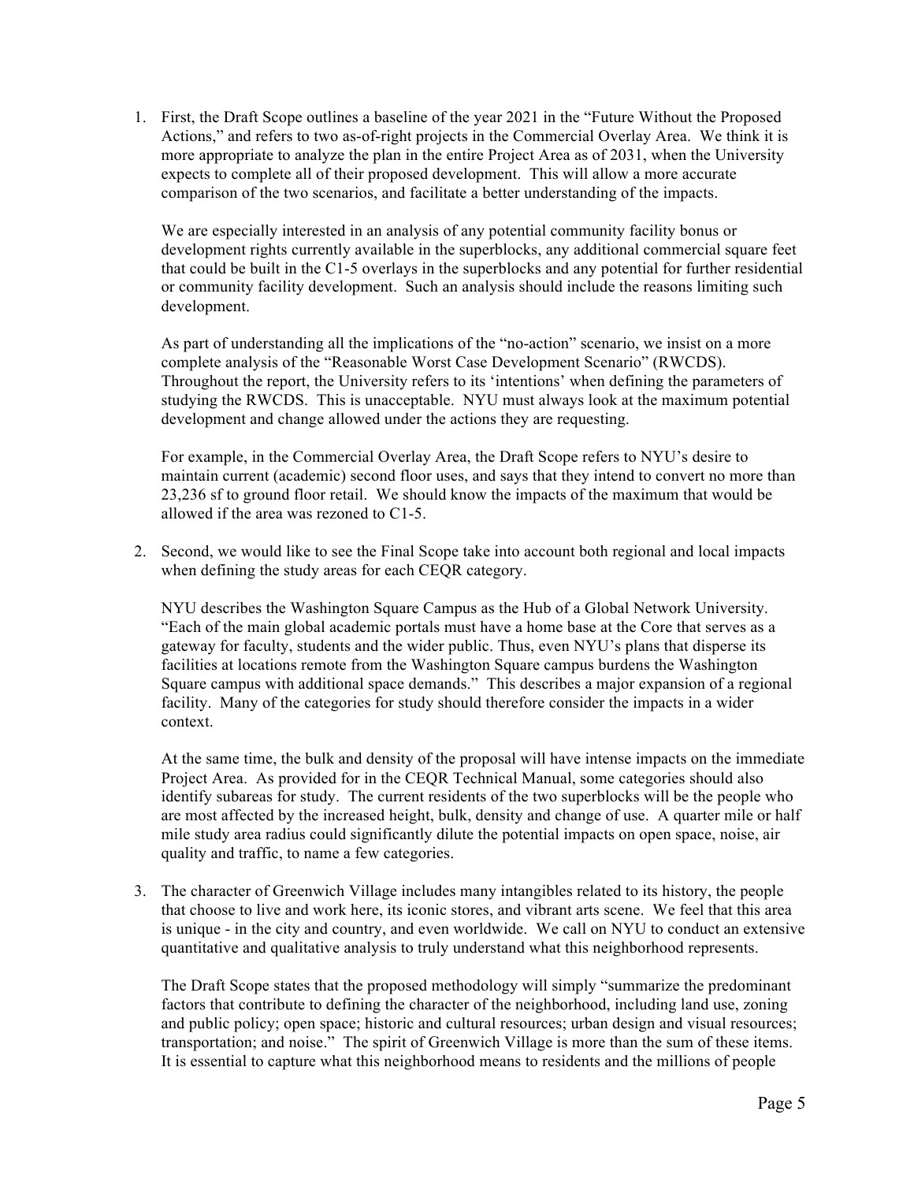1. First, the Draft Scope outlines a baseline of the year 2021 in the "Future Without the Proposed Actions," and refers to two as-of-right projects in the Commercial Overlay Area. We think it is more appropriate to analyze the plan in the entire Project Area as of 2031, when the University expects to complete all of their proposed development. This will allow a more accurate comparison of the two scenarios, and facilitate a better understanding of the impacts.

   We are especially interested in an analysis of any potential community facility bonus or development rights currently available in the superblocks, any additional commercial square feet that could be built in the C1-5 overlays in the superblocks and any potential for further residential or community facility development. Such an analysis should include the reasons limiting such development.

   As part of understanding all the implications of the "no-action" scenario, we insist on a more complete analysis of the "Reasonable Worst Case Development Scenario" (RWCDS). Throughout the report, the University refers to its 'intentions' when defining the parameters of studying the RWCDS. This is unacceptable. NYU must always look at the maximum potential development and change allowed under the actions they are requesting.

   For example, in the Commercial Overlay Area, the Draft Scope refers to NYU's desire to maintain current (academic) second floor uses, and says that they intend to convert no more than 23,236 sf to ground floor retail. We should know the impacts of the maximum that would be allowed if the area was rezoned to C1-5.

2. Second, we would like to see the Final Scope take into account both regional and local impacts when defining the study areas for each CEQR category.

   NYU describes the Washington Square Campus as the Hub of a Global Network University. "Each of the main global academic portals must have a home base at the Core that serves as a gateway for faculty, students and the wider public. Thus, even NYU's plans that disperse its facilities at locations remote from the Washington Square campus burdens the Washington Square campus with additional space demands." This describes a major expansion of a regional facility. Many of the categories for study should therefore consider the impacts in a wider context.

   At the same time, the bulk and density of the proposal will have intense impacts on the immediate Project Area. As provided for in the CEQR Technical Manual, some categories should also identify subareas for study. The current residents of the two superblocks will be the people who are most affected by the increased height, bulk, density and change of use. A quarter mile or half mile study area radius could significantly dilute the potential impacts on open space, noise, air quality and traffic, to name a few categories.

3. The character of Greenwich Village includes many intangibles related to its history, the people that choose to live and work here, its iconic stores, and vibrant arts scene. We feel that this area is unique - in the city and country, and even worldwide. We call on NYU to conduct an extensive quantitative and qualitative analysis to truly understand what this neighborhood represents.

   The Draft Scope states that the proposed methodology will simply "summarize the predominant factors that contribute to defining the character of the neighborhood, including land use, zoning and public policy; open space; historic and cultural resources; urban design and visual resources; transportation; and noise." The spirit of Greenwich Village is more than the sum of these items. It is essential to capture what this neighborhood means to residents and the millions of people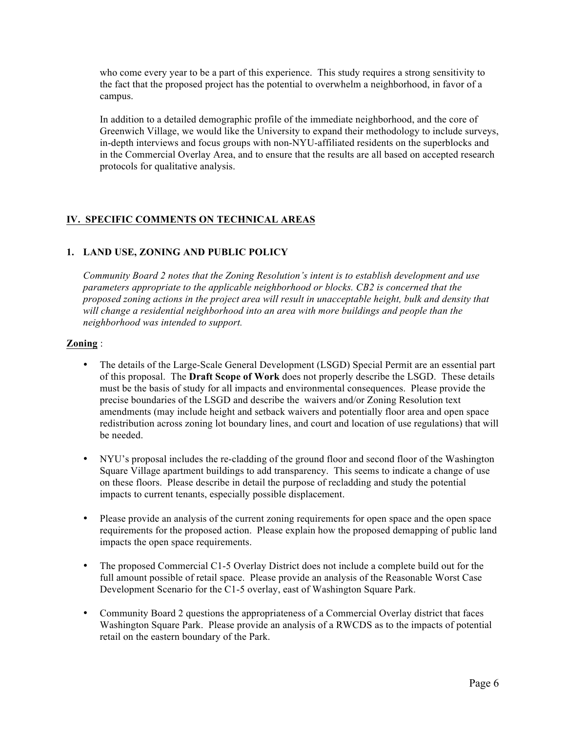who come every year to be a part of this experience. This study requires a strong sensitivity to the fact that the proposed project has the potential to overwhelm a neighborhood, in favor of a campus.

In addition to a detailed demographic profile of the immediate neighborhood, and the core of Greenwich Village, we would like the University to expand their methodology to include surveys, in-depth interviews and focus groups with non-NYU-affiliated residents on the superblocks and in the Commercial Overlay Area, and to ensure that the results are all based on accepted research protocols for qualitative analysis.

## IV. SPECIFIC COMMENTS ON TECHNICAL AREAS

### 1. LAND USE, ZONING AND PUBLIC POLICY

*Community Board 2 notes that the Zoning Resolution's intent is to establish development and use parameters appropriate to the applicable neighborhood or blocks. CB2 is concerned that the proposed zoning actions in the project area will result in unacceptable height, bulk and density that will change a residential neighborhood into an area with more buildings and people than the neighborhood was intended to support.*

**Zoning** :

- The details of the Large-Scale General Development (LSGD) Special Permit are an essential part of this proposal. The **Draft Scope of Work** does not properly describe the LSGD. These details must be the basis of study for all impacts and environmental consequences. Please provide the precise boundaries of the LSGD and describe the waivers and/or Zoning Resolution text amendments (may include height and setback waivers and potentially floor area and open space redistribution across zoning lot boundary lines, and court and location of use regulations) that will be needed.

- NYU's proposal includes the re-cladding of the ground floor and second floor of the Washington Square Village apartment buildings to add transparency. This seems to indicate a change of use on these floors. Please describe in detail the purpose of recladding and study the potential impacts to current tenants, especially possible displacement.

- Please provide an analysis of the current zoning requirements for open space and the open space requirements for the proposed action. Please explain how the proposed demapping of public land impacts the open space requirements.

- The proposed Commercial C1-5 Overlay District does not include a complete build out for the full amount possible of retail space. Please provide an analysis of the Reasonable Worst Case Development Scenario for the C1-5 overlay, east of Washington Square Park.

- Community Board 2 questions the appropriateness of a Commercial Overlay district that faces Washington Square Park. Please provide an analysis of a RWCDS as to the impacts of potential retail on the eastern boundary of the Park.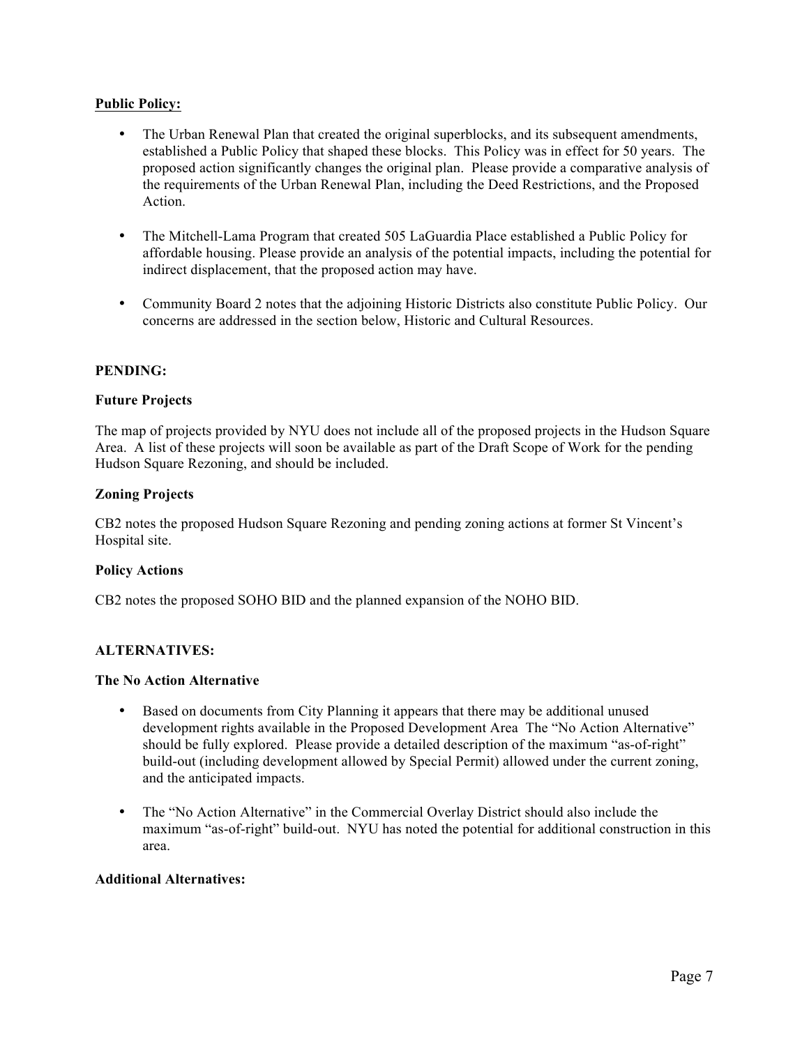**Public Policy:**

- The Urban Renewal Plan that created the original superblocks, and its subsequent amendments, established a Public Policy that shaped these blocks. This Policy was in effect for 50 years. The proposed action significantly changes the original plan. Please provide a comparative analysis of the requirements of the Urban Renewal Plan, including the Deed Restrictions, and the Proposed Action.

- The Mitchell-Lama Program that created 505 LaGuardia Place established a Public Policy for affordable housing. Please provide an analysis of the potential impacts, including the potential for indirect displacement, that the proposed action may have.

- Community Board 2 notes that the adjoining Historic Districts also constitute Public Policy. Our concerns are addressed in the section below, Historic and Cultural Resources.

**PENDING:**

**Future Projects**

The map of projects provided by NYU does not include all of the proposed projects in the Hudson Square Area. A list of these projects will soon be available as part of the Draft Scope of Work for the pending Hudson Square Rezoning, and should be included.

**Zoning Projects**

CB2 notes the proposed Hudson Square Rezoning and pending zoning actions at former St Vincent's Hospital site.

**Policy Actions**

CB2 notes the proposed SOHO BID and the planned expansion of the NOHO BID.

**ALTERNATIVES:**

**The No Action Alternative**

- Based on documents from City Planning it appears that there may be additional unused development rights available in the Proposed Development Area The "No Action Alternative" should be fully explored. Please provide a detailed description of the maximum "as-of-right" build-out (including development allowed by Special Permit) allowed under the current zoning, and the anticipated impacts.

- The "No Action Alternative" in the Commercial Overlay District should also include the maximum "as-of-right" build-out. NYU has noted the potential for additional construction in this area.

**Additional Alternatives:**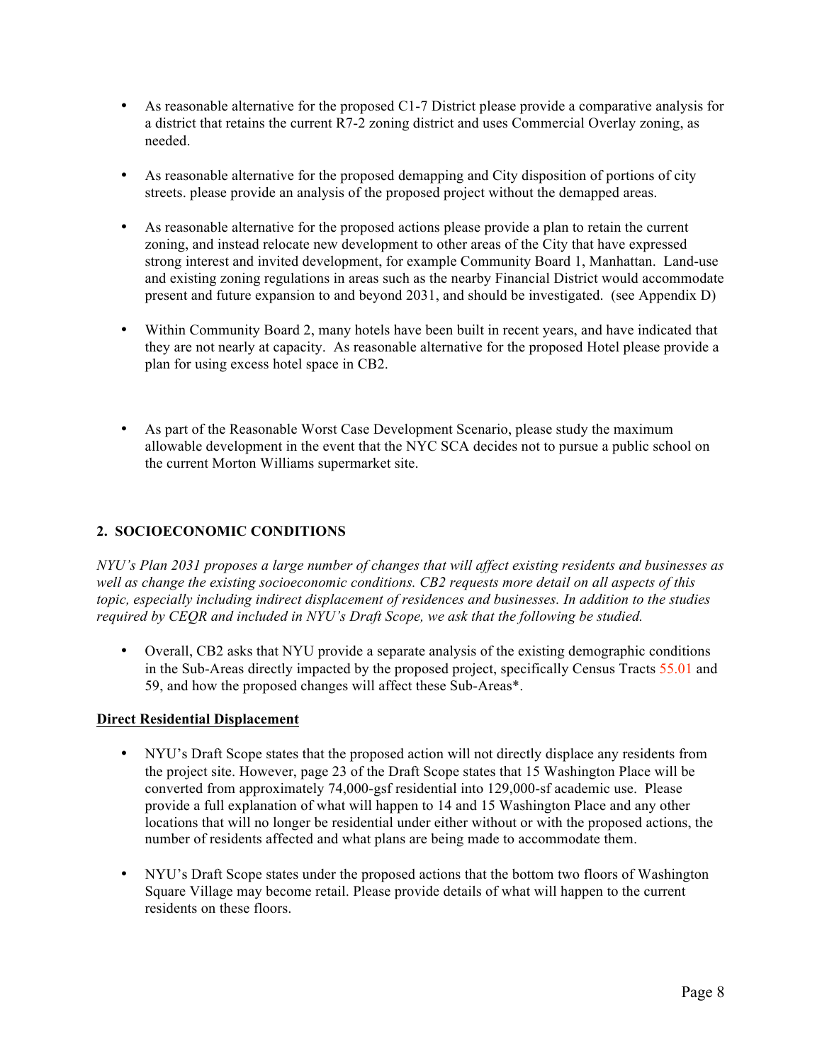- As reasonable alternative for the proposed C1-7 District please provide a comparative analysis for a district that retains the current R7-2 zoning district and uses Commercial Overlay zoning, as needed.

- As reasonable alternative for the proposed demapping and City disposition of portions of city streets. please provide an analysis of the proposed project without the demapped areas.

- As reasonable alternative for the proposed actions please provide a plan to retain the current zoning, and instead relocate new development to other areas of the City that have expressed strong interest and invited development, for example Community Board 1, Manhattan. Land-use and existing zoning regulations in areas such as the nearby Financial District would accommodate present and future expansion to and beyond 2031, and should be investigated. (see Appendix D)

- Within Community Board 2, many hotels have been built in recent years, and have indicated that they are not nearly at capacity. As reasonable alternative for the proposed Hotel please provide a plan for using excess hotel space in CB2.

- As part of the Reasonable Worst Case Development Scenario, please study the maximum allowable development in the event that the NYC SCA decides not to pursue a public school on the current Morton Williams supermarket site.

## 2. SOCIOECONOMIC CONDITIONS

*NYU's Plan 2031 proposes a large number of changes that will affect existing residents and businesses as well as change the existing socioeconomic conditions. CB2 requests more detail on all aspects of this topic, especially including indirect displacement of residences and businesses. In addition to the studies required by CEQR and included in NYU's Draft Scope, we ask that the following be studied.*

- Overall, CB2 asks that NYU provide a separate analysis of the existing demographic conditions in the Sub-Areas directly impacted by the proposed project, specifically Census Tracts 55.01 and 59, and how the proposed changes will affect these Sub-Areas*.

### Direct Residential Displacement

- NYU's Draft Scope states that the proposed action will not directly displace any residents from the project site. However, page 23 of the Draft Scope states that 15 Washington Place will be converted from approximately 74,000-gsf residential into 129,000-sf academic use. Please provide a full explanation of what will happen to 14 and 15 Washington Place and any other locations that will no longer be residential under either without or with the proposed actions, the number of residents affected and what plans are being made to accommodate them.

- NYU's Draft Scope states under the proposed actions that the bottom two floors of Washington Square Village may become retail. Please provide details of what will happen to the current residents on these floors.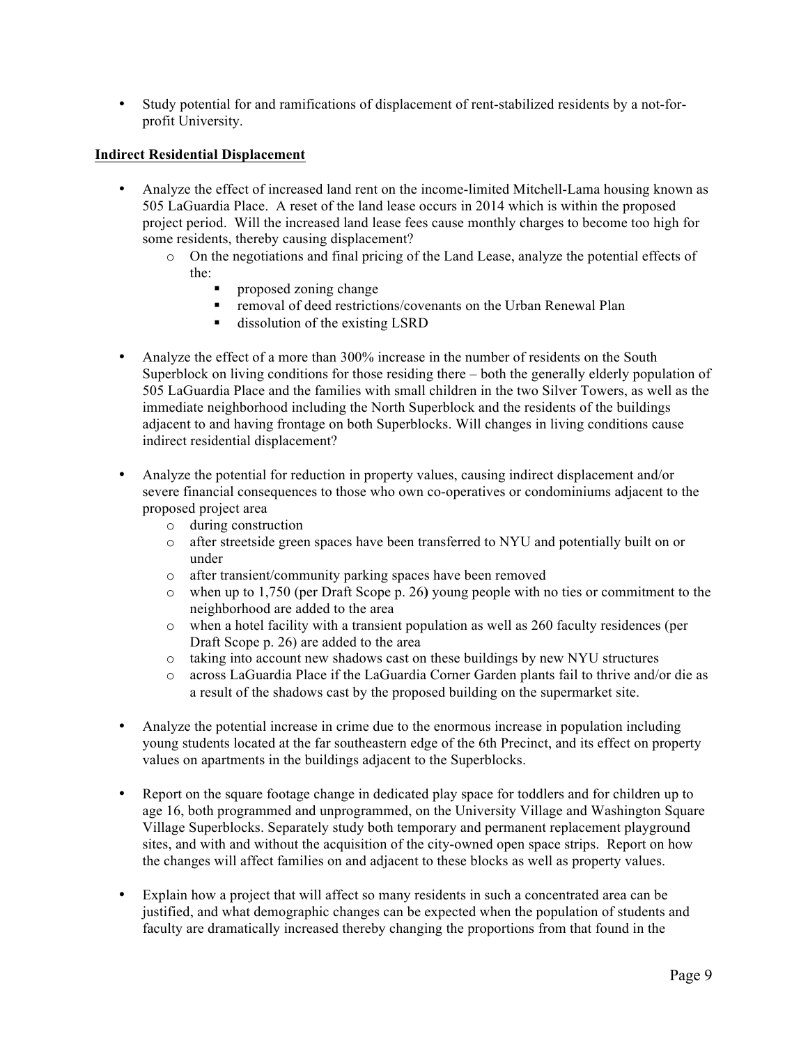- Study potential for and ramifications of displacement of rent-stabilized residents by a not-for-profit University.

**Indirect Residential Displacement**

- Analyze the effect of increased land rent on the income-limited Mitchell-Lama housing known as 505 LaGuardia Place. A reset of the land lease occurs in 2014 which is within the proposed project period. Will the increased land lease fees cause monthly charges to become too high for some residents, thereby causing displacement?
    - On the negotiations and final pricing of the Land Lease, analyze the potential effects of the:
        - proposed zoning change
        - removal of deed restrictions/covenants on the Urban Renewal Plan
        - dissolution of the existing LSRD

- Analyze the effect of a more than 300% increase in the number of residents on the South Superblock on living conditions for those residing there – both the generally elderly population of 505 LaGuardia Place and the families with small children in the two Silver Towers, as well as the immediate neighborhood including the North Superblock and the residents of the buildings adjacent to and having frontage on both Superblocks. Will changes in living conditions cause indirect residential displacement?

- Analyze the potential for reduction in property values, causing indirect displacement and/or severe financial consequences to those who own co-operatives or condominiums adjacent to the proposed project area
    - during construction
    - after streetside green spaces have been transferred to NYU and potentially built on or under
    - after transient/community parking spaces have been removed
    - when up to 1,750 (per Draft Scope p. 26) young people with no ties or commitment to the neighborhood are added to the area
    - when a hotel facility with a transient population as well as 260 faculty residences (per Draft Scope p. 26) are added to the area
    - taking into account new shadows cast on these buildings by new NYU structures
    - across LaGuardia Place if the LaGuardia Corner Garden plants fail to thrive and/or die as a result of the shadows cast by the proposed building on the supermarket site.

- Analyze the potential increase in crime due to the enormous increase in population including young students located at the far southeastern edge of the 6th Precinct, and its effect on property values on apartments in the buildings adjacent to the Superblocks.

- Report on the square footage change in dedicated play space for toddlers and for children up to age 16, both programmed and unprogrammed, on the University Village and Washington Square Village Superblocks. Separately study both temporary and permanent replacement playground sites, and with and without the acquisition of the city-owned open space strips. Report on how the changes will affect families on and adjacent to these blocks as well as property values.

- Explain how a project that will affect so many residents in such a concentrated area can be justified, and what demographic changes can be expected when the population of students and faculty are dramatically increased thereby changing the proportions from that found in the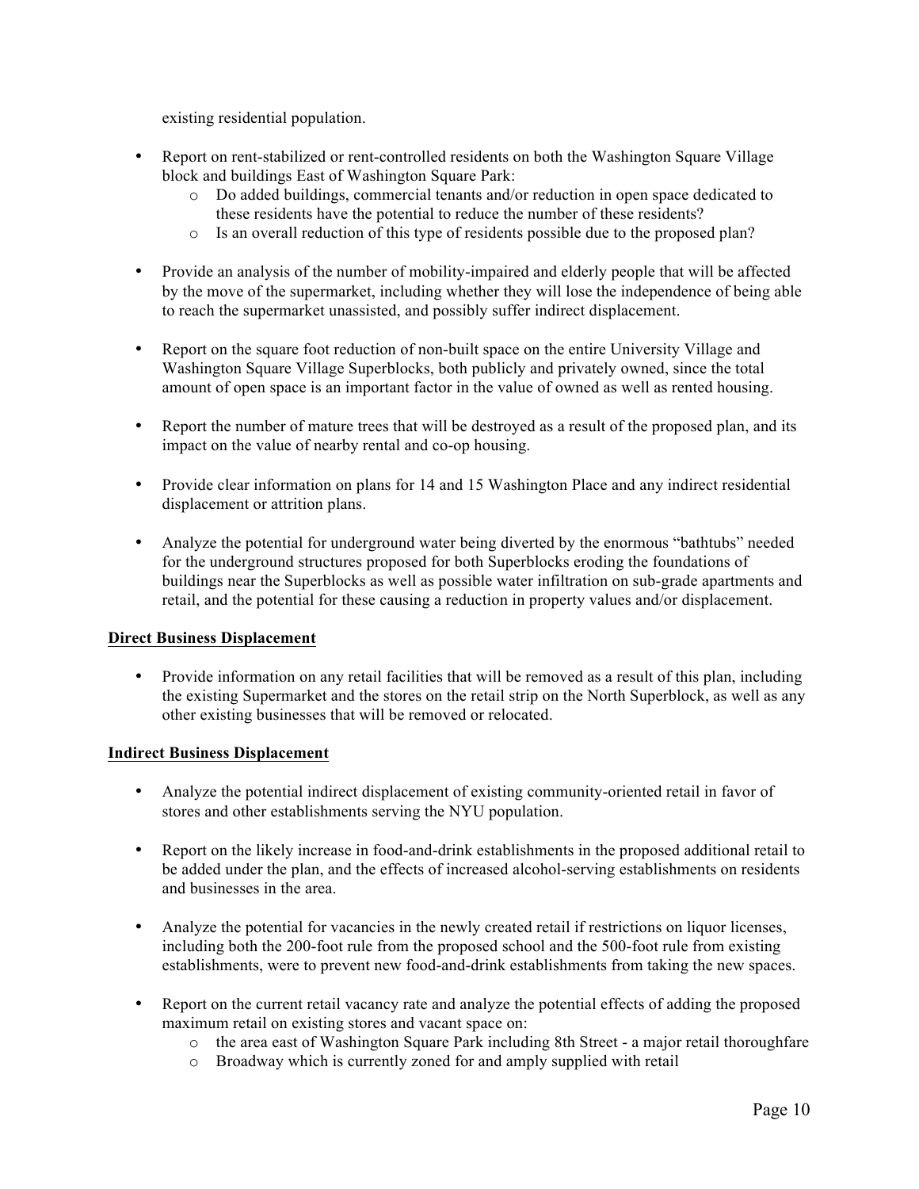existing residential population.

- Report on rent-stabilized or rent-controlled residents on both the Washington Square Village block and buildings East of Washington Square Park:
    - Do added buildings, commercial tenants and/or reduction in open space dedicated to these residents have the potential to reduce the number of these residents?
    - Is an overall reduction of this type of residents possible due to the proposed plan?

- Provide an analysis of the number of mobility-impaired and elderly people that will be affected by the move of the supermarket, including whether they will lose the independence of being able to reach the supermarket unassisted, and possibly suffer indirect displacement.

- Report on the square foot reduction of non-built space on the entire University Village and Washington Square Village Superblocks, both publicly and privately owned, since the total amount of open space is an important factor in the value of owned as well as rented housing.

- Report the number of mature trees that will be destroyed as a result of the proposed plan, and its impact on the value of nearby rental and co-op housing.

- Provide clear information on plans for 14 and 15 Washington Place and any indirect residential displacement or attrition plans.

- Analyze the potential for underground water being diverted by the enormous "bathtubs" needed for the underground structures proposed for both Superblocks eroding the foundations of buildings near the Superblocks as well as possible water infiltration on sub-grade apartments and retail, and the potential for these causing a reduction in property values and/or displacement.

**Direct Business Displacement**

- Provide information on any retail facilities that will be removed as a result of this plan, including the existing Supermarket and the stores on the retail strip on the North Superblock, as well as any other existing businesses that will be removed or relocated.

**Indirect Business Displacement**

- Analyze the potential indirect displacement of existing community-oriented retail in favor of stores and other establishments serving the NYU population.

- Report on the likely increase in food-and-drink establishments in the proposed additional retail to be added under the plan, and the effects of increased alcohol-serving establishments on residents and businesses in the area.

- Analyze the potential for vacancies in the newly created retail if restrictions on liquor licenses, including both the 200-foot rule from the proposed school and the 500-foot rule from existing establishments, were to prevent new food-and-drink establishments from taking the new spaces.

- Report on the current retail vacancy rate and analyze the potential effects of adding the proposed maximum retail on existing stores and vacant space on:
    - the area east of Washington Square Park including 8th Street - a major retail thoroughfare
    - Broadway which is currently zoned for and amply supplied with retail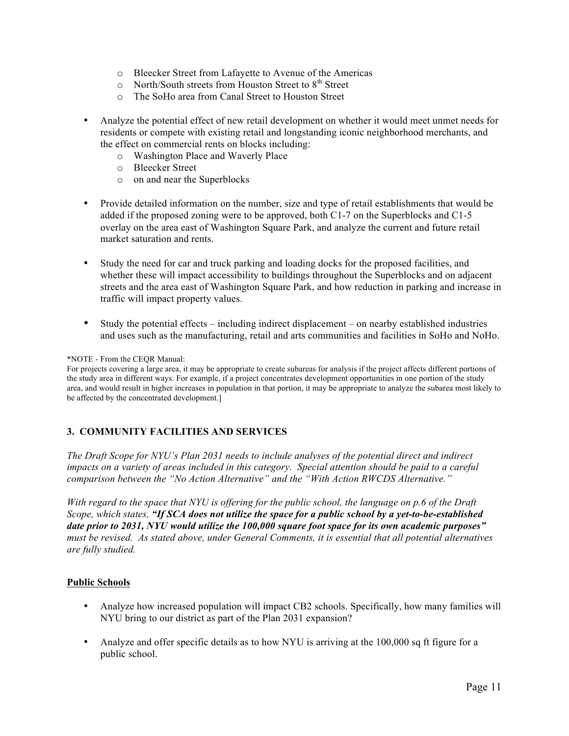- Bleecker Street from Lafayette to Avenue of the Americas
  - North/South streets from Houston Street to 8th Street
  - The SoHo area from Canal Street to Houston Street

- Analyze the potential effect of new retail development on whether it would meet unmet needs for residents or compete with existing retail and longstanding iconic neighborhood merchants, and the effect on commercial rents on blocks including:
  - Washington Place and Waverly Place
  - Bleecker Street
  - on and near the Superblocks

- Provide detailed information on the number, size and type of retail establishments that would be added if the proposed zoning were to be approved, both C1-7 on the Superblocks and C1-5 overlay on the area east of Washington Square Park, and analyze the current and future retail market saturation and rents.

- Study the need for car and truck parking and loading docks for the proposed facilities, and whether these will impact accessibility to buildings throughout the Superblocks and on adjacent streets and the area east of Washington Square Park, and how reduction in parking and increase in traffic will impact property values.

- Study the potential effects – including indirect displacement – on nearby established industries and uses such as the manufacturing, retail and arts communities and facilities in SoHo and NoHo.

*NOTE - From the CEQR Manual:
For projects covering a large area, it may be appropriate to create subareas for analysis if the project affects different portions of the study area in different ways. For example, if a project concentrates development opportunities in one portion of the study area, and would result in higher increases in population in that portion, it may be appropriate to analyze the subarea most likely to be affected by the concentrated development.]

## 3. COMMUNITY FACILITIES AND SERVICES

*The Draft Scope for NYU's Plan 2031 needs to include analyses of the potential direct and indirect impacts on a variety of areas included in this category. Special attention should be paid to a careful comparison between the "No Action Alternative" and the "With Action RWCDS Alternative."*

*With regard to the space that NYU is offering for the public school, the language on p.6 of the Draft Scope, which states, **"If SCA does not utilize the space for a public school by a yet-to-be-established date prior to 2031, NYU would utilize the 100,000 square foot space for its own academic purposes"** must be revised. As stated above, under General Comments, it is essential that all potential alternatives are fully studied.*

### Public Schools

- Analyze how increased population will impact CB2 schools. Specifically, how many families will NYU bring to our district as part of the Plan 2031 expansion?

- Analyze and offer specific details as to how NYU is arriving at the 100,000 sq ft figure for a public school.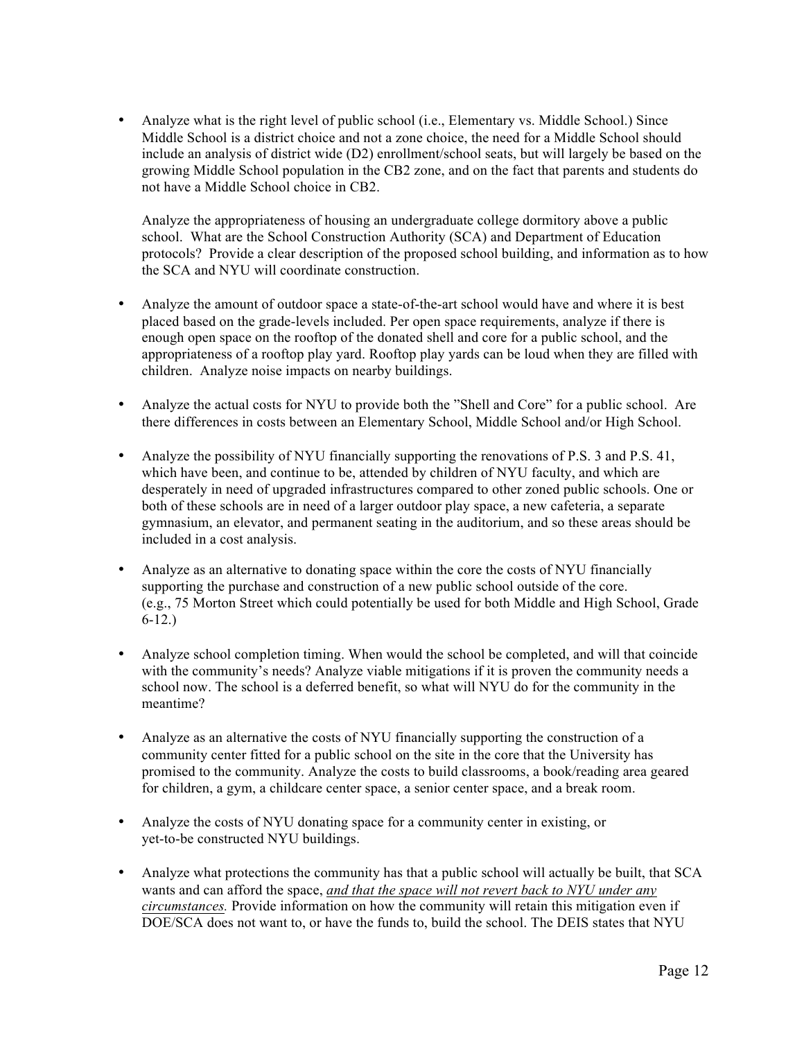- Analyze what is the right level of public school (i.e., Elementary vs. Middle School.) Since Middle School is a district choice and not a zone choice, the need for a Middle School should include an analysis of district wide (D2) enrollment/school seats, but will largely be based on the growing Middle School population in the CB2 zone, and on the fact that parents and students do not have a Middle School choice in CB2.

  Analyze the appropriateness of housing an undergraduate college dormitory above a public school. What are the School Construction Authority (SCA) and Department of Education protocols? Provide a clear description of the proposed school building, and information as to how the SCA and NYU will coordinate construction.

- Analyze the amount of outdoor space a state-of-the-art school would have and where it is best placed based on the grade-levels included. Per open space requirements, analyze if there is enough open space on the rooftop of the donated shell and core for a public school, and the appropriateness of a rooftop play yard. Rooftop play yards can be loud when they are filled with children. Analyze noise impacts on nearby buildings.

- Analyze the actual costs for NYU to provide both the "Shell and Core" for a public school. Are there differences in costs between an Elementary School, Middle School and/or High School.

- Analyze the possibility of NYU financially supporting the renovations of P.S. 3 and P.S. 41, which have been, and continue to be, attended by children of NYU faculty, and which are desperately in need of upgraded infrastructures compared to other zoned public schools. One or both of these schools are in need of a larger outdoor play space, a new cafeteria, a separate gymnasium, an elevator, and permanent seating in the auditorium, and so these areas should be included in a cost analysis.

- Analyze as an alternative to donating space within the core the costs of NYU financially supporting the purchase and construction of a new public school outside of the core. (e.g., 75 Morton Street which could potentially be used for both Middle and High School, Grade 6-12.)

- Analyze school completion timing. When would the school be completed, and will that coincide with the community's needs? Analyze viable mitigations if it is proven the community needs a school now. The school is a deferred benefit, so what will NYU do for the community in the meantime?

- Analyze as an alternative the costs of NYU financially supporting the construction of a community center fitted for a public school on the site in the core that the University has promised to the community. Analyze the costs to build classrooms, a book/reading area geared for children, a gym, a childcare center space, a senior center space, and a break room.

- Analyze the costs of NYU donating space for a community center in existing, or yet-to-be constructed NYU buildings.

- Analyze what protections the community has that a public school will actually be built, that SCA wants and can afford the space, <u>*and that the space will not revert back to NYU under any circumstances.*</u> Provide information on how the community will retain this mitigation even if DOE/SCA does not want to, or have the funds to, build the school. The DEIS states that NYU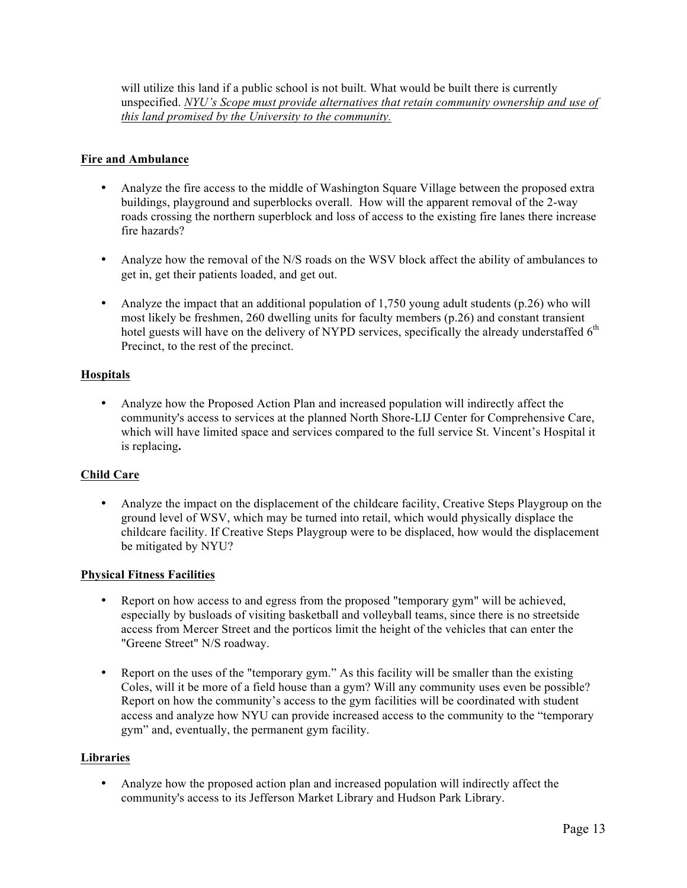will utilize this land if a public school is not built. What would be built there is currently unspecified. *NYU's Scope must provide alternatives that retain community ownership and use of this land promised by the University to the community.*

**Fire and Ambulance**

- Analyze the fire access to the middle of Washington Square Village between the proposed extra buildings, playground and superblocks overall. How will the apparent removal of the 2-way roads crossing the northern superblock and loss of access to the existing fire lanes there increase fire hazards?
- Analyze how the removal of the N/S roads on the WSV block affect the ability of ambulances to get in, get their patients loaded, and get out.
- Analyze the impact that an additional population of 1,750 young adult students (p.26) who will most likely be freshmen, 260 dwelling units for faculty members (p.26) and constant transient hotel guests will have on the delivery of NYPD services, specifically the already understaffed 6th Precinct, to the rest of the precinct.

**Hospitals**

- Analyze how the Proposed Action Plan and increased population will indirectly affect the community's access to services at the planned North Shore-LIJ Center for Comprehensive Care, which will have limited space and services compared to the full service St. Vincent's Hospital it is replacing**.**

**Child Care**

- Analyze the impact on the displacement of the childcare facility, Creative Steps Playgroup on the ground level of WSV, which may be turned into retail, which would physically displace the childcare facility. If Creative Steps Playgroup were to be displaced, how would the displacement be mitigated by NYU?

**Physical Fitness Facilities**

- Report on how access to and egress from the proposed "temporary gym" will be achieved, especially by busloads of visiting basketball and volleyball teams, since there is no streetside access from Mercer Street and the porticos limit the height of the vehicles that can enter the "Greene Street" N/S roadway.
- Report on the uses of the "temporary gym." As this facility will be smaller than the existing Coles, will it be more of a field house than a gym? Will any community uses even be possible? Report on how the community's access to the gym facilities will be coordinated with student access and analyze how NYU can provide increased access to the community to the "temporary gym" and, eventually, the permanent gym facility.

**Libraries**

- Analyze how the proposed action plan and increased population will indirectly affect the community's access to its Jefferson Market Library and Hudson Park Library.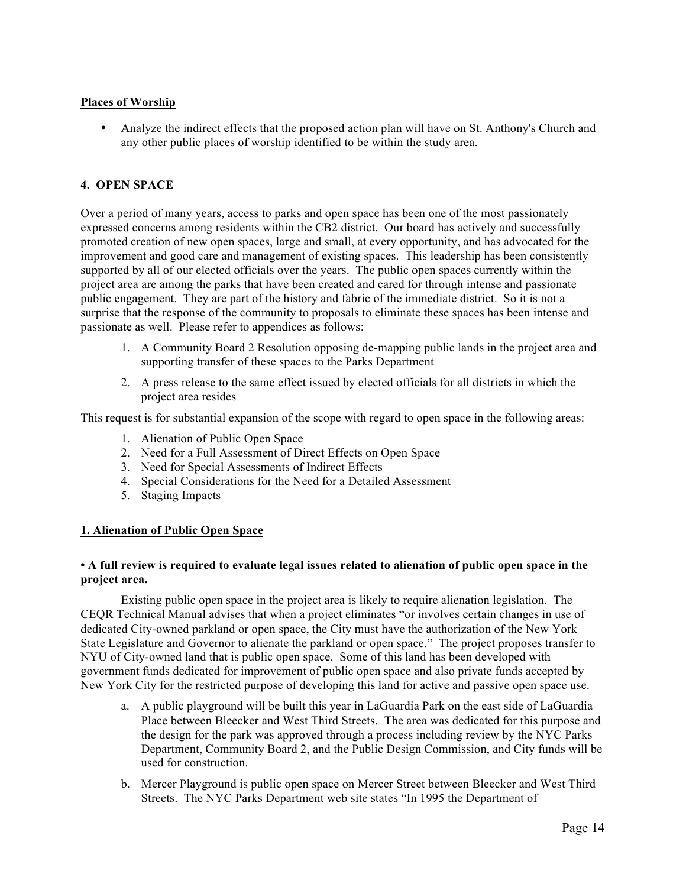**Places of Worship**

- Analyze the indirect effects that the proposed action plan will have on St. Anthony's Church and any other public places of worship identified to be within the study area.

## 4. OPEN SPACE

Over a period of many years, access to parks and open space has been one of the most passionately expressed concerns among residents within the CB2 district. Our board has actively and successfully promoted creation of new open spaces, large and small, at every opportunity, and has advocated for the improvement and good care and management of existing spaces. This leadership has been consistently supported by all of our elected officials over the years. The public open spaces currently within the project area are among the parks that have been created and cared for through intense and passionate public engagement. They are part of the history and fabric of the immediate district. So it is not a surprise that the response of the community to proposals to eliminate these spaces has been intense and passionate as well. Please refer to appendices as follows:

1. A Community Board 2 Resolution opposing de-mapping public lands in the project area and supporting transfer of these spaces to the Parks Department
2. A press release to the same effect issued by elected officials for all districts in which the project area resides

This request is for substantial expansion of the scope with regard to open space in the following areas:

1. Alienation of Public Open Space
2. Need for a Full Assessment of Direct Effects on Open Space
3. Need for Special Assessments of Indirect Effects
4. Special Considerations for the Need for a Detailed Assessment
5. Staging Impacts

### 1. Alienation of Public Open Space

**• A full review is required to evaluate legal issues related to alienation of public open space in the project area.**

Existing public open space in the project area is likely to require alienation legislation. The CEQR Technical Manual advises that when a project eliminates "or involves certain changes in use of dedicated City-owned parkland or open space, the City must have the authorization of the New York State Legislature and Governor to alienate the parkland or open space." The project proposes transfer to NYU of City-owned land that is public open space. Some of this land has been developed with government funds dedicated for improvement of public open space and also private funds accepted by New York City for the restricted purpose of developing this land for active and passive open space use.

a. A public playground will be built this year in LaGuardia Park on the east side of LaGuardia Place between Bleecker and West Third Streets. The area was dedicated for this purpose and the design for the park was approved through a process including review by the NYC Parks Department, Community Board 2, and the Public Design Commission, and City funds will be used for construction.

b. Mercer Playground is public open space on Mercer Street between Bleecker and West Third Streets. The NYC Parks Department web site states "In 1995 the Department of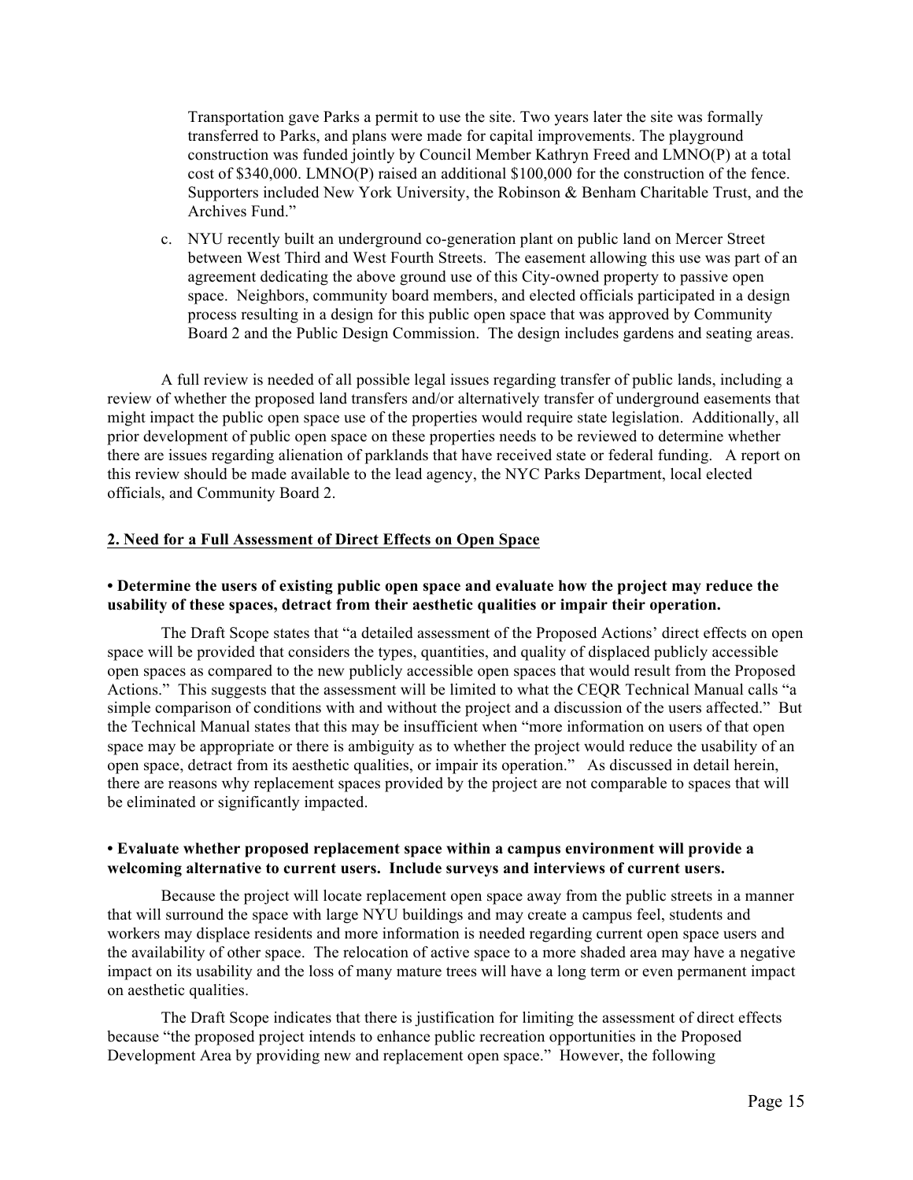Transportation gave Parks a permit to use the site. Two years later the site was formally transferred to Parks, and plans were made for capital improvements. The playground construction was funded jointly by Council Member Kathryn Freed and LMNO(P) at a total cost of $340,000. LMNO(P) raised an additional $100,000 for the construction of the fence. Supporters included New York University, the Robinson & Benham Charitable Trust, and the Archives Fund."

c. NYU recently built an underground co-generation plant on public land on Mercer Street between West Third and West Fourth Streets. The easement allowing this use was part of an agreement dedicating the above ground use of this City-owned property to passive open space. Neighbors, community board members, and elected officials participated in a design process resulting in a design for this public open space that was approved by Community Board 2 and the Public Design Commission. The design includes gardens and seating areas.

A full review is needed of all possible legal issues regarding transfer of public lands, including a review of whether the proposed land transfers and/or alternatively transfer of underground easements that might impact the public open space use of the properties would require state legislation. Additionally, all prior development of public open space on these properties needs to be reviewed to determine whether there are issues regarding alienation of parklands that have received state or federal funding. A report on this review should be made available to the lead agency, the NYC Parks Department, local elected officials, and Community Board 2.

## 2. Need for a Full Assessment of Direct Effects on Open Space

**• Determine the users of existing public open space and evaluate how the project may reduce the usability of these spaces, detract from their aesthetic qualities or impair their operation.**

The Draft Scope states that "a detailed assessment of the Proposed Actions' direct effects on open space will be provided that considers the types, quantities, and quality of displaced publicly accessible open spaces as compared to the new publicly accessible open spaces that would result from the Proposed Actions." This suggests that the assessment will be limited to what the CEQR Technical Manual calls "a simple comparison of conditions with and without the project and a discussion of the users affected." But the Technical Manual states that this may be insufficient when "more information on users of that open space may be appropriate or there is ambiguity as to whether the project would reduce the usability of an open space, detract from its aesthetic qualities, or impair its operation." As discussed in detail herein, there are reasons why replacement spaces provided by the project are not comparable to spaces that will be eliminated or significantly impacted.

**• Evaluate whether proposed replacement space within a campus environment will provide a welcoming alternative to current users. Include surveys and interviews of current users.**

Because the project will locate replacement open space away from the public streets in a manner that will surround the space with large NYU buildings and may create a campus feel, students and workers may displace residents and more information is needed regarding current open space users and the availability of other space. The relocation of active space to a more shaded area may have a negative impact on its usability and the loss of many mature trees will have a long term or even permanent impact on aesthetic qualities.

The Draft Scope indicates that there is justification for limiting the assessment of direct effects because "the proposed project intends to enhance public recreation opportunities in the Proposed Development Area by providing new and replacement open space." However, the following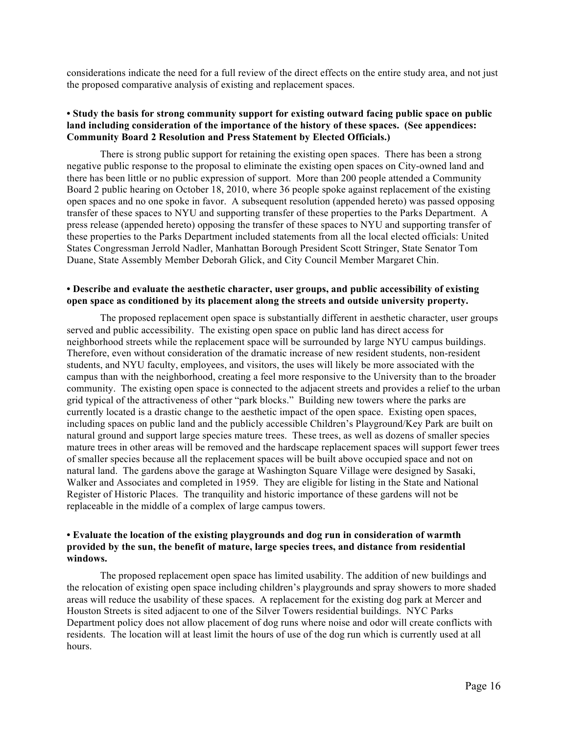considerations indicate the need for a full review of the direct effects on the entire study area, and not just the proposed comparative analysis of existing and replacement spaces.

**• Study the basis for strong community support for existing outward facing public space on public land including consideration of the importance of the history of these spaces. (See appendices: Community Board 2 Resolution and Press Statement by Elected Officials.)**

There is strong public support for retaining the existing open spaces. There has been a strong negative public response to the proposal to eliminate the existing open spaces on City-owned land and there has been little or no public expression of support. More than 200 people attended a Community Board 2 public hearing on October 18, 2010, where 36 people spoke against replacement of the existing open spaces and no one spoke in favor. A subsequent resolution (appended hereto) was passed opposing transfer of these spaces to NYU and supporting transfer of these properties to the Parks Department. A press release (appended hereto) opposing the transfer of these spaces to NYU and supporting transfer of these properties to the Parks Department included statements from all the local elected officials: United States Congressman Jerrold Nadler, Manhattan Borough President Scott Stringer, State Senator Tom Duane, State Assembly Member Deborah Glick, and City Council Member Margaret Chin.

**• Describe and evaluate the aesthetic character, user groups, and public accessibility of existing open space as conditioned by its placement along the streets and outside university property.**

The proposed replacement open space is substantially different in aesthetic character, user groups served and public accessibility. The existing open space on public land has direct access for neighborhood streets while the replacement space will be surrounded by large NYU campus buildings. Therefore, even without consideration of the dramatic increase of new resident students, non-resident students, and NYU faculty, employees, and visitors, the uses will likely be more associated with the campus than with the neighborhood, creating a feel more responsive to the University than to the broader community. The existing open space is connected to the adjacent streets and provides a relief to the urban grid typical of the attractiveness of other "park blocks." Building new towers where the parks are currently located is a drastic change to the aesthetic impact of the open space. Existing open spaces, including spaces on public land and the publicly accessible Children's Playground/Key Park are built on natural ground and support large species mature trees. These trees, as well as dozens of smaller species mature trees in other areas will be removed and the hardscape replacement spaces will support fewer trees of smaller species because all the replacement spaces will be built above occupied space and not on natural land. The gardens above the garage at Washington Square Village were designed by Sasaki, Walker and Associates and completed in 1959. They are eligible for listing in the State and National Register of Historic Places. The tranquility and historic importance of these gardens will not be replaceable in the middle of a complex of large campus towers.

**• Evaluate the location of the existing playgrounds and dog run in consideration of warmth provided by the sun, the benefit of mature, large species trees, and distance from residential windows.**

The proposed replacement open space has limited usability. The addition of new buildings and the relocation of existing open space including children's playgrounds and spray showers to more shaded areas will reduce the usability of these spaces. A replacement for the existing dog park at Mercer and Houston Streets is sited adjacent to one of the Silver Towers residential buildings. NYC Parks Department policy does not allow placement of dog runs where noise and odor will create conflicts with residents. The location will at least limit the hours of use of the dog run which is currently used at all hours.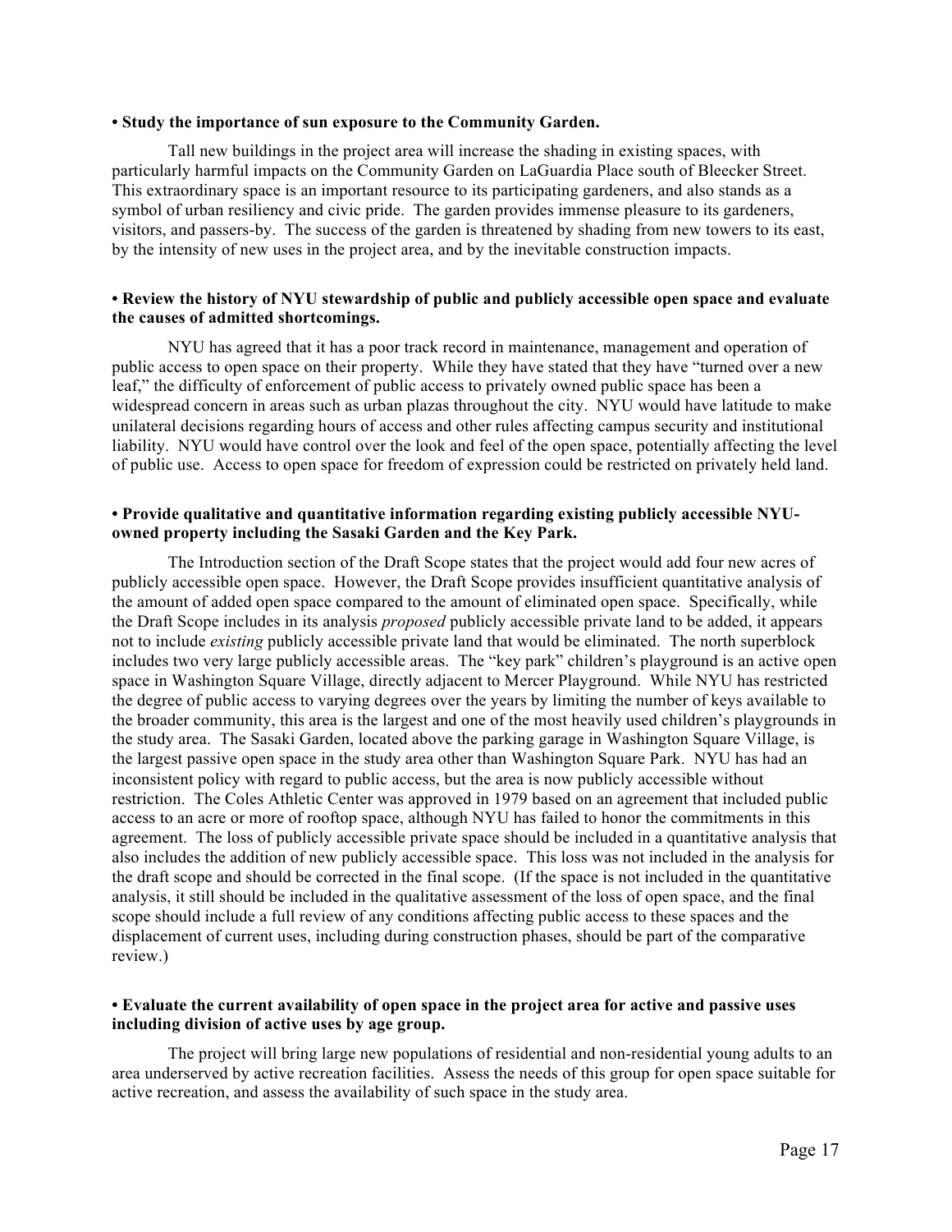**• Study the importance of sun exposure to the Community Garden.**

Tall new buildings in the project area will increase the shading in existing spaces, with particularly harmful impacts on the Community Garden on LaGuardia Place south of Bleecker Street. This extraordinary space is an important resource to its participating gardeners, and also stands as a symbol of urban resiliency and civic pride. The garden provides immense pleasure to its gardeners, visitors, and passers-by. The success of the garden is threatened by shading from new towers to its east, by the intensity of new uses in the project area, and by the inevitable construction impacts.

**• Review the history of NYU stewardship of public and publicly accessible open space and evaluate the causes of admitted shortcomings.**

NYU has agreed that it has a poor track record in maintenance, management and operation of public access to open space on their property. While they have stated that they have "turned over a new leaf," the difficulty of enforcement of public access to privately owned public space has been a widespread concern in areas such as urban plazas throughout the city. NYU would have latitude to make unilateral decisions regarding hours of access and other rules affecting campus security and institutional liability. NYU would have control over the look and feel of the open space, potentially affecting the level of public use. Access to open space for freedom of expression could be restricted on privately held land.

**• Provide qualitative and quantitative information regarding existing publicly accessible NYU-owned property including the Sasaki Garden and the Key Park.**

The Introduction section of the Draft Scope states that the project would add four new acres of publicly accessible open space. However, the Draft Scope provides insufficient quantitative analysis of the amount of added open space compared to the amount of eliminated open space. Specifically, while the Draft Scope includes in its analysis *proposed* publicly accessible private land to be added, it appears not to include *existing* publicly accessible private land that would be eliminated. The north superblock includes two very large publicly accessible areas. The "key park" children's playground is an active open space in Washington Square Village, directly adjacent to Mercer Playground. While NYU has restricted the degree of public access to varying degrees over the years by limiting the number of keys available to the broader community, this area is the largest and one of the most heavily used children's playgrounds in the study area. The Sasaki Garden, located above the parking garage in Washington Square Village, is the largest passive open space in the study area other than Washington Square Park. NYU has had an inconsistent policy with regard to public access, but the area is now publicly accessible without restriction. The Coles Athletic Center was approved in 1979 based on an agreement that included public access to an acre or more of rooftop space, although NYU has failed to honor the commitments in this agreement. The loss of publicly accessible private space should be included in a quantitative analysis that also includes the addition of new publicly accessible space. This loss was not included in the analysis for the draft scope and should be corrected in the final scope. (If the space is not included in the quantitative analysis, it still should be included in the qualitative assessment of the loss of open space, and the final scope should include a full review of any conditions affecting public access to these spaces and the displacement of current uses, including during construction phases, should be part of the comparative review.)

**• Evaluate the current availability of open space in the project area for active and passive uses including division of active uses by age group.**

The project will bring large new populations of residential and non-residential young adults to an area underserved by active recreation facilities. Assess the needs of this group for open space suitable for active recreation, and assess the availability of such space in the study area.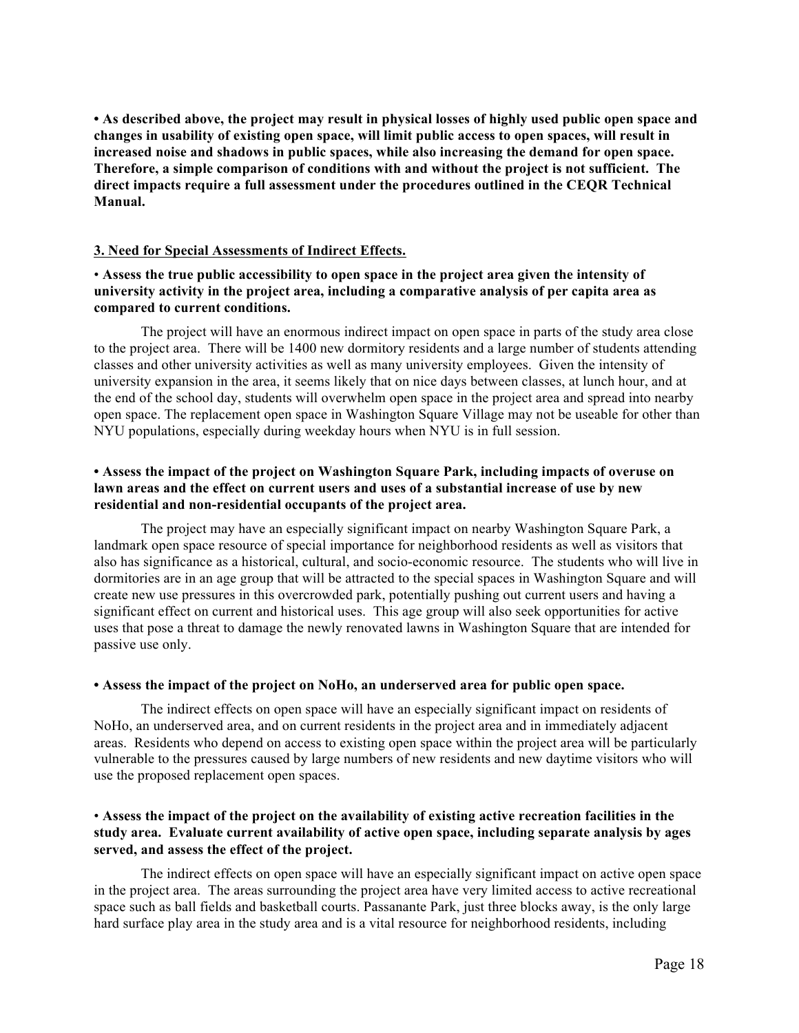**• As described above, the project may result in physical losses of highly used public open space and changes in usability of existing open space, will limit public access to open spaces, will result in increased noise and shadows in public spaces, while also increasing the demand for open space. Therefore, a simple comparison of conditions with and without the project is not sufficient. The direct impacts require a full assessment under the procedures outlined in the CEQR Technical Manual.**

**3. Need for Special Assessments of Indirect Effects.**

• **Assess the true public accessibility to open space in the project area given the intensity of university activity in the project area, including a comparative analysis of per capita area as compared to current conditions.**

The project will have an enormous indirect impact on open space in parts of the study area close to the project area. There will be 1400 new dormitory residents and a large number of students attending classes and other university activities as well as many university employees. Given the intensity of university expansion in the area, it seems likely that on nice days between classes, at lunch hour, and at the end of the school day, students will overwhelm open space in the project area and spread into nearby open space. The replacement open space in Washington Square Village may not be useable for other than NYU populations, especially during weekday hours when NYU is in full session.

**• Assess the impact of the project on Washington Square Park, including impacts of overuse on lawn areas and the effect on current users and uses of a substantial increase of use by new residential and non-residential occupants of the project area.**

The project may have an especially significant impact on nearby Washington Square Park, a landmark open space resource of special importance for neighborhood residents as well as visitors that also has significance as a historical, cultural, and socio-economic resource. The students who will live in dormitories are in an age group that will be attracted to the special spaces in Washington Square and will create new use pressures in this overcrowded park, potentially pushing out current users and having a significant effect on current and historical uses. This age group will also seek opportunities for active uses that pose a threat to damage the newly renovated lawns in Washington Square that are intended for passive use only.

**• Assess the impact of the project on NoHo, an underserved area for public open space.**

The indirect effects on open space will have an especially significant impact on residents of NoHo, an underserved area, and on current residents in the project area and in immediately adjacent areas. Residents who depend on access to existing open space within the project area will be particularly vulnerable to the pressures caused by large numbers of new residents and new daytime visitors who will use the proposed replacement open spaces.

• **Assess the impact of the project on the availability of existing active recreation facilities in the study area. Evaluate current availability of active open space, including separate analysis by ages served, and assess the effect of the project.**

The indirect effects on open space will have an especially significant impact on active open space in the project area. The areas surrounding the project area have very limited access to active recreational space such as ball fields and basketball courts. Passanante Park, just three blocks away, is the only large hard surface play area in the study area and is a vital resource for neighborhood residents, including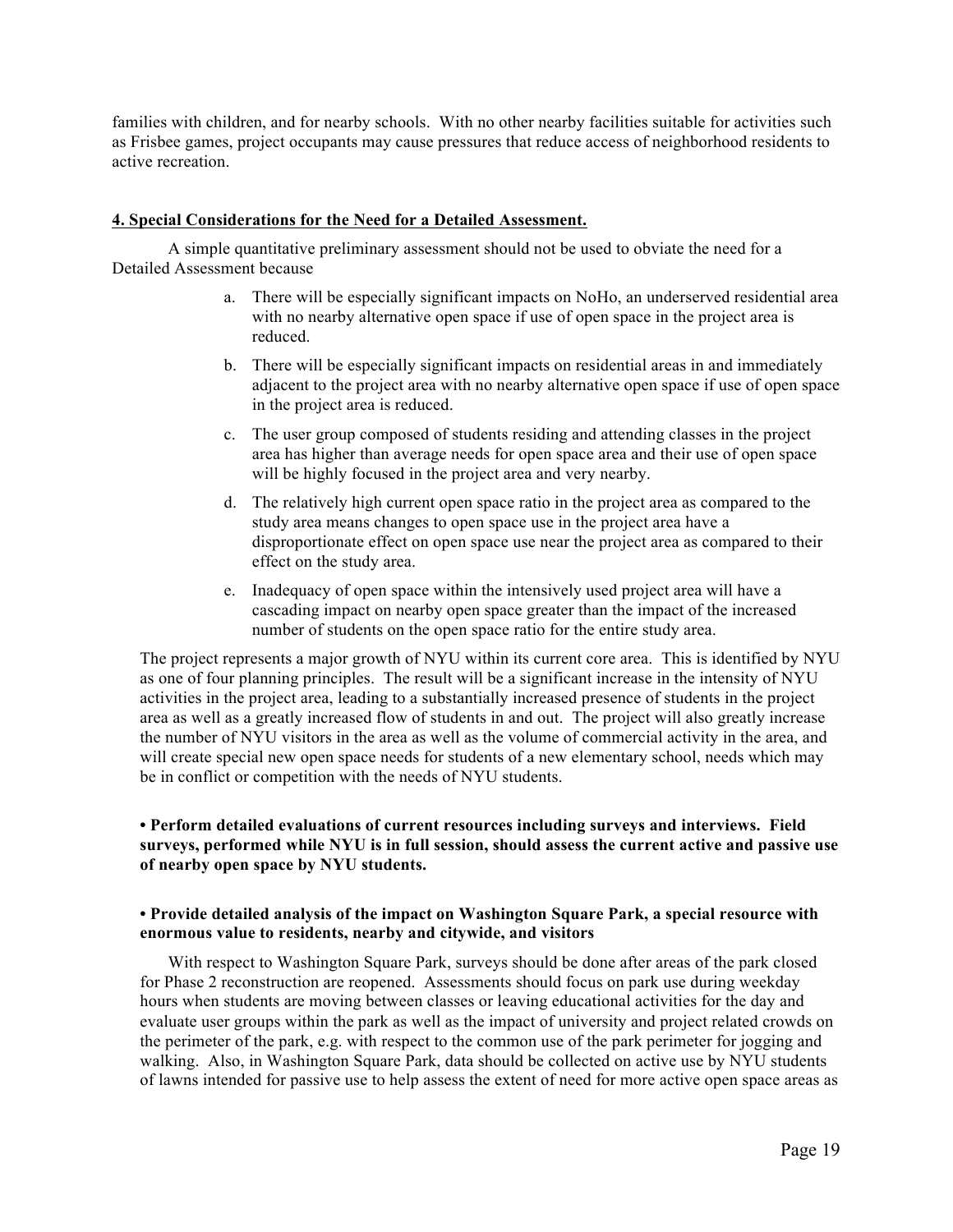families with children, and for nearby schools. With no other nearby facilities suitable for activities such as Frisbee games, project occupants may cause pressures that reduce access of neighborhood residents to active recreation.

**4. Special Considerations for the Need for a Detailed Assessment.**

A simple quantitative preliminary assessment should not be used to obviate the need for a Detailed Assessment because

a. There will be especially significant impacts on NoHo, an underserved residential area with no nearby alternative open space if use of open space in the project area is reduced.

b. There will be especially significant impacts on residential areas in and immediately adjacent to the project area with no nearby alternative open space if use of open space in the project area is reduced.

c. The user group composed of students residing and attending classes in the project area has higher than average needs for open space area and their use of open space will be highly focused in the project area and very nearby.

d. The relatively high current open space ratio in the project area as compared to the study area means changes to open space use in the project area have a disproportionate effect on open space use near the project area as compared to their effect on the study area.

e. Inadequacy of open space within the intensively used project area will have a cascading impact on nearby open space greater than the impact of the increased number of students on the open space ratio for the entire study area.

The project represents a major growth of NYU within its current core area. This is identified by NYU as one of four planning principles. The result will be a significant increase in the intensity of NYU activities in the project area, leading to a substantially increased presence of students in the project area as well as a greatly increased flow of students in and out. The project will also greatly increase the number of NYU visitors in the area as well as the volume of commercial activity in the area, and will create special new open space needs for students of a new elementary school, needs which may be in conflict or competition with the needs of NYU students.

**• Perform detailed evaluations of current resources including surveys and interviews. Field surveys, performed while NYU is in full session, should assess the current active and passive use of nearby open space by NYU students.**

**• Provide detailed analysis of the impact on Washington Square Park, a special resource with enormous value to residents, nearby and citywide, and visitors**

With respect to Washington Square Park, surveys should be done after areas of the park closed for Phase 2 reconstruction are reopened. Assessments should focus on park use during weekday hours when students are moving between classes or leaving educational activities for the day and evaluate user groups within the park as well as the impact of university and project related crowds on the perimeter of the park, e.g. with respect to the common use of the park perimeter for jogging and walking. Also, in Washington Square Park, data should be collected on active use by NYU students of lawns intended for passive use to help assess the extent of need for more active open space areas as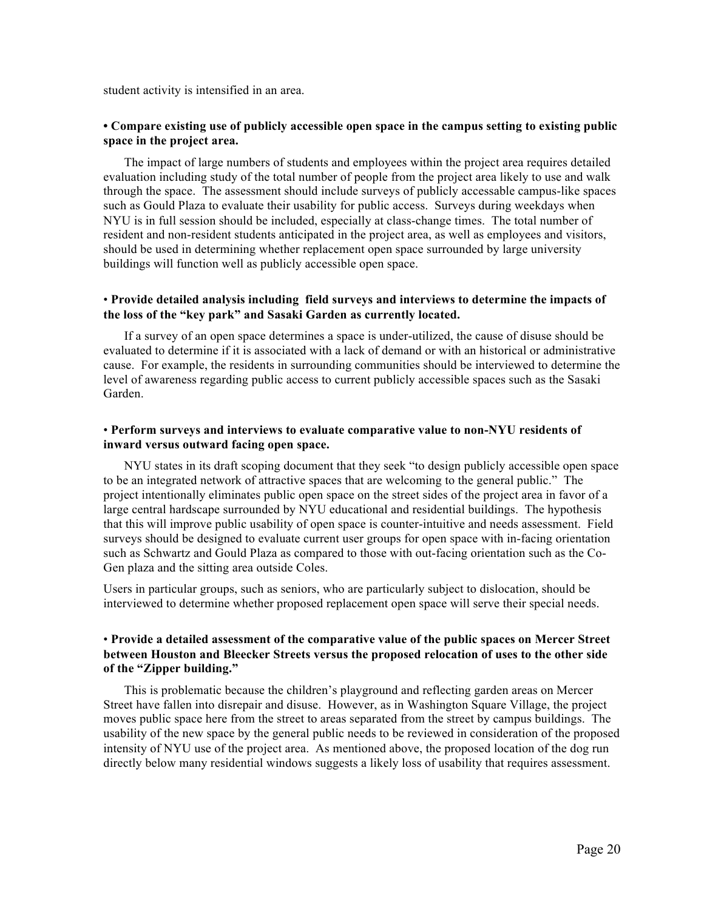student activity is intensified in an area.

**• Compare existing use of publicly accessible open space in the campus setting to existing public space in the project area.**

The impact of large numbers of students and employees within the project area requires detailed evaluation including study of the total number of people from the project area likely to use and walk through the space. The assessment should include surveys of publicly accessable campus-like spaces such as Gould Plaza to evaluate their usability for public access. Surveys during weekdays when NYU is in full session should be included, especially at class-change times. The total number of resident and non-resident students anticipated in the project area, as well as employees and visitors, should be used in determining whether replacement open space surrounded by large university buildings will function well as publicly accessible open space.

• **Provide detailed analysis including field surveys and interviews to determine the impacts of the loss of the "key park" and Sasaki Garden as currently located.**

If a survey of an open space determines a space is under-utilized, the cause of disuse should be evaluated to determine if it is associated with a lack of demand or with an historical or administrative cause. For example, the residents in surrounding communities should be interviewed to determine the level of awareness regarding public access to current publicly accessible spaces such as the Sasaki Garden.

• **Perform surveys and interviews to evaluate comparative value to non-NYU residents of inward versus outward facing open space.**

NYU states in its draft scoping document that they seek "to design publicly accessible open space to be an integrated network of attractive spaces that are welcoming to the general public." The project intentionally eliminates public open space on the street sides of the project area in favor of a large central hardscape surrounded by NYU educational and residential buildings. The hypothesis that this will improve public usability of open space is counter-intuitive and needs assessment. Field surveys should be designed to evaluate current user groups for open space with in-facing orientation such as Schwartz and Gould Plaza as compared to those with out-facing orientation such as the Co-Gen plaza and the sitting area outside Coles.

Users in particular groups, such as seniors, who are particularly subject to dislocation, should be interviewed to determine whether proposed replacement open space will serve their special needs.

• **Provide a detailed assessment of the comparative value of the public spaces on Mercer Street between Houston and Bleecker Streets versus the proposed relocation of uses to the other side of the "Zipper building."**

This is problematic because the children's playground and reflecting garden areas on Mercer Street have fallen into disrepair and disuse. However, as in Washington Square Village, the project moves public space here from the street to areas separated from the street by campus buildings. The usability of the new space by the general public needs to be reviewed in consideration of the proposed intensity of NYU use of the project area. As mentioned above, the proposed location of the dog run directly below many residential windows suggests a likely loss of usability that requires assessment.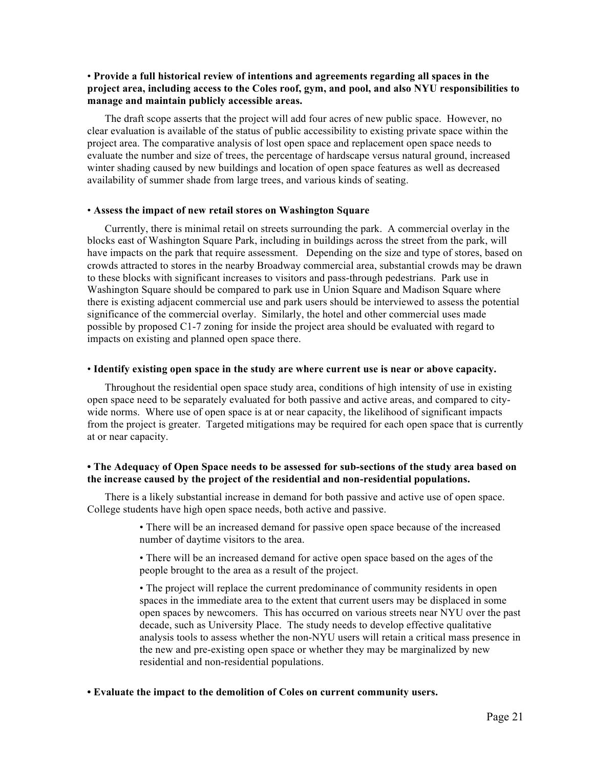• **Provide a full historical review of intentions and agreements regarding all spaces in the project area, including access to the Coles roof, gym, and pool, and also NYU responsibilities to manage and maintain publicly accessible areas.**

The draft scope asserts that the project will add four acres of new public space. However, no clear evaluation is available of the status of public accessibility to existing private space within the project area. The comparative analysis of lost open space and replacement open space needs to evaluate the number and size of trees, the percentage of hardscape versus natural ground, increased winter shading caused by new buildings and location of open space features as well as decreased availability of summer shade from large trees, and various kinds of seating.

• **Assess the impact of new retail stores on Washington Square**

Currently, there is minimal retail on streets surrounding the park. A commercial overlay in the blocks east of Washington Square Park, including in buildings across the street from the park, will have impacts on the park that require assessment. Depending on the size and type of stores, based on crowds attracted to stores in the nearby Broadway commercial area, substantial crowds may be drawn to these blocks with significant increases to visitors and pass-through pedestrians. Park use in Washington Square should be compared to park use in Union Square and Madison Square where there is existing adjacent commercial use and park users should be interviewed to assess the potential significance of the commercial overlay. Similarly, the hotel and other commercial uses made possible by proposed C1-7 zoning for inside the project area should be evaluated with regard to impacts on existing and planned open space there.

• **Identify existing open space in the study are where current use is near or above capacity.**

Throughout the residential open space study area, conditions of high intensity of use in existing open space need to be separately evaluated for both passive and active areas, and compared to city-wide norms. Where use of open space is at or near capacity, the likelihood of significant impacts from the project is greater. Targeted mitigations may be required for each open space that is currently at or near capacity.

**• The Adequacy of Open Space needs to be assessed for sub-sections of the study area based on the increase caused by the project of the residential and non-residential populations.**

There is a likely substantial increase in demand for both passive and active use of open space. College students have high open space needs, both active and passive.

> • There will be an increased demand for passive open space because of the increased number of daytime visitors to the area.
>
> • There will be an increased demand for active open space based on the ages of the people brought to the area as a result of the project.
>
> • The project will replace the current predominance of community residents in open spaces in the immediate area to the extent that current users may be displaced in some open spaces by newcomers. This has occurred on various streets near NYU over the past decade, such as University Place. The study needs to develop effective qualitative analysis tools to assess whether the non-NYU users will retain a critical mass presence in the new and pre-existing open space or whether they may be marginalized by new residential and non-residential populations.

**• Evaluate the impact to the demolition of Coles on current community users.**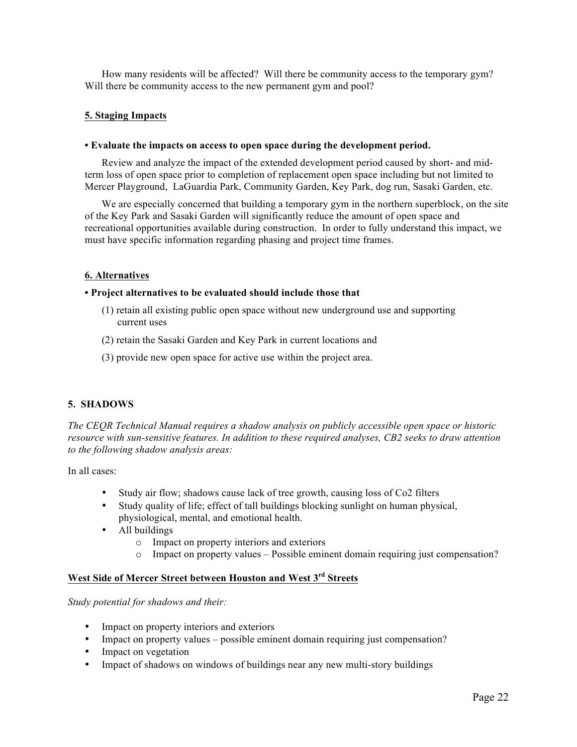How many residents will be affected? Will there be community access to the temporary gym? Will there be community access to the new permanent gym and pool?

### 5. Staging Impacts

**• Evaluate the impacts on access to open space during the development period.**

Review and analyze the impact of the extended development period caused by short- and mid-term loss of open space prior to completion of replacement open space including but not limited to Mercer Playground, LaGuardia Park, Community Garden, Key Park, dog run, Sasaki Garden, etc.

We are especially concerned that building a temporary gym in the northern superblock, on the site of the Key Park and Sasaki Garden will significantly reduce the amount of open space and recreational opportunities available during construction. In order to fully understand this impact, we must have specific information regarding phasing and project time frames.

### 6. Alternatives

**• Project alternatives to be evaluated should include those that**

(1) retain all existing public open space without new underground use and supporting current uses

(2) retain the Sasaki Garden and Key Park in current locations and

(3) provide new open space for active use within the project area.

## 5. SHADOWS

*The CEQR Technical Manual requires a shadow analysis on publicly accessible open space or historic resource with sun-sensitive features. In addition to these required analyses, CB2 seeks to draw attention to the following shadow analysis areas:*

In all cases:

- Study air flow; shadows cause lack of tree growth, causing loss of Co2 filters
- Study quality of life; effect of tall buildings blocking sunlight on human physical, physiological, mental, and emotional health.
- All buildings
  - Impact on property interiors and exteriors
  - Impact on property values – Possible eminent domain requiring just compensation?

### West Side of Mercer Street between Houston and West 3rd Streets

*Study potential for shadows and their:*

- Impact on property interiors and exteriors
- Impact on property values – possible eminent domain requiring just compensation?
- Impact on vegetation
- Impact of shadows on windows of buildings near any new multi-story buildings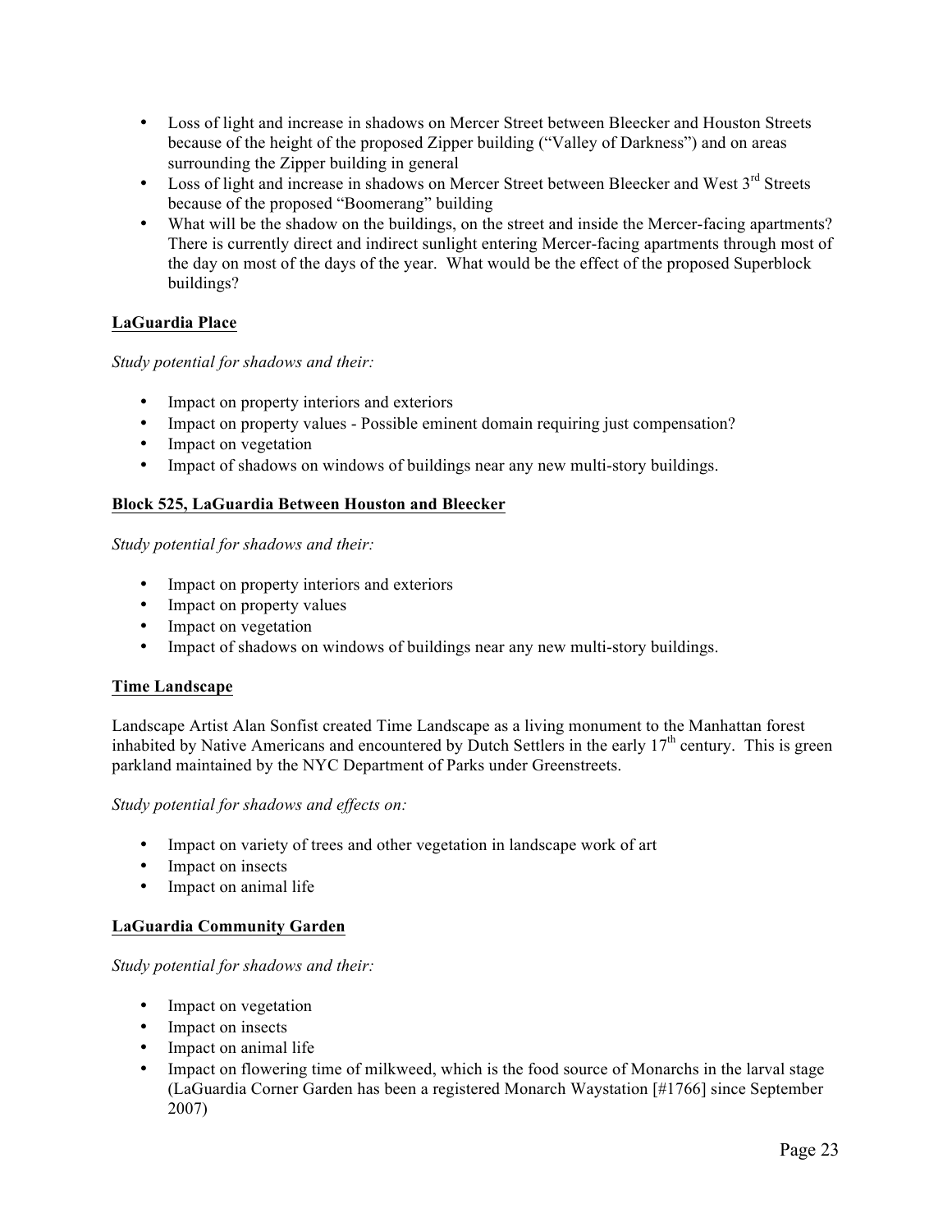- Loss of light and increase in shadows on Mercer Street between Bleecker and Houston Streets because of the height of the proposed Zipper building ("Valley of Darkness") and on areas surrounding the Zipper building in general
- Loss of light and increase in shadows on Mercer Street between Bleecker and West 3rd Streets because of the proposed "Boomerang" building
- What will be the shadow on the buildings, on the street and inside the Mercer-facing apartments? There is currently direct and indirect sunlight entering Mercer-facing apartments through most of the day on most of the days of the year. What would be the effect of the proposed Superblock buildings?

**LaGuardia Place**

*Study potential for shadows and their:*

- Impact on property interiors and exteriors
- Impact on property values - Possible eminent domain requiring just compensation?
- Impact on vegetation
- Impact of shadows on windows of buildings near any new multi-story buildings.

**Block 525, LaGuardia Between Houston and Bleecker**

*Study potential for shadows and their:*

- Impact on property interiors and exteriors
- Impact on property values
- Impact on vegetation
- Impact of shadows on windows of buildings near any new multi-story buildings.

**Time Landscape**

Landscape Artist Alan Sonfist created Time Landscape as a living monument to the Manhattan forest inhabited by Native Americans and encountered by Dutch Settlers in the early 17th century. This is green parkland maintained by the NYC Department of Parks under Greenstreets.

*Study potential for shadows and effects on:*

- Impact on variety of trees and other vegetation in landscape work of art
- Impact on insects
- Impact on animal life

**LaGuardia Community Garden**

*Study potential for shadows and their:*

- Impact on vegetation
- Impact on insects
- Impact on animal life
- Impact on flowering time of milkweed, which is the food source of Monarchs in the larval stage (LaGuardia Corner Garden has been a registered Monarch Waystation [#1766] since September 2007)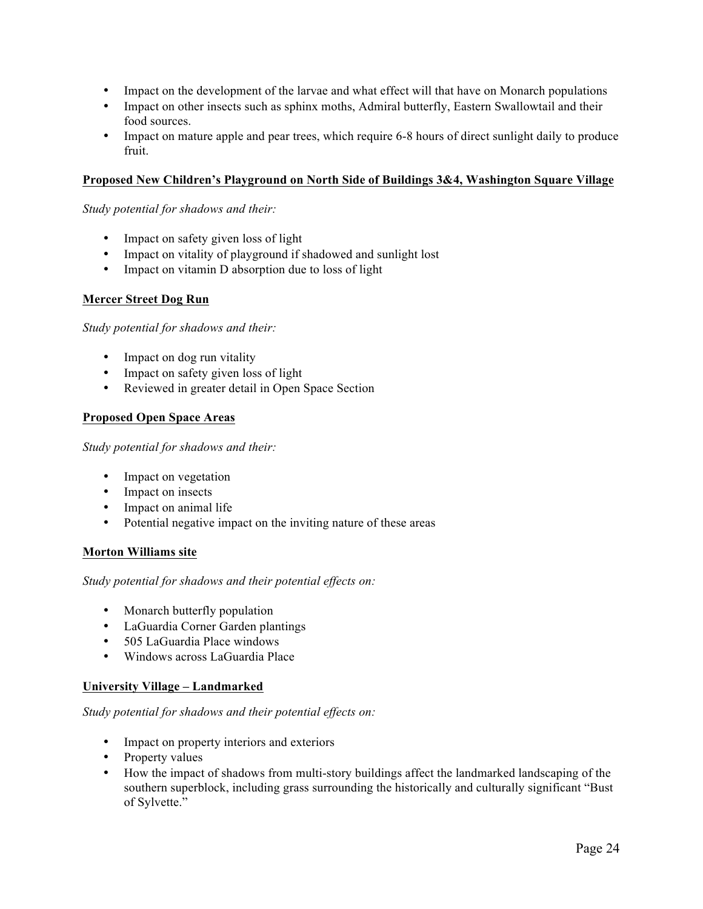- Impact on the development of the larvae and what effect will that have on Monarch populations
- Impact on other insects such as sphinx moths, Admiral butterfly, Eastern Swallowtail and their food sources.
- Impact on mature apple and pear trees, which require 6-8 hours of direct sunlight daily to produce fruit.

**Proposed New Children's Playground on North Side of Buildings 3&4, Washington Square Village**

*Study potential for shadows and their:*

- Impact on safety given loss of light
- Impact on vitality of playground if shadowed and sunlight lost
- Impact on vitamin D absorption due to loss of light

**Mercer Street Dog Run**

*Study potential for shadows and their:*

- Impact on dog run vitality
- Impact on safety given loss of light
- Reviewed in greater detail in Open Space Section

**Proposed Open Space Areas**

*Study potential for shadows and their:*

- Impact on vegetation
- Impact on insects
- Impact on animal life
- Potential negative impact on the inviting nature of these areas

**Morton Williams site**

*Study potential for shadows and their potential effects on:*

- Monarch butterfly population
- LaGuardia Corner Garden plantings
- 505 LaGuardia Place windows
- Windows across LaGuardia Place

**University Village – Landmarked**

*Study potential for shadows and their potential effects on:*

- Impact on property interiors and exteriors
- Property values
- How the impact of shadows from multi-story buildings affect the landmarked landscaping of the southern superblock, including grass surrounding the historically and culturally significant "Bust of Sylvette."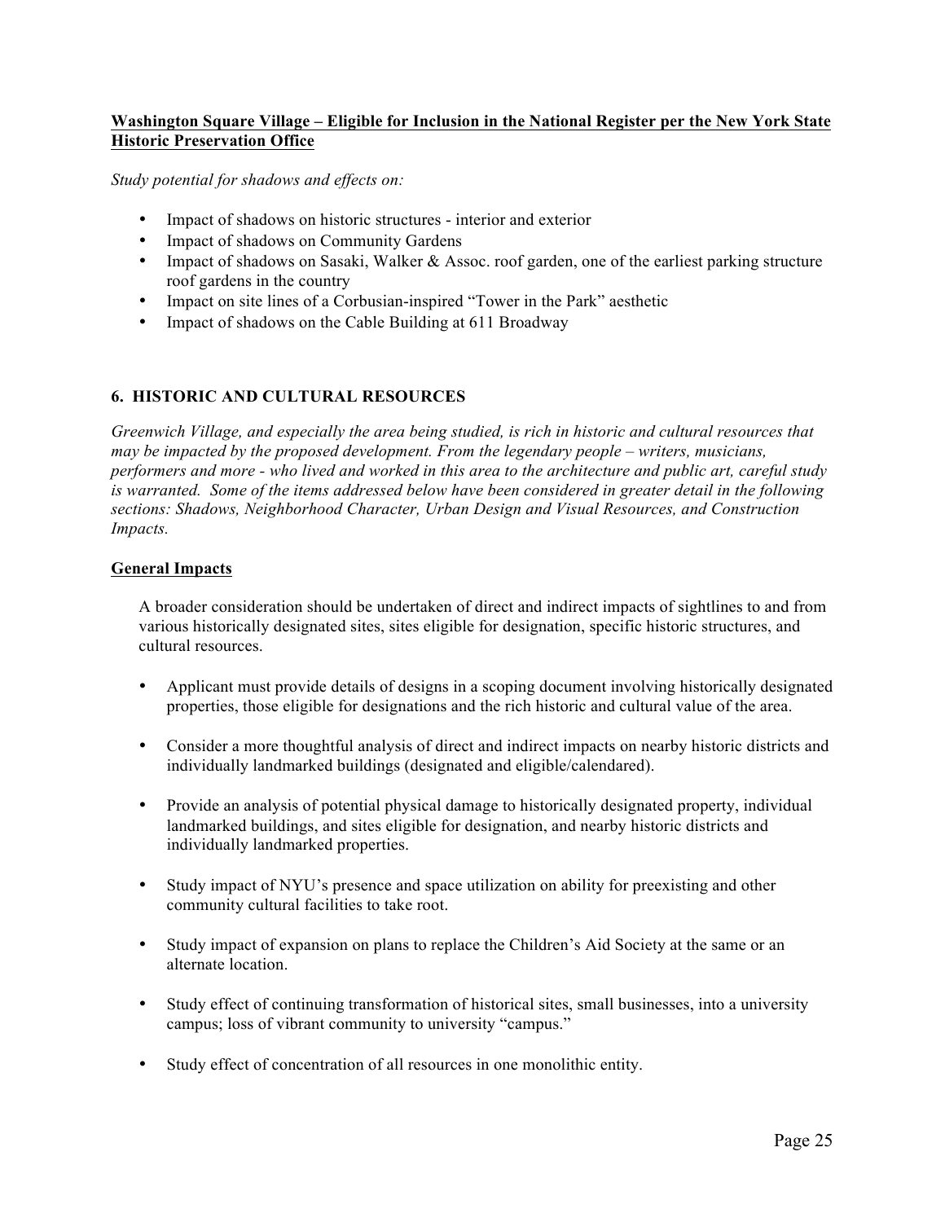**<u>Washington Square Village – Eligible for Inclusion in the National Register per the New York State Historic Preservation Office</u>**

*Study potential for shadows and effects on:*

- Impact of shadows on historic structures - interior and exterior
- Impact of shadows on Community Gardens
- Impact of shadows on Sasaki, Walker & Assoc. roof garden, one of the earliest parking structure roof gardens in the country
- Impact on site lines of a Corbusian-inspired "Tower in the Park" aesthetic
- Impact of shadows on the Cable Building at 611 Broadway

## 6. HISTORIC AND CULTURAL RESOURCES

*Greenwich Village, and especially the area being studied, is rich in historic and cultural resources that may be impacted by the proposed development. From the legendary people – writers, musicians, performers and more - who lived and worked in this area to the architecture and public art, careful study is warranted. Some of the items addressed below have been considered in greater detail in the following sections: Shadows, Neighborhood Character, Urban Design and Visual Resources, and Construction Impacts.*

**<u>General Impacts</u>**

A broader consideration should be undertaken of direct and indirect impacts of sightlines to and from various historically designated sites, sites eligible for designation, specific historic structures, and cultural resources.

- Applicant must provide details of designs in a scoping document involving historically designated properties, those eligible for designations and the rich historic and cultural value of the area.

- Consider a more thoughtful analysis of direct and indirect impacts on nearby historic districts and individually landmarked buildings (designated and eligible/calendared).

- Provide an analysis of potential physical damage to historically designated property, individual landmarked buildings, and sites eligible for designation, and nearby historic districts and individually landmarked properties.

- Study impact of NYU's presence and space utilization on ability for preexisting and other community cultural facilities to take root.

- Study impact of expansion on plans to replace the Children's Aid Society at the same or an alternate location.

- Study effect of continuing transformation of historical sites, small businesses, into a university campus; loss of vibrant community to university "campus."

- Study effect of concentration of all resources in one monolithic entity.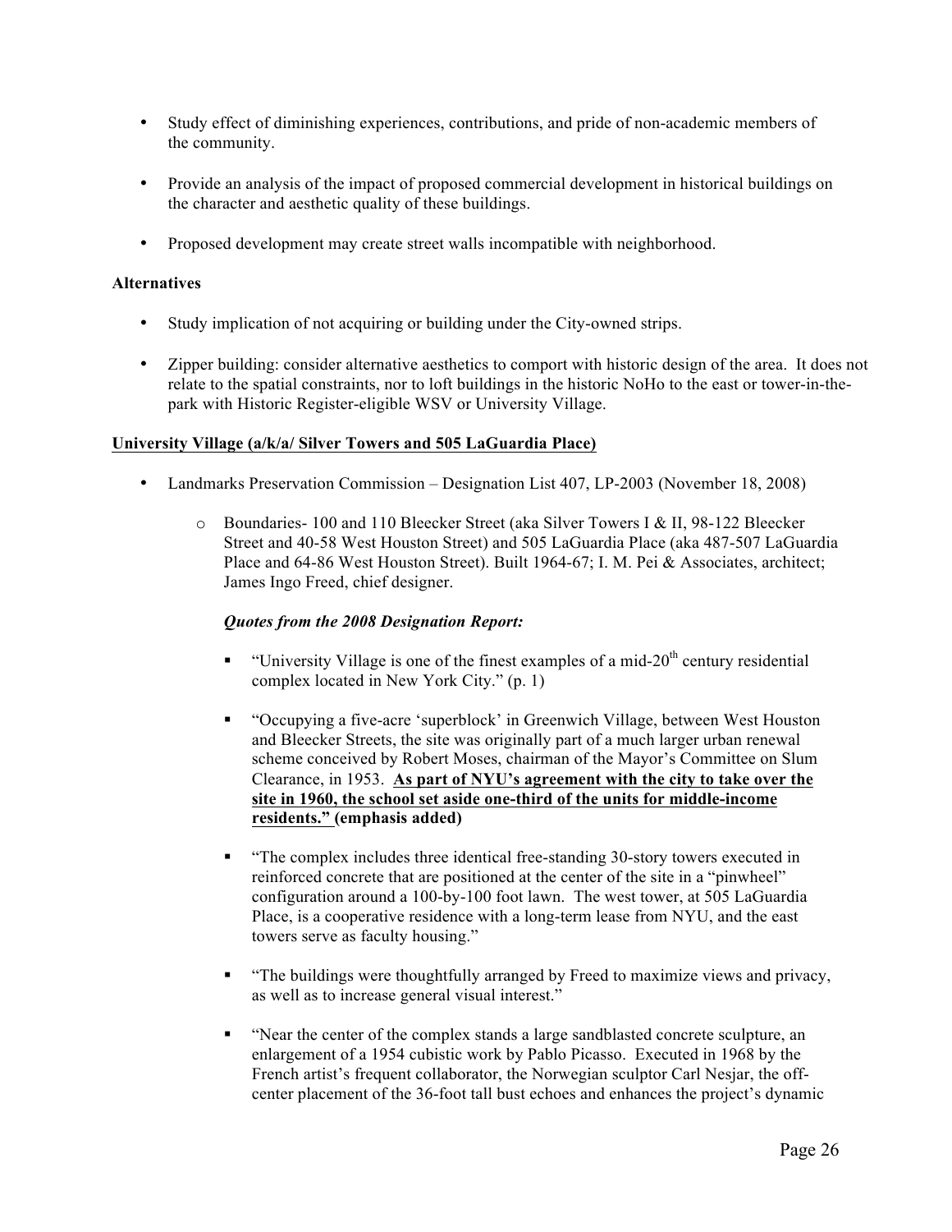- Study effect of diminishing experiences, contributions, and pride of non-academic members of the community.

- Provide an analysis of the impact of proposed commercial development in historical buildings on the character and aesthetic quality of these buildings.

- Proposed development may create street walls incompatible with neighborhood.

**Alternatives**

- Study implication of not acquiring or building under the City-owned strips.

- Zipper building: consider alternative aesthetics to comport with historic design of the area. It does not relate to the spatial constraints, nor to loft buildings in the historic NoHo to the east or tower-in-the-park with Historic Register-eligible WSV or University Village.

**University Village (a/k/a/ Silver Towers and 505 LaGuardia Place)**

- Landmarks Preservation Commission – Designation List 407, LP-2003 (November 18, 2008)

  - Boundaries- 100 and 110 Bleecker Street (aka Silver Towers I & II, 98-122 Bleecker Street and 40-58 West Houston Street) and 505 LaGuardia Place (aka 487-507 LaGuardia Place and 64-86 West Houston Street). Built 1964-67; I. M. Pei & Associates, architect; James Ingo Freed, chief designer.

    ***Quotes from the 2008 Designation Report:***

    - "University Village is one of the finest examples of a mid-20th century residential complex located in New York City." (p. 1)

    - "Occupying a five-acre 'superblock' in Greenwich Village, between West Houston and Bleecker Streets, the site was originally part of a much larger urban renewal scheme conceived by Robert Moses, chairman of the Mayor's Committee on Slum Clearance, in 1953. **As part of NYU's agreement with the city to take over the site in 1960, the school set aside one-third of the units for middle-income residents." (emphasis added)**

    - "The complex includes three identical free-standing 30-story towers executed in reinforced concrete that are positioned at the center of the site in a "pinwheel" configuration around a 100-by-100 foot lawn. The west tower, at 505 LaGuardia Place, is a cooperative residence with a long-term lease from NYU, and the east towers serve as faculty housing."

    - "The buildings were thoughtfully arranged by Freed to maximize views and privacy, as well as to increase general visual interest."

    - "Near the center of the complex stands a large sandblasted concrete sculpture, an enlargement of a 1954 cubistic work by Pablo Picasso. Executed in 1968 by the French artist's frequent collaborator, the Norwegian sculptor Carl Nesjar, the off-center placement of the 36-foot tall bust echoes and enhances the project's dynamic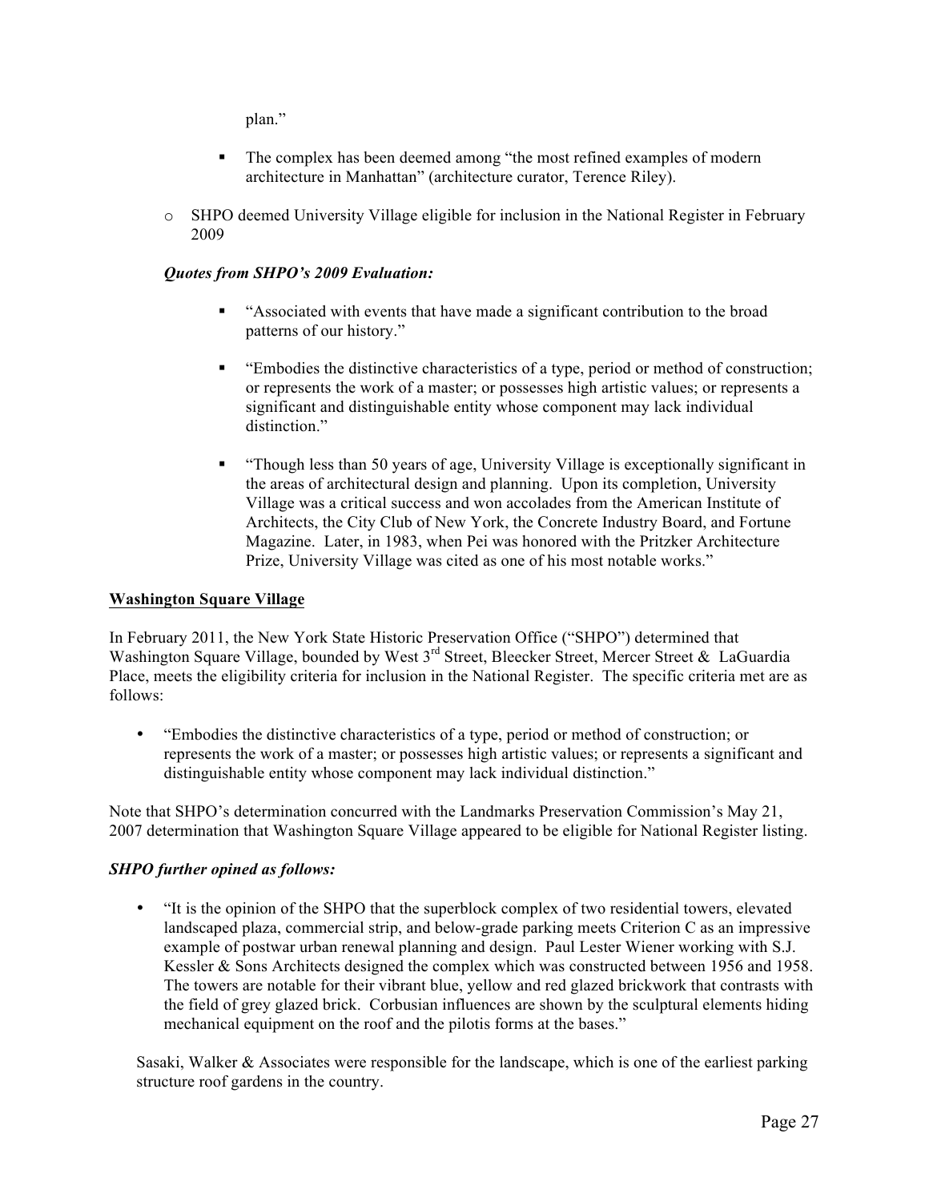plan."

    - The complex has been deemed among "the most refined examples of modern architecture in Manhattan" (architecture curator, Terence Riley).

- SHPO deemed University Village eligible for inclusion in the National Register in February 2009

***Quotes from SHPO's 2009 Evaluation:***

- "Associated with events that have made a significant contribution to the broad patterns of our history."
- "Embodies the distinctive characteristics of a type, period or method of construction; or represents the work of a master; or possesses high artistic values; or represents a significant and distinguishable entity whose component may lack individual distinction."
- "Though less than 50 years of age, University Village is exceptionally significant in the areas of architectural design and planning. Upon its completion, University Village was a critical success and won accolades from the American Institute of Architects, the City Club of New York, the Concrete Industry Board, and Fortune Magazine. Later, in 1983, when Pei was honored with the Pritzker Architecture Prize, University Village was cited as one of his most notable works."

<u>**Washington Square Village**</u>

In February 2011, the New York State Historic Preservation Office ("SHPO") determined that Washington Square Village, bounded by West 3rd Street, Bleecker Street, Mercer Street & LaGuardia Place, meets the eligibility criteria for inclusion in the National Register. The specific criteria met are as follows:

- "Embodies the distinctive characteristics of a type, period or method of construction; or represents the work of a master; or possesses high artistic values; or represents a significant and distinguishable entity whose component may lack individual distinction."

Note that SHPO's determination concurred with the Landmarks Preservation Commission's May 21, 2007 determination that Washington Square Village appeared to be eligible for National Register listing.

***SHPO further opined as follows:***

- "It is the opinion of the SHPO that the superblock complex of two residential towers, elevated landscaped plaza, commercial strip, and below-grade parking meets Criterion C as an impressive example of postwar urban renewal planning and design. Paul Lester Wiener working with S.J. Kessler & Sons Architects designed the complex which was constructed between 1956 and 1958. The towers are notable for their vibrant blue, yellow and red glazed brickwork that contrasts with the field of grey glazed brick. Corbusian influences are shown by the sculptural elements hiding mechanical equipment on the roof and the pilotis forms at the bases."

Sasaki, Walker & Associates were responsible for the landscape, which is one of the earliest parking structure roof gardens in the country.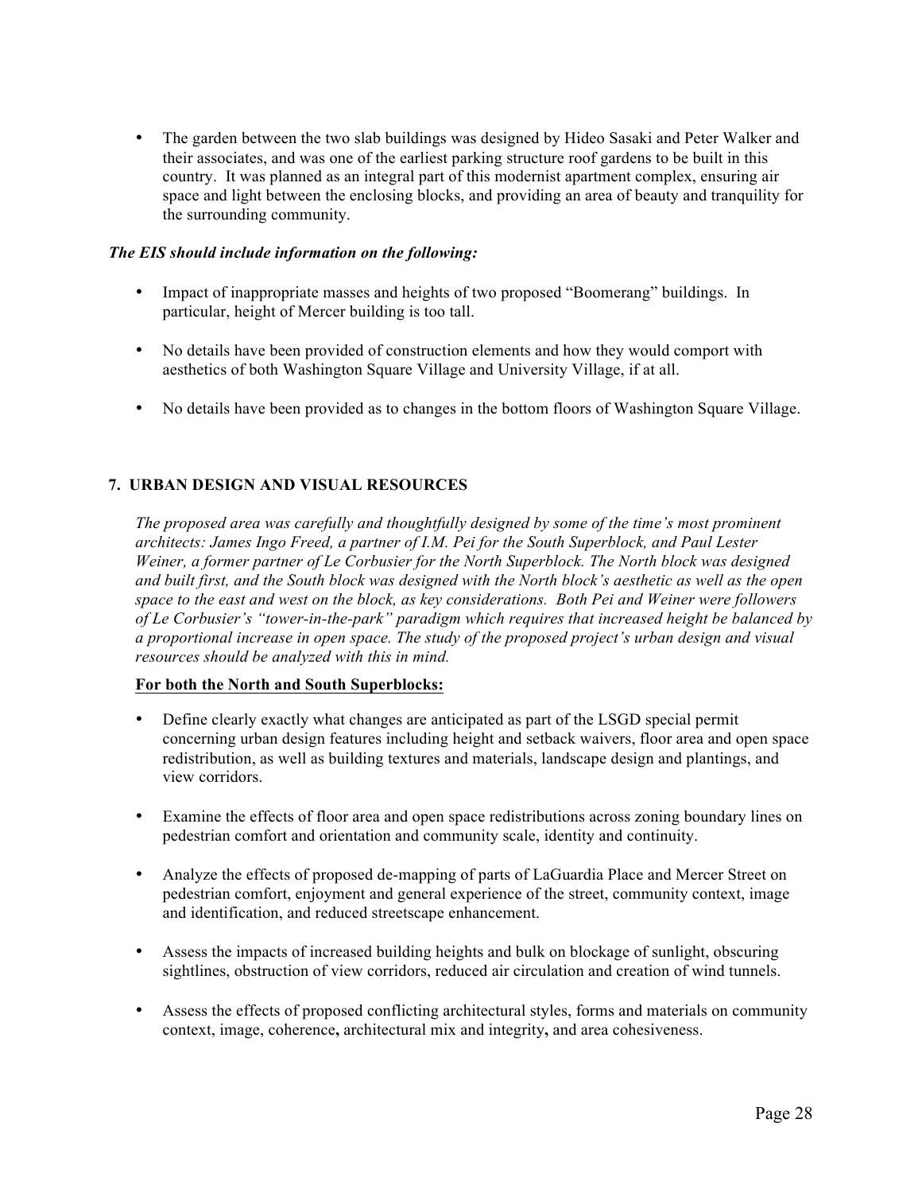- The garden between the two slab buildings was designed by Hideo Sasaki and Peter Walker and their associates, and was one of the earliest parking structure roof gardens to be built in this country. It was planned as an integral part of this modernist apartment complex, ensuring air space and light between the enclosing blocks, and providing an area of beauty and tranquility for the surrounding community.

***The EIS should include information on the following:***

- Impact of inappropriate masses and heights of two proposed "Boomerang" buildings. In particular, height of Mercer building is too tall.

- No details have been provided of construction elements and how they would comport with aesthetics of both Washington Square Village and University Village, if at all.

- No details have been provided as to changes in the bottom floors of Washington Square Village.

## 7. URBAN DESIGN AND VISUAL RESOURCES

*The proposed area was carefully and thoughtfully designed by some of the time's most prominent architects: James Ingo Freed, a partner of I.M. Pei for the South Superblock, and Paul Lester Weiner, a former partner of Le Corbusier for the North Superblock. The North block was designed and built first, and the South block was designed with the North block's aesthetic as well as the open space to the east and west on the block, as key considerations. Both Pei and Weiner were followers of Le Corbusier's "tower-in-the-park" paradigm which requires that increased height be balanced by a proportional increase in open space. The study of the proposed project's urban design and visual resources should be analyzed with this in mind.*

**<u>For both the North and South Superblocks:</u>**

- Define clearly exactly what changes are anticipated as part of the LSGD special permit concerning urban design features including height and setback waivers, floor area and open space redistribution, as well as building textures and materials, landscape design and plantings, and view corridors.

- Examine the effects of floor area and open space redistributions across zoning boundary lines on pedestrian comfort and orientation and community scale, identity and continuity.

- Analyze the effects of proposed de-mapping of parts of LaGuardia Place and Mercer Street on pedestrian comfort, enjoyment and general experience of the street, community context, image and identification, and reduced streetscape enhancement.

- Assess the impacts of increased building heights and bulk on blockage of sunlight, obscuring sightlines, obstruction of view corridors, reduced air circulation and creation of wind tunnels.

- Assess the effects of proposed conflicting architectural styles, forms and materials on community context, image, coherence**,** architectural mix and integrity**,** and area cohesiveness.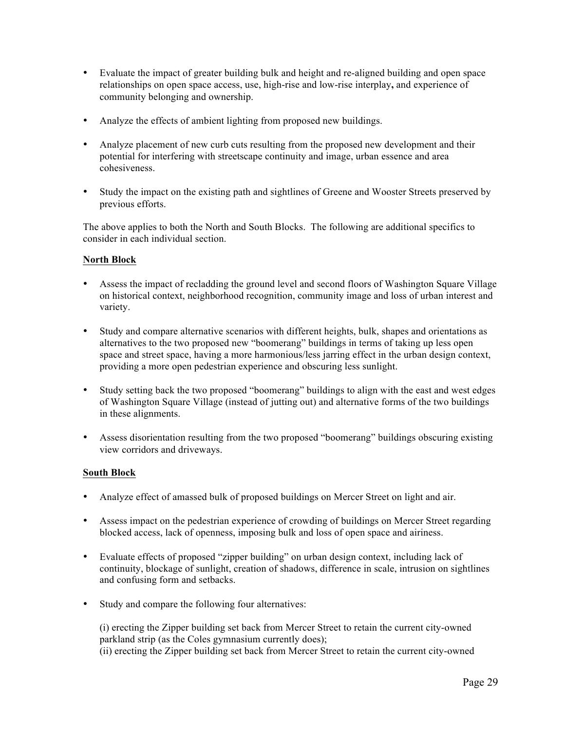- Evaluate the impact of greater building bulk and height and re-aligned building and open space relationships on open space access, use, high-rise and low-rise interplay**,** and experience of community belonging and ownership.

- Analyze the effects of ambient lighting from proposed new buildings.

- Analyze placement of new curb cuts resulting from the proposed new development and their potential for interfering with streetscape continuity and image, urban essence and area cohesiveness.

- Study the impact on the existing path and sightlines of Greene and Wooster Streets preserved by previous efforts.

The above applies to both the North and South Blocks. The following are additional specifics to consider in each individual section.

<u>**North Block**</u>

- Assess the impact of recladding the ground level and second floors of Washington Square Village on historical context, neighborhood recognition, community image and loss of urban interest and variety.

- Study and compare alternative scenarios with different heights, bulk, shapes and orientations as alternatives to the two proposed new "boomerang" buildings in terms of taking up less open space and street space, having a more harmonious/less jarring effect in the urban design context, providing a more open pedestrian experience and obscuring less sunlight.

- Study setting back the two proposed "boomerang" buildings to align with the east and west edges of Washington Square Village (instead of jutting out) and alternative forms of the two buildings in these alignments.

- Assess disorientation resulting from the two proposed "boomerang" buildings obscuring existing view corridors and driveways.

<u>**South Block**</u>

- Analyze effect of amassed bulk of proposed buildings on Mercer Street on light and air.

- Assess impact on the pedestrian experience of crowding of buildings on Mercer Street regarding blocked access, lack of openness, imposing bulk and loss of open space and airiness.

- Evaluate effects of proposed "zipper building" on urban design context, including lack of continuity, blockage of sunlight, creation of shadows, difference in scale, intrusion on sightlines and confusing form and setbacks.

- Study and compare the following four alternatives:

  (i) erecting the Zipper building set back from Mercer Street to retain the current city-owned parkland strip (as the Coles gymnasium currently does);
  (ii) erecting the Zipper building set back from Mercer Street to retain the current city-owned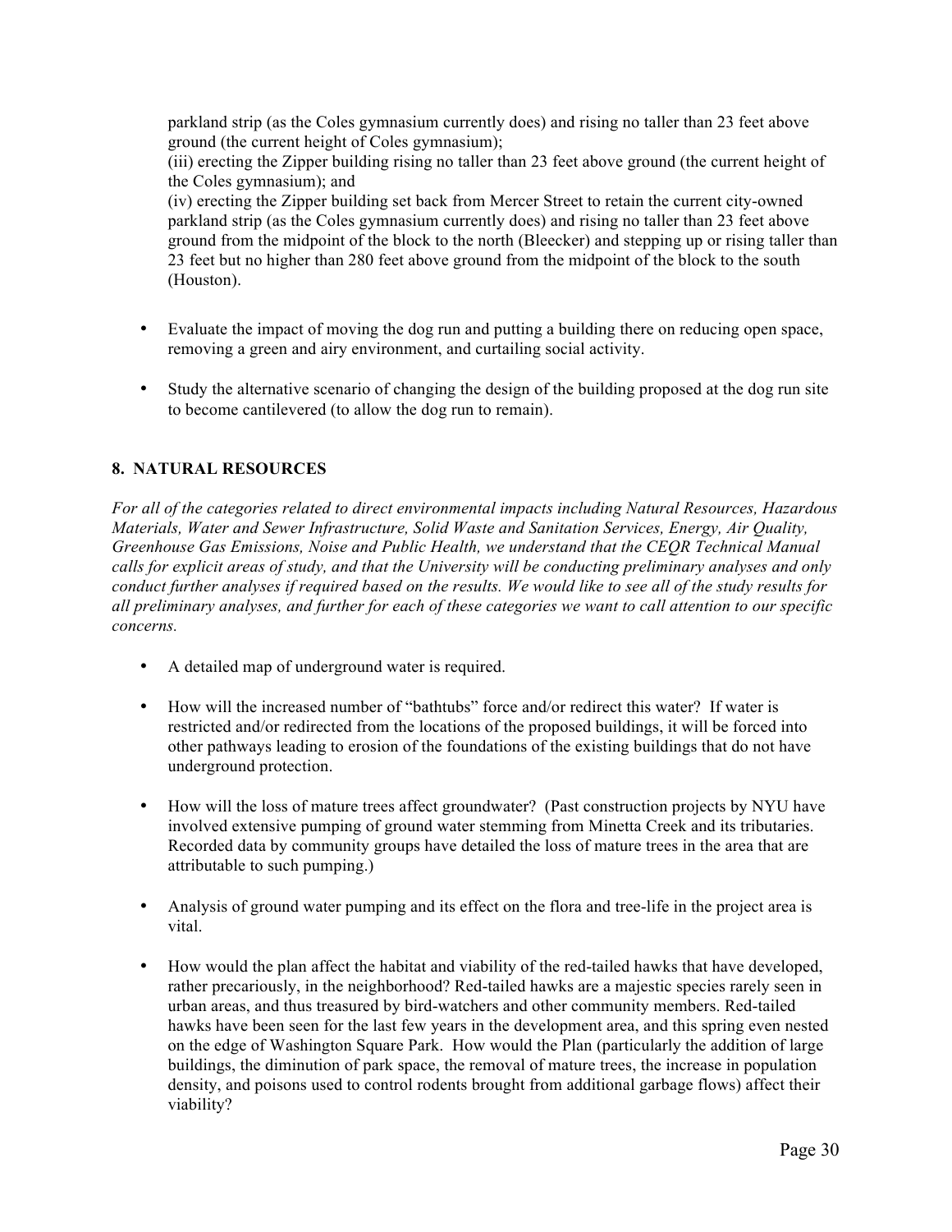parkland strip (as the Coles gymnasium currently does) and rising no taller than 23 feet above ground (the current height of Coles gymnasium);
(iii) erecting the Zipper building rising no taller than 23 feet above ground (the current height of the Coles gymnasium); and
(iv) erecting the Zipper building set back from Mercer Street to retain the current city-owned parkland strip (as the Coles gymnasium currently does) and rising no taller than 23 feet above ground from the midpoint of the block to the north (Bleecker) and stepping up or rising taller than 23 feet but no higher than 280 feet above ground from the midpoint of the block to the south (Houston).

- Evaluate the impact of moving the dog run and putting a building there on reducing open space, removing a green and airy environment, and curtailing social activity.
- Study the alternative scenario of changing the design of the building proposed at the dog run site to become cantilevered (to allow the dog run to remain).

## 8. NATURAL RESOURCES

*For all of the categories related to direct environmental impacts including Natural Resources, Hazardous Materials, Water and Sewer Infrastructure, Solid Waste and Sanitation Services, Energy, Air Quality, Greenhouse Gas Emissions, Noise and Public Health, we understand that the CEQR Technical Manual calls for explicit areas of study, and that the University will be conducting preliminary analyses and only conduct further analyses if required based on the results. We would like to see all of the study results for all preliminary analyses, and further for each of these categories we want to call attention to our specific concerns.*

- A detailed map of underground water is required.
- How will the increased number of "bathtubs" force and/or redirect this water? If water is restricted and/or redirected from the locations of the proposed buildings, it will be forced into other pathways leading to erosion of the foundations of the existing buildings that do not have underground protection.
- How will the loss of mature trees affect groundwater? (Past construction projects by NYU have involved extensive pumping of ground water stemming from Minetta Creek and its tributaries. Recorded data by community groups have detailed the loss of mature trees in the area that are attributable to such pumping.)
- Analysis of ground water pumping and its effect on the flora and tree-life in the project area is vital.
- How would the plan affect the habitat and viability of the red-tailed hawks that have developed, rather precariously, in the neighborhood? Red-tailed hawks are a majestic species rarely seen in urban areas, and thus treasured by bird-watchers and other community members. Red-tailed hawks have been seen for the last few years in the development area, and this spring even nested on the edge of Washington Square Park. How would the Plan (particularly the addition of large buildings, the diminution of park space, the removal of mature trees, the increase in population density, and poisons used to control rodents brought from additional garbage flows) affect their viability?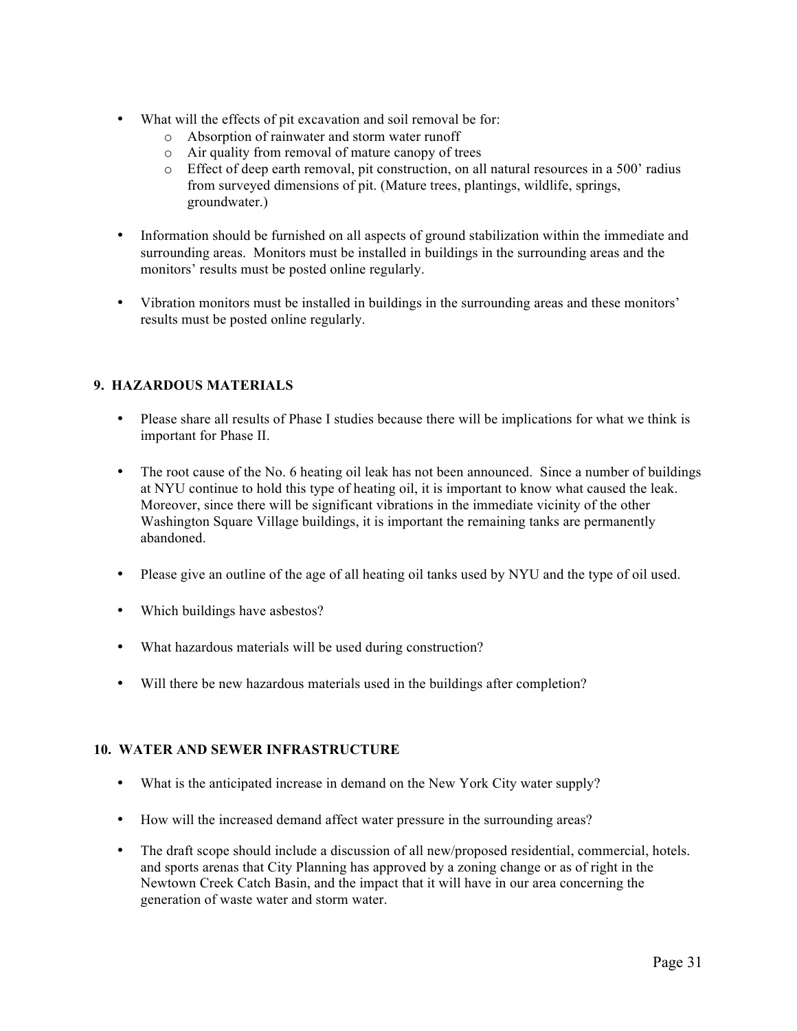- What will the effects of pit excavation and soil removal be for:
  - Absorption of rainwater and storm water runoff
  - Air quality from removal of mature canopy of trees
  - Effect of deep earth removal, pit construction, on all natural resources in a 500' radius from surveyed dimensions of pit. (Mature trees, plantings, wildlife, springs, groundwater.)

- Information should be furnished on all aspects of ground stabilization within the immediate and surrounding areas. Monitors must be installed in buildings in the surrounding areas and the monitors' results must be posted online regularly.

- Vibration monitors must be installed in buildings in the surrounding areas and these monitors' results must be posted online regularly.

## 9. HAZARDOUS MATERIALS

- Please share all results of Phase I studies because there will be implications for what we think is important for Phase II.

- The root cause of the No. 6 heating oil leak has not been announced. Since a number of buildings at NYU continue to hold this type of heating oil, it is important to know what caused the leak. Moreover, since there will be significant vibrations in the immediate vicinity of the other Washington Square Village buildings, it is important the remaining tanks are permanently abandoned.

- Please give an outline of the age of all heating oil tanks used by NYU and the type of oil used.

- Which buildings have asbestos?

- What hazardous materials will be used during construction?

- Will there be new hazardous materials used in the buildings after completion?

## 10. WATER AND SEWER INFRASTRUCTURE

- What is the anticipated increase in demand on the New York City water supply?

- How will the increased demand affect water pressure in the surrounding areas?

- The draft scope should include a discussion of all new/proposed residential, commercial, hotels. and sports arenas that City Planning has approved by a zoning change or as of right in the Newtown Creek Catch Basin, and the impact that it will have in our area concerning the generation of waste water and storm water.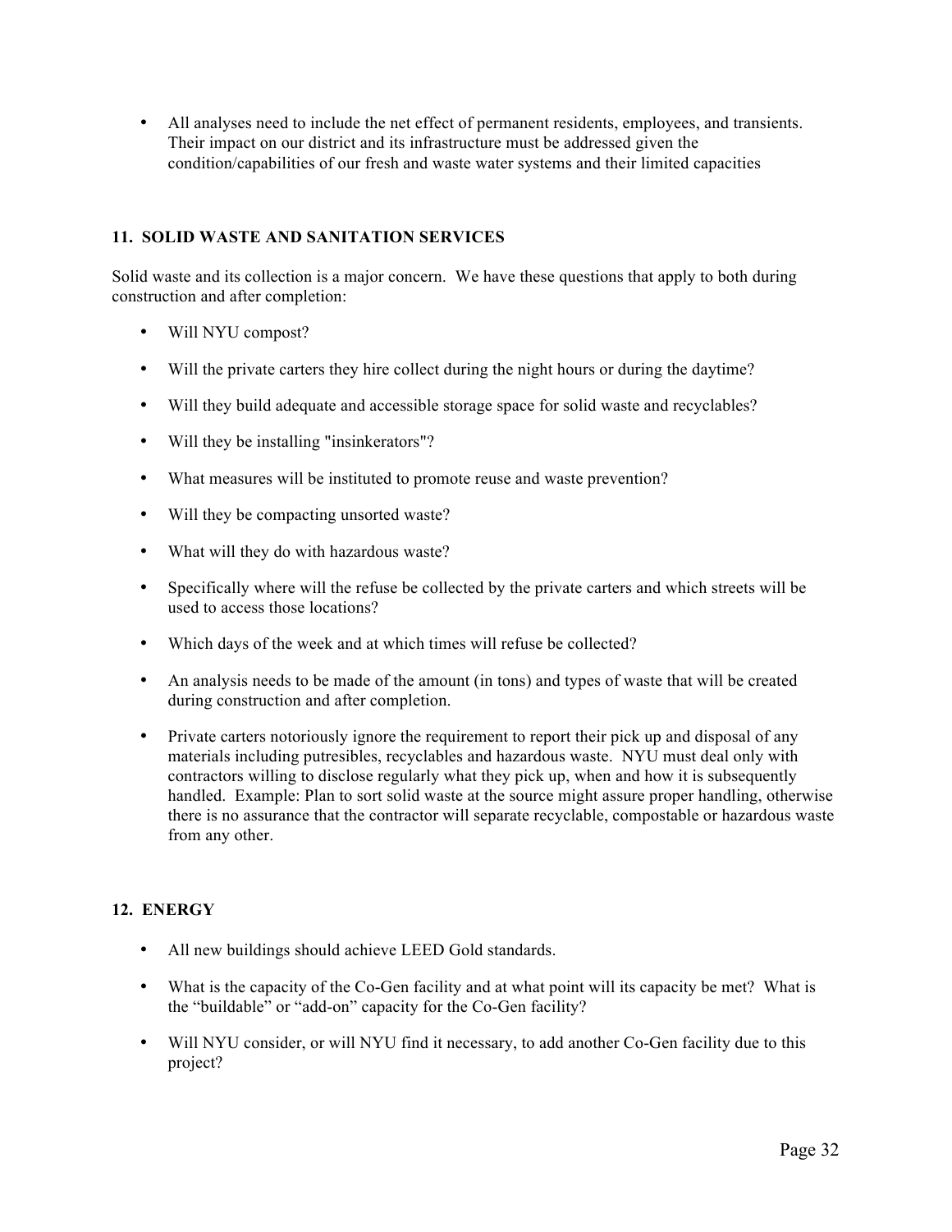- All analyses need to include the net effect of permanent residents, employees, and transients. Their impact on our district and its infrastructure must be addressed given the condition/capabilities of our fresh and waste water systems and their limited capacities

### 11. SOLID WASTE AND SANITATION SERVICES

Solid waste and its collection is a major concern. We have these questions that apply to both during construction and after completion:

- Will NYU compost?
- Will the private carters they hire collect during the night hours or during the daytime?
- Will they build adequate and accessible storage space for solid waste and recyclables?
- Will they be installing "insinkerators"?
- What measures will be instituted to promote reuse and waste prevention?
- Will they be compacting unsorted waste?
- What will they do with hazardous waste?
- Specifically where will the refuse be collected by the private carters and which streets will be used to access those locations?
- Which days of the week and at which times will refuse be collected?
- An analysis needs to be made of the amount (in tons) and types of waste that will be created during construction and after completion.
- Private carters notoriously ignore the requirement to report their pick up and disposal of any materials including putresibles, recyclables and hazardous waste. NYU must deal only with contractors willing to disclose regularly what they pick up, when and how it is subsequently handled. Example: Plan to sort solid waste at the source might assure proper handling, otherwise there is no assurance that the contractor will separate recyclable, compostable or hazardous waste from any other.

### 12. ENERGY

- All new buildings should achieve LEED Gold standards.
- What is the capacity of the Co-Gen facility and at what point will its capacity be met? What is the "buildable" or "add-on" capacity for the Co-Gen facility?
- Will NYU consider, or will NYU find it necessary, to add another Co-Gen facility due to this project?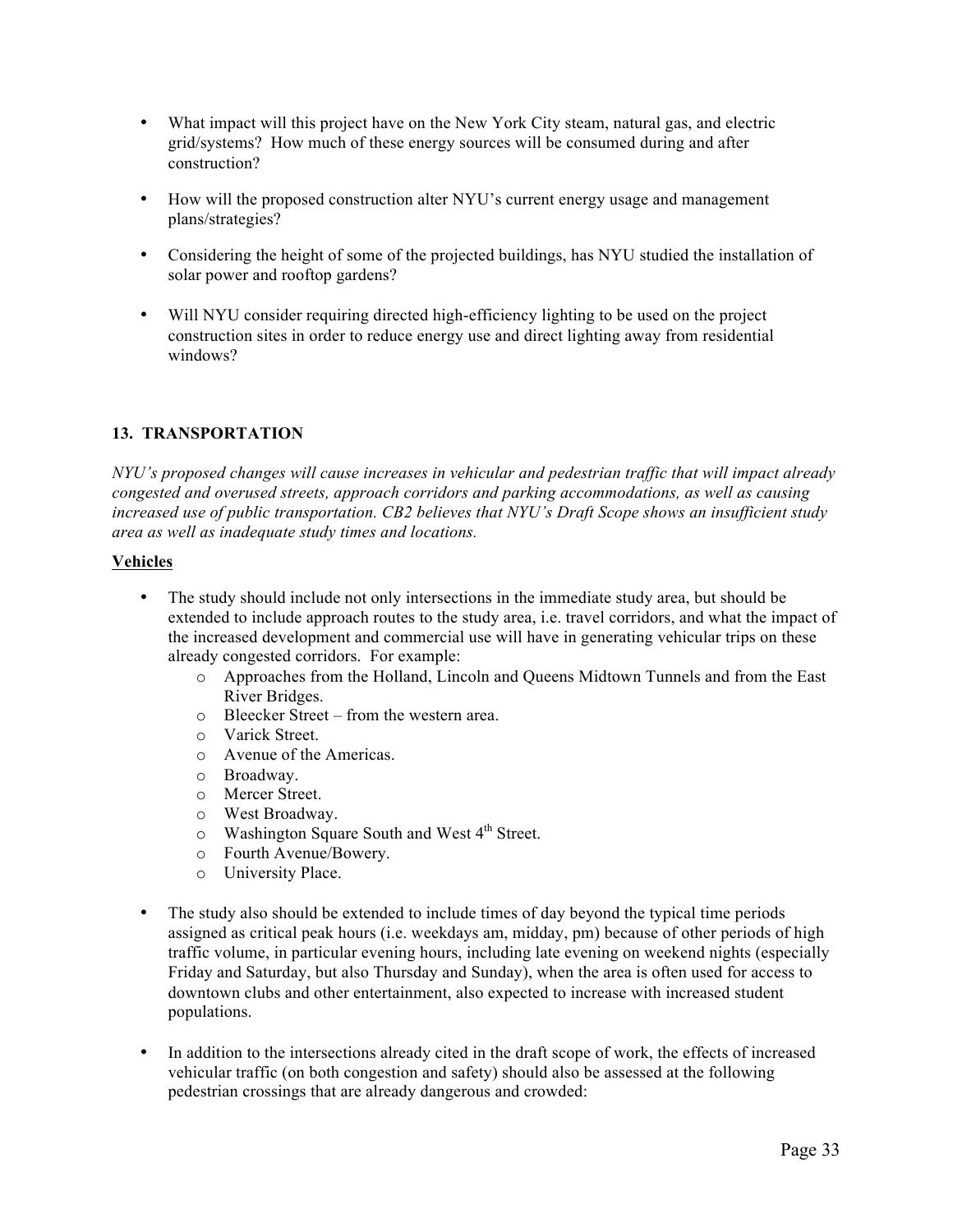- What impact will this project have on the New York City steam, natural gas, and electric grid/systems? How much of these energy sources will be consumed during and after construction?

- How will the proposed construction alter NYU's current energy usage and management plans/strategies?

- Considering the height of some of the projected buildings, has NYU studied the installation of solar power and rooftop gardens?

- Will NYU consider requiring directed high-efficiency lighting to be used on the project construction sites in order to reduce energy use and direct lighting away from residential windows?

## 13. TRANSPORTATION

*NYU's proposed changes will cause increases in vehicular and pedestrian traffic that will impact already congested and overused streets, approach corridors and parking accommodations, as well as causing increased use of public transportation. CB2 believes that NYU's Draft Scope shows an insufficient study area as well as inadequate study times and locations.*

**<u>Vehicles</u>**

- The study should include not only intersections in the immediate study area, but should be extended to include approach routes to the study area, i.e. travel corridors, and what the impact of the increased development and commercial use will have in generating vehicular trips on these already congested corridors. For example:
  - Approaches from the Holland, Lincoln and Queens Midtown Tunnels and from the East River Bridges.
  - Bleecker Street – from the western area.
  - Varick Street.
  - Avenue of the Americas.
  - Broadway.
  - Mercer Street.
  - West Broadway.
  - Washington Square South and West 4th Street.
  - Fourth Avenue/Bowery.
  - University Place.

- The study also should be extended to include times of day beyond the typical time periods assigned as critical peak hours (i.e. weekdays am, midday, pm) because of other periods of high traffic volume, in particular evening hours, including late evening on weekend nights (especially Friday and Saturday, but also Thursday and Sunday), when the area is often used for access to downtown clubs and other entertainment, also expected to increase with increased student populations.

- In addition to the intersections already cited in the draft scope of work, the effects of increased vehicular traffic (on both congestion and safety) should also be assessed at the following pedestrian crossings that are already dangerous and crowded: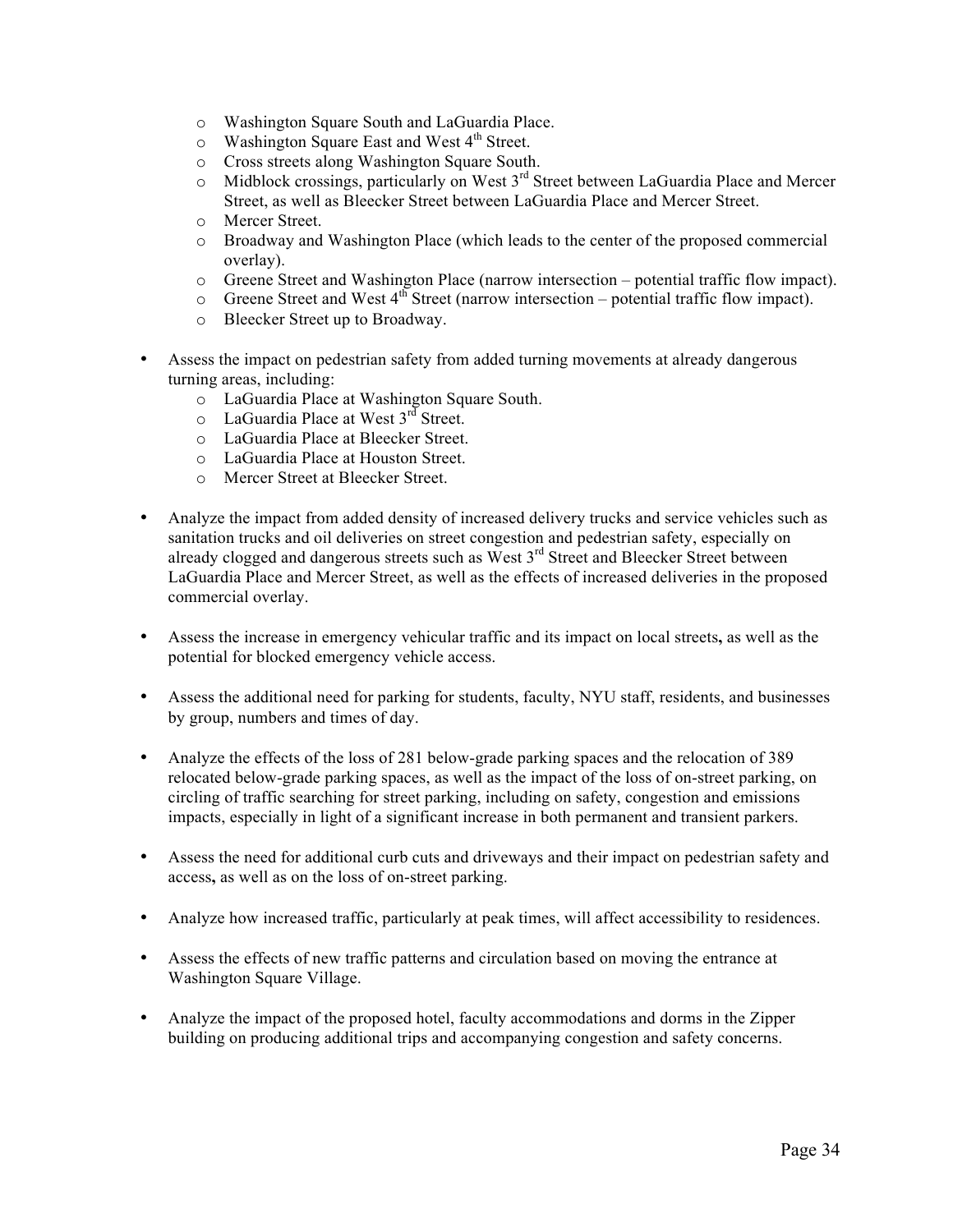- Washington Square South and LaGuardia Place.
  - Washington Square East and West 4th Street.
  - Cross streets along Washington Square South.
  - Midblock crossings, particularly on West 3rd Street between LaGuardia Place and Mercer Street, as well as Bleecker Street between LaGuardia Place and Mercer Street.
  - Mercer Street.
  - Broadway and Washington Place (which leads to the center of the proposed commercial overlay).
  - Greene Street and Washington Place (narrow intersection – potential traffic flow impact).
  - Greene Street and West 4th Street (narrow intersection – potential traffic flow impact).
  - Bleecker Street up to Broadway.

- Assess the impact on pedestrian safety from added turning movements at already dangerous turning areas, including:
  - LaGuardia Place at Washington Square South.
  - LaGuardia Place at West 3rd Street.
  - LaGuardia Place at Bleecker Street.
  - LaGuardia Place at Houston Street.
  - Mercer Street at Bleecker Street.

- Analyze the impact from added density of increased delivery trucks and service vehicles such as sanitation trucks and oil deliveries on street congestion and pedestrian safety, especially on already clogged and dangerous streets such as West 3rd Street and Bleecker Street between LaGuardia Place and Mercer Street, as well as the effects of increased deliveries in the proposed commercial overlay.

- Assess the increase in emergency vehicular traffic and its impact on local streets**,** as well as the potential for blocked emergency vehicle access.

- Assess the additional need for parking for students, faculty, NYU staff, residents, and businesses by group, numbers and times of day.

- Analyze the effects of the loss of 281 below-grade parking spaces and the relocation of 389 relocated below-grade parking spaces, as well as the impact of the loss of on-street parking, on circling of traffic searching for street parking, including on safety, congestion and emissions impacts, especially in light of a significant increase in both permanent and transient parkers.

- Assess the need for additional curb cuts and driveways and their impact on pedestrian safety and access**,** as well as on the loss of on-street parking.

- Analyze how increased traffic, particularly at peak times, will affect accessibility to residences.

- Assess the effects of new traffic patterns and circulation based on moving the entrance at Washington Square Village.

- Analyze the impact of the proposed hotel, faculty accommodations and dorms in the Zipper building on producing additional trips and accompanying congestion and safety concerns.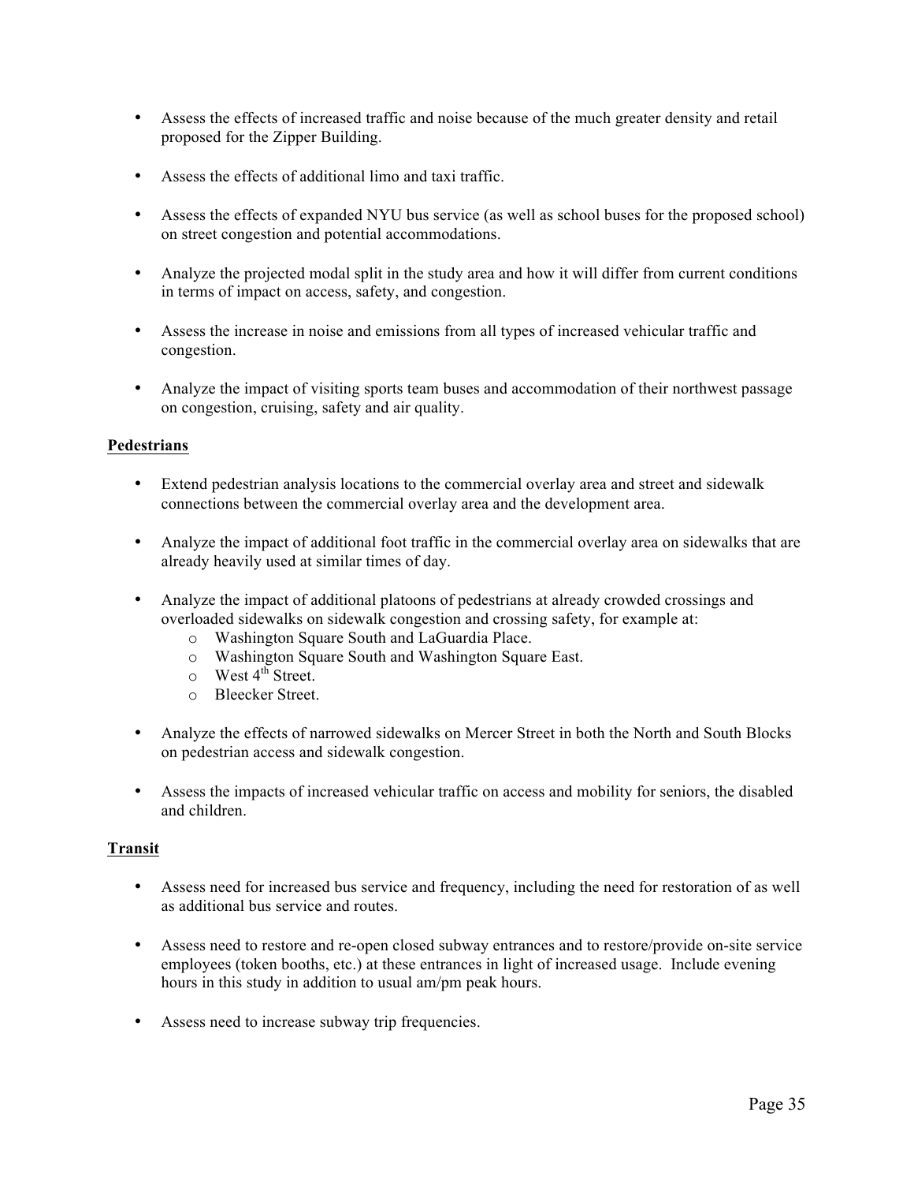- Assess the effects of increased traffic and noise because of the much greater density and retail proposed for the Zipper Building.

- Assess the effects of additional limo and taxi traffic.

- Assess the effects of expanded NYU bus service (as well as school buses for the proposed school) on street congestion and potential accommodations.

- Analyze the projected modal split in the study area and how it will differ from current conditions in terms of impact on access, safety, and congestion.

- Assess the increase in noise and emissions from all types of increased vehicular traffic and congestion.

- Analyze the impact of visiting sports team buses and accommodation of their northwest passage on congestion, cruising, safety and air quality.

**Pedestrians**

- Extend pedestrian analysis locations to the commercial overlay area and street and sidewalk connections between the commercial overlay area and the development area.

- Analyze the impact of additional foot traffic in the commercial overlay area on sidewalks that are already heavily used at similar times of day.

- Analyze the impact of additional platoons of pedestrians at already crowded crossings and overloaded sidewalks on sidewalk congestion and crossing safety, for example at:
  - Washington Square South and LaGuardia Place.
  - Washington Square South and Washington Square East.
  - West 4th Street.
  - Bleecker Street.

- Analyze the effects of narrowed sidewalks on Mercer Street in both the North and South Blocks on pedestrian access and sidewalk congestion.

- Assess the impacts of increased vehicular traffic on access and mobility for seniors, the disabled and children.

**Transit**

- Assess need for increased bus service and frequency, including the need for restoration of as well as additional bus service and routes.

- Assess need to restore and re-open closed subway entrances and to restore/provide on-site service employees (token booths, etc.) at these entrances in light of increased usage. Include evening hours in this study in addition to usual am/pm peak hours.

- Assess need to increase subway trip frequencies.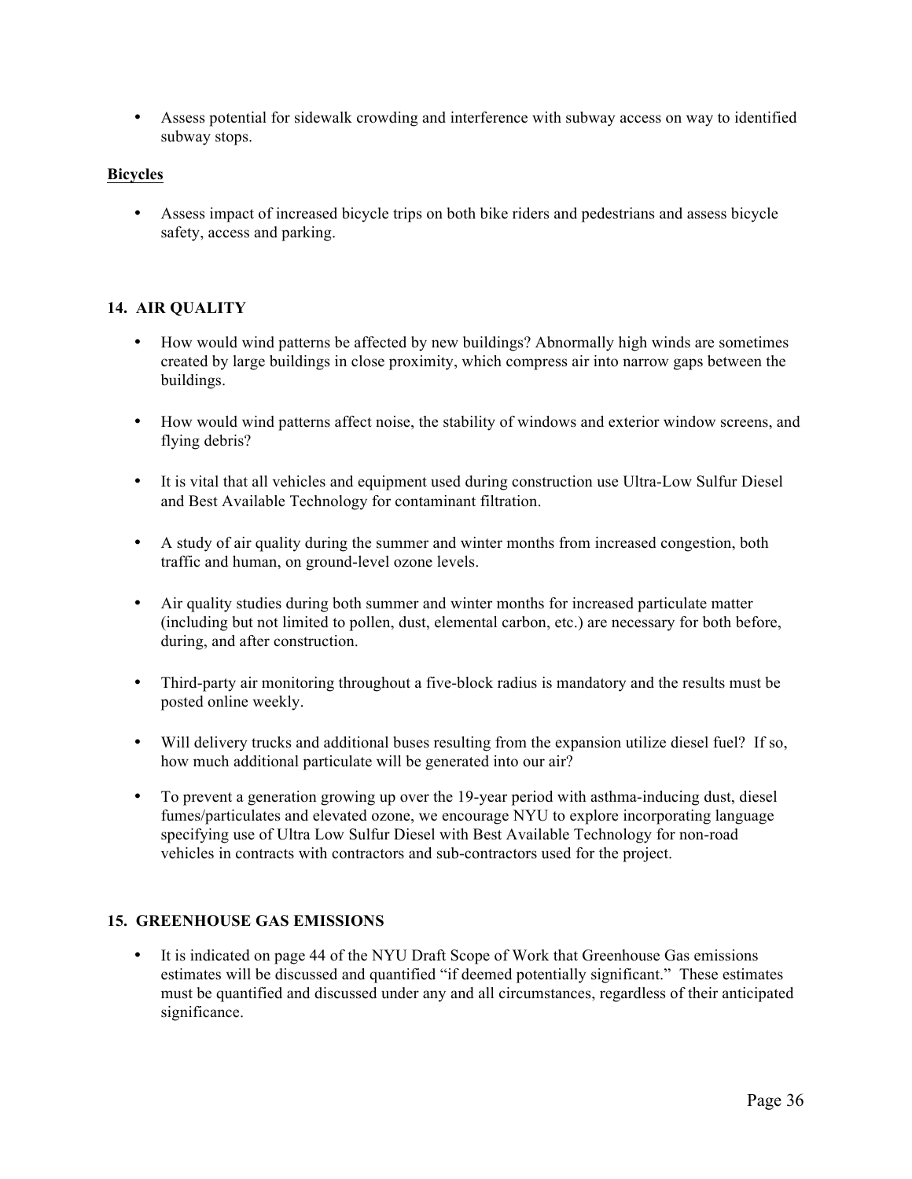- Assess potential for sidewalk crowding and interference with subway access on way to identified subway stops.

**Bicycles**

- Assess impact of increased bicycle trips on both bike riders and pedestrians and assess bicycle safety, access and parking.

### 14. AIR QUALITY

- How would wind patterns be affected by new buildings? Abnormally high winds are sometimes created by large buildings in close proximity, which compress air into narrow gaps between the buildings.

- How would wind patterns affect noise, the stability of windows and exterior window screens, and flying debris?

- It is vital that all vehicles and equipment used during construction use Ultra-Low Sulfur Diesel and Best Available Technology for contaminant filtration.

- A study of air quality during the summer and winter months from increased congestion, both traffic and human, on ground-level ozone levels.

- Air quality studies during both summer and winter months for increased particulate matter (including but not limited to pollen, dust, elemental carbon, etc.) are necessary for both before, during, and after construction.

- Third-party air monitoring throughout a five-block radius is mandatory and the results must be posted online weekly.

- Will delivery trucks and additional buses resulting from the expansion utilize diesel fuel? If so, how much additional particulate will be generated into our air?

- To prevent a generation growing up over the 19-year period with asthma-inducing dust, diesel fumes/particulates and elevated ozone, we encourage NYU to explore incorporating language specifying use of Ultra Low Sulfur Diesel with Best Available Technology for non-road vehicles in contracts with contractors and sub-contractors used for the project.

### 15. GREENHOUSE GAS EMISSIONS

- It is indicated on page 44 of the NYU Draft Scope of Work that Greenhouse Gas emissions estimates will be discussed and quantified "if deemed potentially significant." These estimates must be quantified and discussed under any and all circumstances, regardless of their anticipated significance.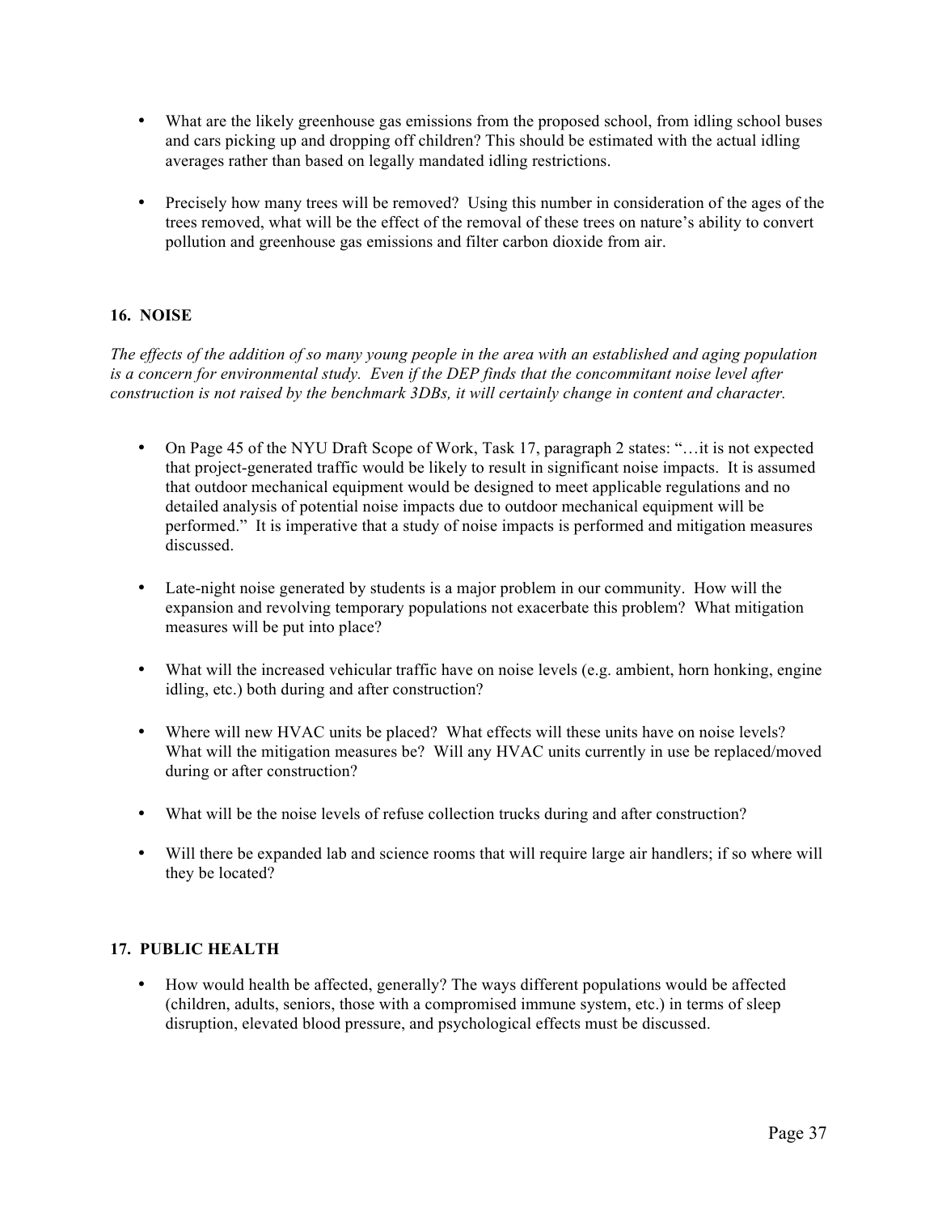- What are the likely greenhouse gas emissions from the proposed school, from idling school buses and cars picking up and dropping off children? This should be estimated with the actual idling averages rather than based on legally mandated idling restrictions.

- Precisely how many trees will be removed? Using this number in consideration of the ages of the trees removed, what will be the effect of the removal of these trees on nature's ability to convert pollution and greenhouse gas emissions and filter carbon dioxide from air.

### 16. NOISE

*The effects of the addition of so many young people in the area with an established and aging population is a concern for environmental study. Even if the DEP finds that the concommitant noise level after construction is not raised by the benchmark 3DBs, it will certainly change in content and character.*

- On Page 45 of the NYU Draft Scope of Work, Task 17, paragraph 2 states: "…it is not expected that project-generated traffic would be likely to result in significant noise impacts. It is assumed that outdoor mechanical equipment would be designed to meet applicable regulations and no detailed analysis of potential noise impacts due to outdoor mechanical equipment will be performed." It is imperative that a study of noise impacts is performed and mitigation measures discussed.

- Late-night noise generated by students is a major problem in our community. How will the expansion and revolving temporary populations not exacerbate this problem? What mitigation measures will be put into place?

- What will the increased vehicular traffic have on noise levels (e.g. ambient, horn honking, engine idling, etc.) both during and after construction?

- Where will new HVAC units be placed? What effects will these units have on noise levels? What will the mitigation measures be? Will any HVAC units currently in use be replaced/moved during or after construction?

- What will be the noise levels of refuse collection trucks during and after construction?

- Will there be expanded lab and science rooms that will require large air handlers; if so where will they be located?

### 17. PUBLIC HEALTH

- How would health be affected, generally? The ways different populations would be affected (children, adults, seniors, those with a compromised immune system, etc.) in terms of sleep disruption, elevated blood pressure, and psychological effects must be discussed.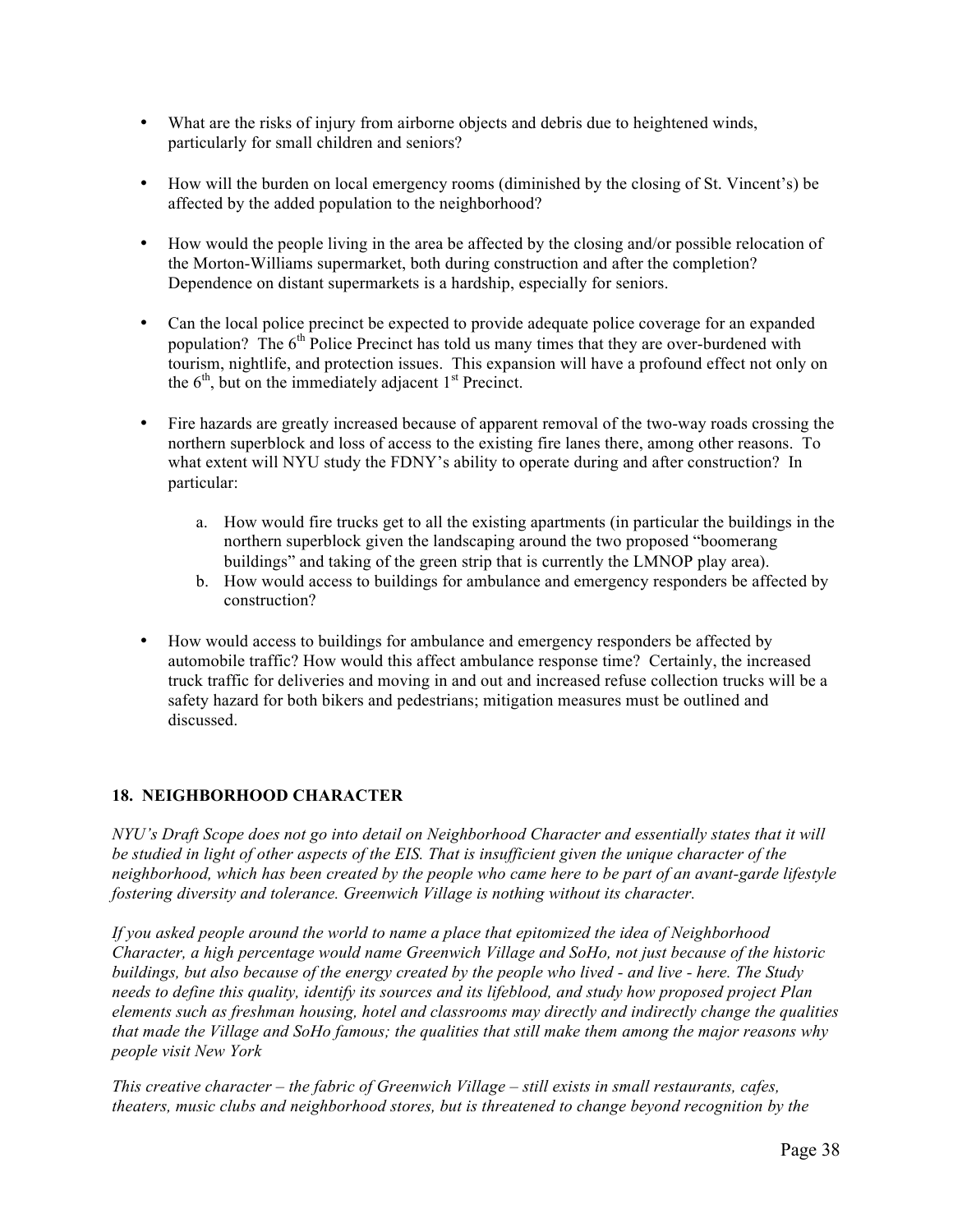- What are the risks of injury from airborne objects and debris due to heightened winds, particularly for small children and seniors?

- How will the burden on local emergency rooms (diminished by the closing of St. Vincent's) be affected by the added population to the neighborhood?

- How would the people living in the area be affected by the closing and/or possible relocation of the Morton-Williams supermarket, both during construction and after the completion? Dependence on distant supermarkets is a hardship, especially for seniors.

- Can the local police precinct be expected to provide adequate police coverage for an expanded population? The 6th Police Precinct has told us many times that they are over-burdened with tourism, nightlife, and protection issues. This expansion will have a profound effect not only on the 6th, but on the immediately adjacent 1st Precinct.

- Fire hazards are greatly increased because of apparent removal of the two-way roads crossing the northern superblock and loss of access to the existing fire lanes there, among other reasons. To what extent will NYU study the FDNY's ability to operate during and after construction? In particular:

    a. How would fire trucks get to all the existing apartments (in particular the buildings in the northern superblock given the landscaping around the two proposed "boomerang buildings" and taking of the green strip that is currently the LMNOP play area).
    b. How would access to buildings for ambulance and emergency responders be affected by construction?

- How would access to buildings for ambulance and emergency responders be affected by automobile traffic? How would this affect ambulance response time? Certainly, the increased truck traffic for deliveries and moving in and out and increased refuse collection trucks will be a safety hazard for both bikers and pedestrians; mitigation measures must be outlined and discussed.

## 18. NEIGHBORHOOD CHARACTER

*NYU's Draft Scope does not go into detail on Neighborhood Character and essentially states that it will be studied in light of other aspects of the EIS. That is insufficient given the unique character of the neighborhood, which has been created by the people who came here to be part of an avant-garde lifestyle fostering diversity and tolerance. Greenwich Village is nothing without its character.*

*If you asked people around the world to name a place that epitomized the idea of Neighborhood Character, a high percentage would name Greenwich Village and SoHo, not just because of the historic buildings, but also because of the energy created by the people who lived - and live - here. The Study needs to define this quality, identify its sources and its lifeblood, and study how proposed project Plan elements such as freshman housing, hotel and classrooms may directly and indirectly change the qualities that made the Village and SoHo famous; the qualities that still make them among the major reasons why people visit New York*

*This creative character – the fabric of Greenwich Village – still exists in small restaurants, cafes, theaters, music clubs and neighborhood stores, but is threatened to change beyond recognition by the*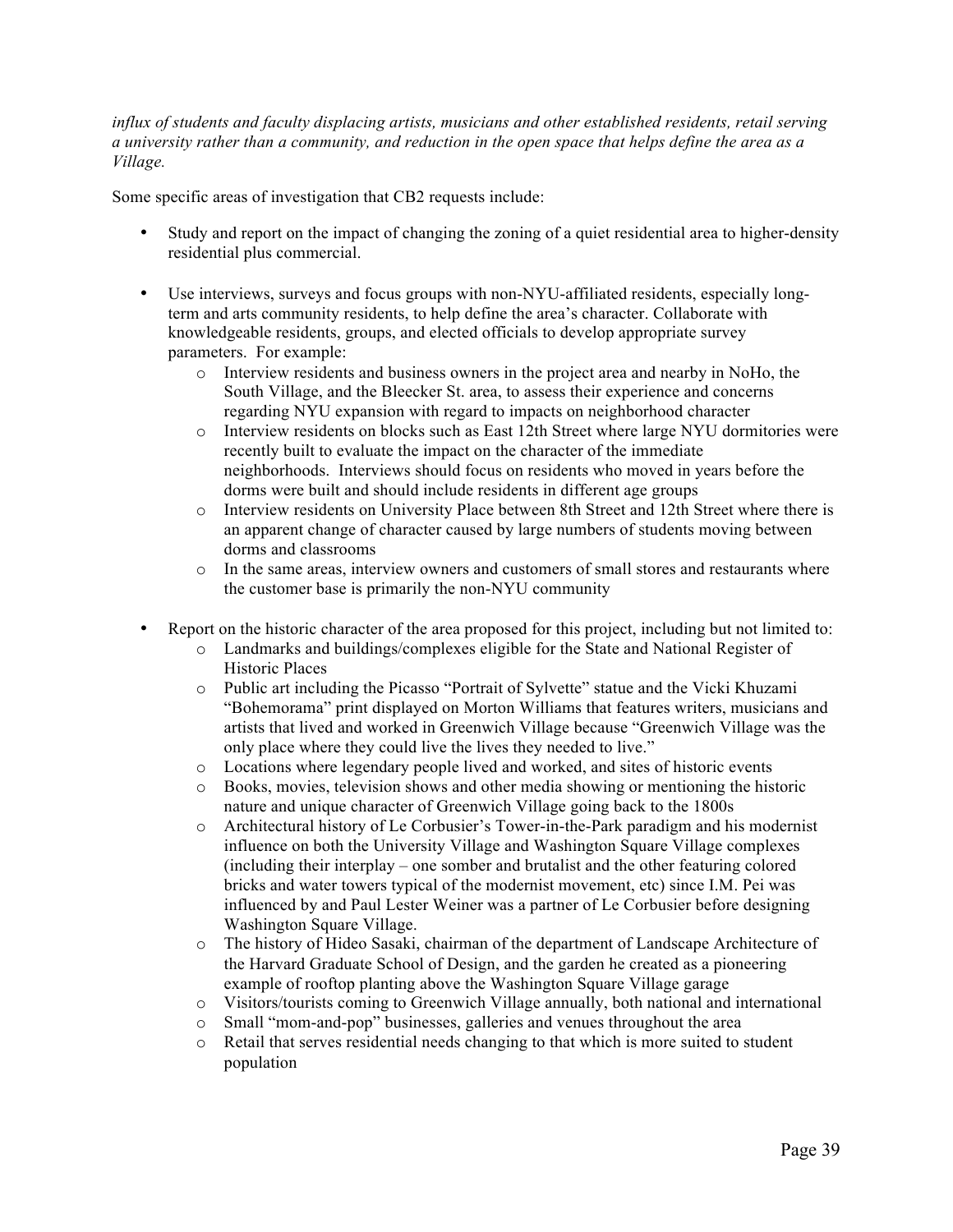*influx of students and faculty displacing artists, musicians and other established residents, retail serving a university rather than a community, and reduction in the open space that helps define the area as a Village.*

Some specific areas of investigation that CB2 requests include:

- Study and report on the impact of changing the zoning of a quiet residential area to higher-density residential plus commercial.

- Use interviews, surveys and focus groups with non-NYU-affiliated residents, especially long-term and arts community residents, to help define the area's character. Collaborate with knowledgeable residents, groups, and elected officials to develop appropriate survey parameters. For example:
    - Interview residents and business owners in the project area and nearby in NoHo, the South Village, and the Bleecker St. area, to assess their experience and concerns regarding NYU expansion with regard to impacts on neighborhood character
    - Interview residents on blocks such as East 12th Street where large NYU dormitories were recently built to evaluate the impact on the character of the immediate neighborhoods. Interviews should focus on residents who moved in years before the dorms were built and should include residents in different age groups
    - Interview residents on University Place between 8th Street and 12th Street where there is an apparent change of character caused by large numbers of students moving between dorms and classrooms
    - In the same areas, interview owners and customers of small stores and restaurants where the customer base is primarily the non-NYU community

- Report on the historic character of the area proposed for this project, including but not limited to:
    - Landmarks and buildings/complexes eligible for the State and National Register of Historic Places
    - Public art including the Picasso "Portrait of Sylvette" statue and the Vicki Khuzami "Bohemorama" print displayed on Morton Williams that features writers, musicians and artists that lived and worked in Greenwich Village because "Greenwich Village was the only place where they could live the lives they needed to live."
    - Locations where legendary people lived and worked, and sites of historic events
    - Books, movies, television shows and other media showing or mentioning the historic nature and unique character of Greenwich Village going back to the 1800s
    - Architectural history of Le Corbusier's Tower-in-the-Park paradigm and his modernist influence on both the University Village and Washington Square Village complexes (including their interplay – one somber and brutalist and the other featuring colored bricks and water towers typical of the modernist movement, etc) since I.M. Pei was influenced by and Paul Lester Weiner was a partner of Le Corbusier before designing Washington Square Village.
    - The history of Hideo Sasaki, chairman of the department of Landscape Architecture of the Harvard Graduate School of Design, and the garden he created as a pioneering example of rooftop planting above the Washington Square Village garage
    - Visitors/tourists coming to Greenwich Village annually, both national and international
    - Small "mom-and-pop" businesses, galleries and venues throughout the area
    - Retail that serves residential needs changing to that which is more suited to student population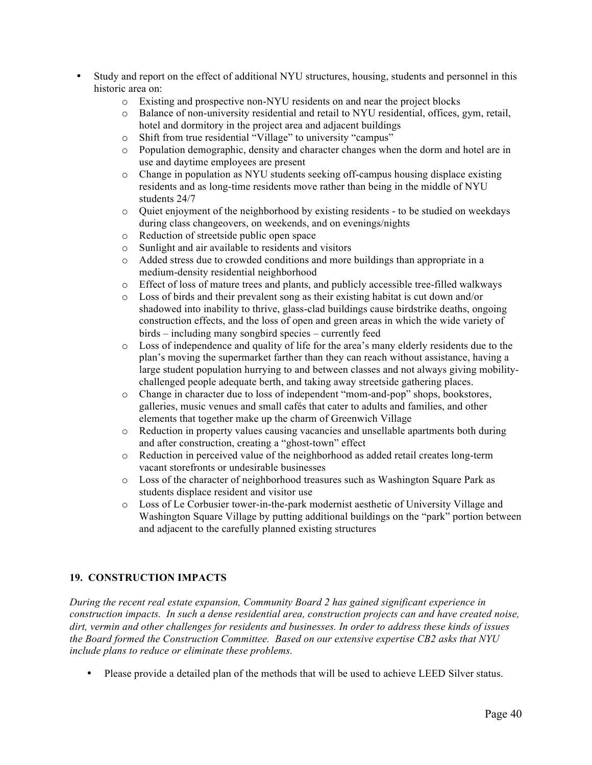- Study and report on the effect of additional NYU structures, housing, students and personnel in this historic area on:
  - Existing and prospective non-NYU residents on and near the project blocks
  - Balance of non-university residential and retail to NYU residential, offices, gym, retail, hotel and dormitory in the project area and adjacent buildings
  - Shift from true residential "Village" to university "campus"
  - Population demographic, density and character changes when the dorm and hotel are in use and daytime employees are present
  - Change in population as NYU students seeking off-campus housing displace existing residents and as long-time residents move rather than being in the middle of NYU students 24/7
  - Quiet enjoyment of the neighborhood by existing residents - to be studied on weekdays during class changeovers, on weekends, and on evenings/nights
  - Reduction of streetside public open space
  - Sunlight and air available to residents and visitors
  - Added stress due to crowded conditions and more buildings than appropriate in a medium-density residential neighborhood
  - Effect of loss of mature trees and plants, and publicly accessible tree-filled walkways
  - Loss of birds and their prevalent song as their existing habitat is cut down and/or shadowed into inability to thrive, glass-clad buildings cause birdstrike deaths, ongoing construction effects, and the loss of open and green areas in which the wide variety of birds – including many songbird species – currently feed
  - Loss of independence and quality of life for the area's many elderly residents due to the plan's moving the supermarket farther than they can reach without assistance, having a large student population hurrying to and between classes and not always giving mobility-challenged people adequate berth, and taking away streetside gathering places.
  - Change in character due to loss of independent "mom-and-pop" shops, bookstores, galleries, music venues and small cafés that cater to adults and families, and other elements that together make up the charm of Greenwich Village
  - Reduction in property values causing vacancies and unsellable apartments both during and after construction, creating a "ghost-town" effect
  - Reduction in perceived value of the neighborhood as added retail creates long-term vacant storefronts or undesirable businesses
  - Loss of the character of neighborhood treasures such as Washington Square Park as students displace resident and visitor use
  - Loss of Le Corbusier tower-in-the-park modernist aesthetic of University Village and Washington Square Village by putting additional buildings on the "park" portion between and adjacent to the carefully planned existing structures

## 19. CONSTRUCTION IMPACTS

*During the recent real estate expansion, Community Board 2 has gained significant experience in construction impacts. In such a dense residential area, construction projects can and have created noise, dirt, vermin and other challenges for residents and businesses. In order to address these kinds of issues the Board formed the Construction Committee. Based on our extensive expertise CB2 asks that NYU include plans to reduce or eliminate these problems.*

- Please provide a detailed plan of the methods that will be used to achieve LEED Silver status.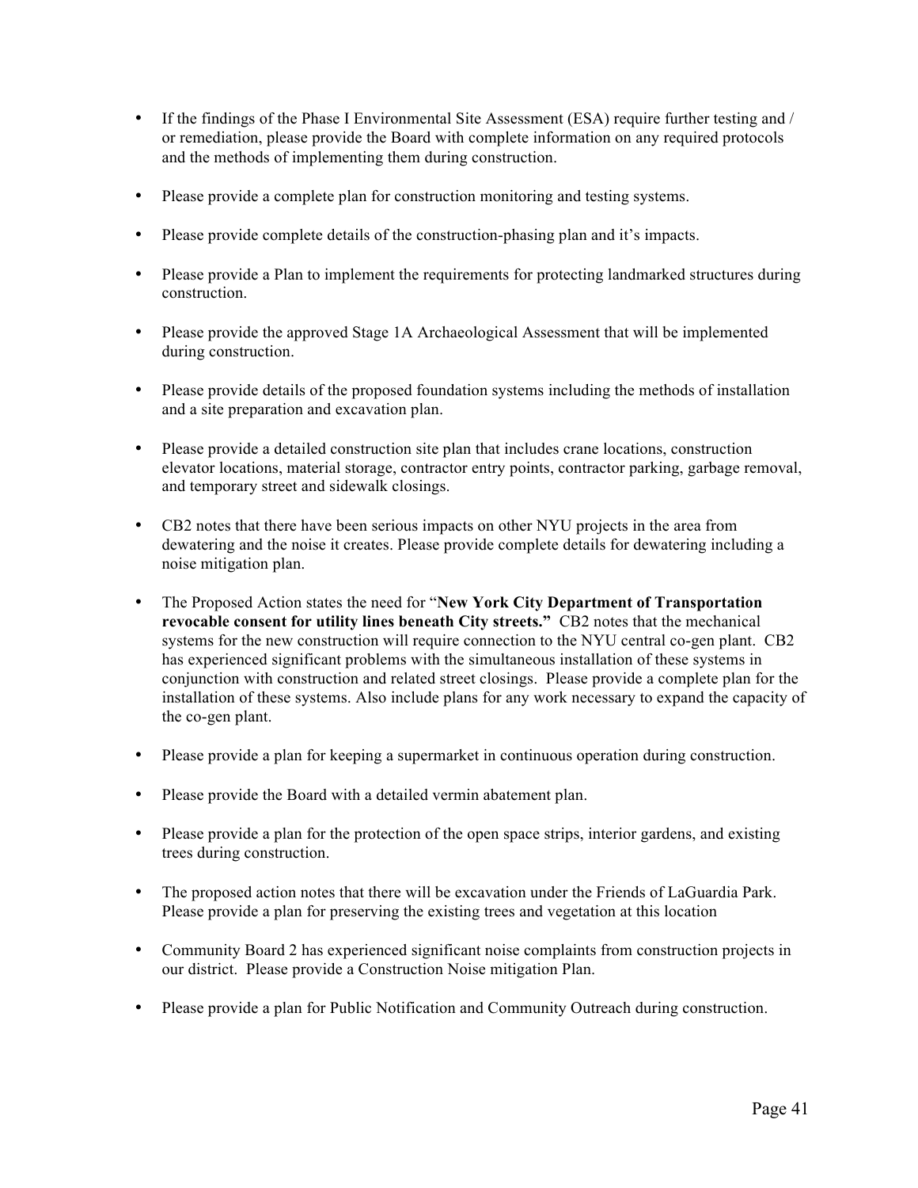- If the findings of the Phase I Environmental Site Assessment (ESA) require further testing and / or remediation, please provide the Board with complete information on any required protocols and the methods of implementing them during construction.
- Please provide a complete plan for construction monitoring and testing systems.
- Please provide complete details of the construction-phasing plan and it's impacts.
- Please provide a Plan to implement the requirements for protecting landmarked structures during construction.
- Please provide the approved Stage 1A Archaeological Assessment that will be implemented during construction.
- Please provide details of the proposed foundation systems including the methods of installation and a site preparation and excavation plan.
- Please provide a detailed construction site plan that includes crane locations, construction elevator locations, material storage, contractor entry points, contractor parking, garbage removal, and temporary street and sidewalk closings.
- CB2 notes that there have been serious impacts on other NYU projects in the area from dewatering and the noise it creates. Please provide complete details for dewatering including a noise mitigation plan.
- The Proposed Action states the need for "**New York City Department of Transportation revocable consent for utility lines beneath City streets.**" CB2 notes that the mechanical systems for the new construction will require connection to the NYU central co-gen plant. CB2 has experienced significant problems with the simultaneous installation of these systems in conjunction with construction and related street closings. Please provide a complete plan for the installation of these systems. Also include plans for any work necessary to expand the capacity of the co-gen plant.
- Please provide a plan for keeping a supermarket in continuous operation during construction.
- Please provide the Board with a detailed vermin abatement plan.
- Please provide a plan for the protection of the open space strips, interior gardens, and existing trees during construction.
- The proposed action notes that there will be excavation under the Friends of LaGuardia Park. Please provide a plan for preserving the existing trees and vegetation at this location
- Community Board 2 has experienced significant noise complaints from construction projects in our district. Please provide a Construction Noise mitigation Plan.
- Please provide a plan for Public Notification and Community Outreach during construction.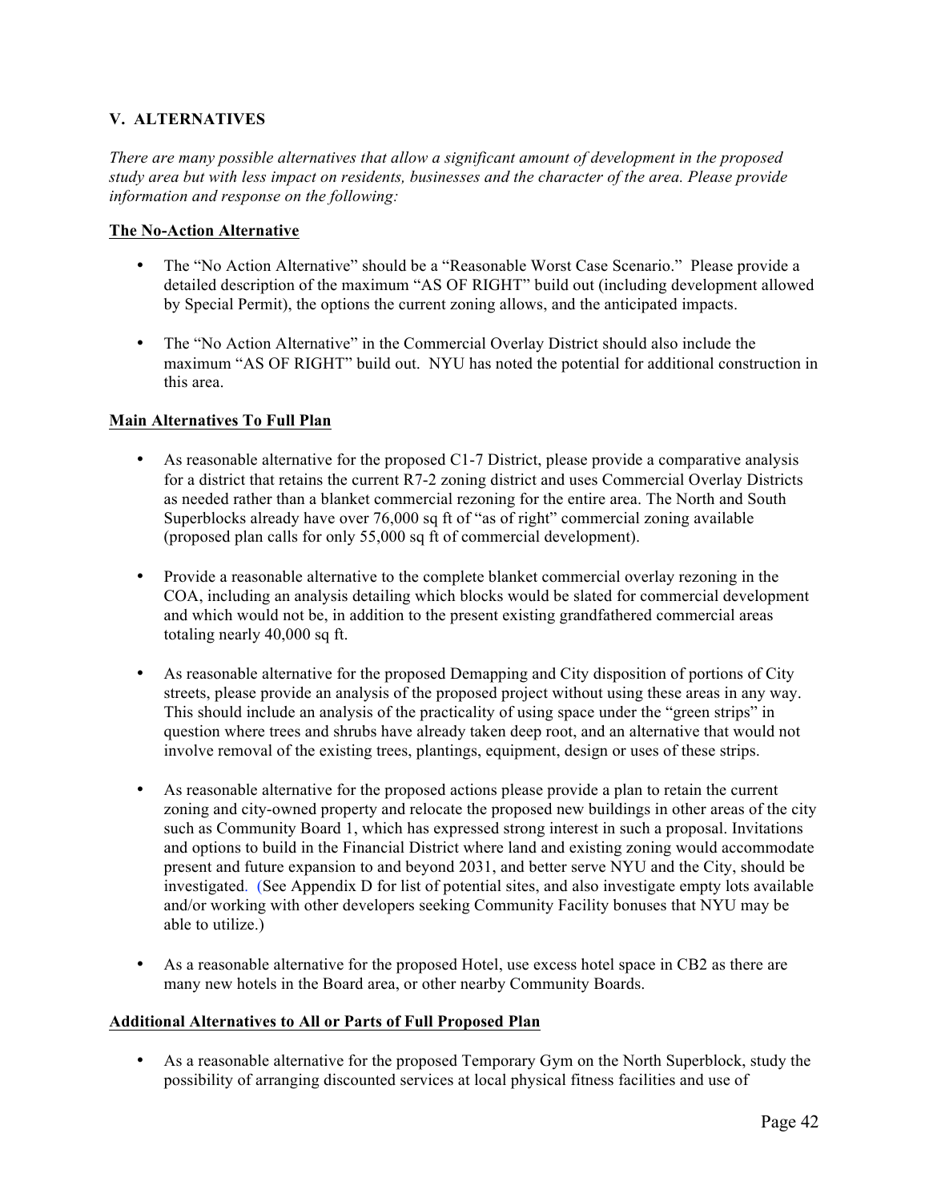## V. ALTERNATIVES

*There are many possible alternatives that allow a significant amount of development in the proposed study area but with less impact on residents, businesses and the character of the area. Please provide information and response on the following:*

**The No-Action Alternative**

- The "No Action Alternative" should be a "Reasonable Worst Case Scenario." Please provide a detailed description of the maximum "AS OF RIGHT" build out (including development allowed by Special Permit), the options the current zoning allows, and the anticipated impacts.

- The "No Action Alternative" in the Commercial Overlay District should also include the maximum "AS OF RIGHT" build out. NYU has noted the potential for additional construction in this area.

**Main Alternatives To Full Plan**

- As reasonable alternative for the proposed C1-7 District, please provide a comparative analysis for a district that retains the current R7-2 zoning district and uses Commercial Overlay Districts as needed rather than a blanket commercial rezoning for the entire area. The North and South Superblocks already have over 76,000 sq ft of "as of right" commercial zoning available (proposed plan calls for only 55,000 sq ft of commercial development).

- Provide a reasonable alternative to the complete blanket commercial overlay rezoning in the COA, including an analysis detailing which blocks would be slated for commercial development and which would not be, in addition to the present existing grandfathered commercial areas totaling nearly 40,000 sq ft.

- As reasonable alternative for the proposed Demapping and City disposition of portions of City streets, please provide an analysis of the proposed project without using these areas in any way. This should include an analysis of the practicality of using space under the "green strips" in question where trees and shrubs have already taken deep root, and an alternative that would not involve removal of the existing trees, plantings, equipment, design or uses of these strips.

- As reasonable alternative for the proposed actions please provide a plan to retain the current zoning and city-owned property and relocate the proposed new buildings in other areas of the city such as Community Board 1, which has expressed strong interest in such a proposal. Invitations and options to build in the Financial District where land and existing zoning would accommodate present and future expansion to and beyond 2031, and better serve NYU and the City, should be investigated. (See Appendix D for list of potential sites, and also investigate empty lots available and/or working with other developers seeking Community Facility bonuses that NYU may be able to utilize.)

- As a reasonable alternative for the proposed Hotel, use excess hotel space in CB2 as there are many new hotels in the Board area, or other nearby Community Boards.

**Additional Alternatives to All or Parts of Full Proposed Plan**

- As a reasonable alternative for the proposed Temporary Gym on the North Superblock, study the possibility of arranging discounted services at local physical fitness facilities and use of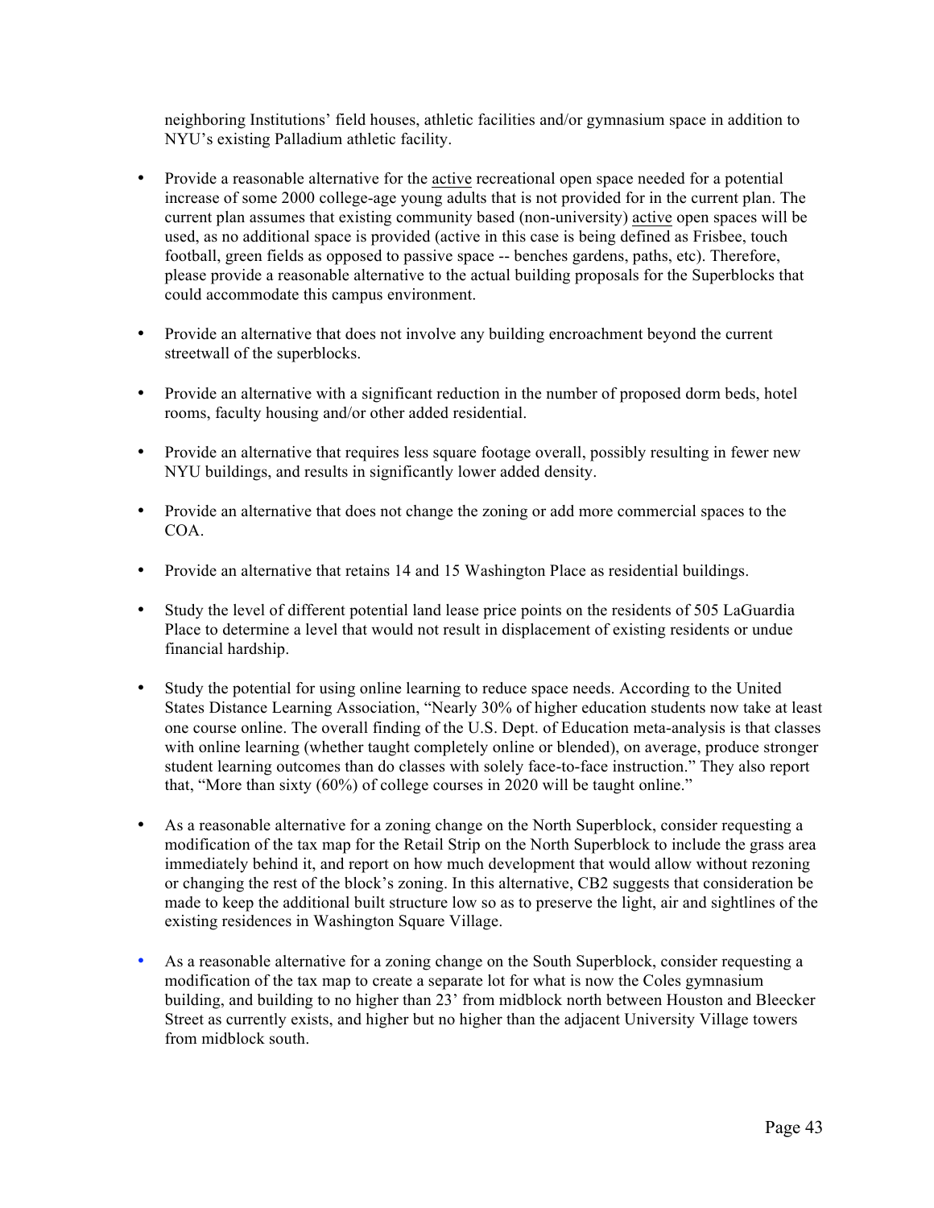neighboring Institutions' field houses, athletic facilities and/or gymnasium space in addition to NYU's existing Palladium athletic facility.

- Provide a reasonable alternative for the <u>active</u> recreational open space needed for a potential increase of some 2000 college-age young adults that is not provided for in the current plan. The current plan assumes that existing community based (non-university) <u>active</u> open spaces will be used, as no additional space is provided (active in this case is being defined as Frisbee, touch football, green fields as opposed to passive space -- benches gardens, paths, etc). Therefore, please provide a reasonable alternative to the actual building proposals for the Superblocks that could accommodate this campus environment.

- Provide an alternative that does not involve any building encroachment beyond the current streetwall of the superblocks.

- Provide an alternative with a significant reduction in the number of proposed dorm beds, hotel rooms, faculty housing and/or other added residential.

- Provide an alternative that requires less square footage overall, possibly resulting in fewer new NYU buildings, and results in significantly lower added density.

- Provide an alternative that does not change the zoning or add more commercial spaces to the COA.

- Provide an alternative that retains 14 and 15 Washington Place as residential buildings.

- Study the level of different potential land lease price points on the residents of 505 LaGuardia Place to determine a level that would not result in displacement of existing residents or undue financial hardship.

- Study the potential for using online learning to reduce space needs. According to the United States Distance Learning Association, "Nearly 30% of higher education students now take at least one course online. The overall finding of the U.S. Dept. of Education meta-analysis is that classes with online learning (whether taught completely online or blended), on average, produce stronger student learning outcomes than do classes with solely face-to-face instruction." They also report that, "More than sixty (60%) of college courses in 2020 will be taught online."

- As a reasonable alternative for a zoning change on the North Superblock, consider requesting a modification of the tax map for the Retail Strip on the North Superblock to include the grass area immediately behind it, and report on how much development that would allow without rezoning or changing the rest of the block's zoning. In this alternative, CB2 suggests that consideration be made to keep the additional built structure low so as to preserve the light, air and sightlines of the existing residences in Washington Square Village.

- As a reasonable alternative for a zoning change on the South Superblock, consider requesting a modification of the tax map to create a separate lot for what is now the Coles gymnasium building, and building to no higher than 23' from midblock north between Houston and Bleecker Street as currently exists, and higher but no higher than the adjacent University Village towers from midblock south.